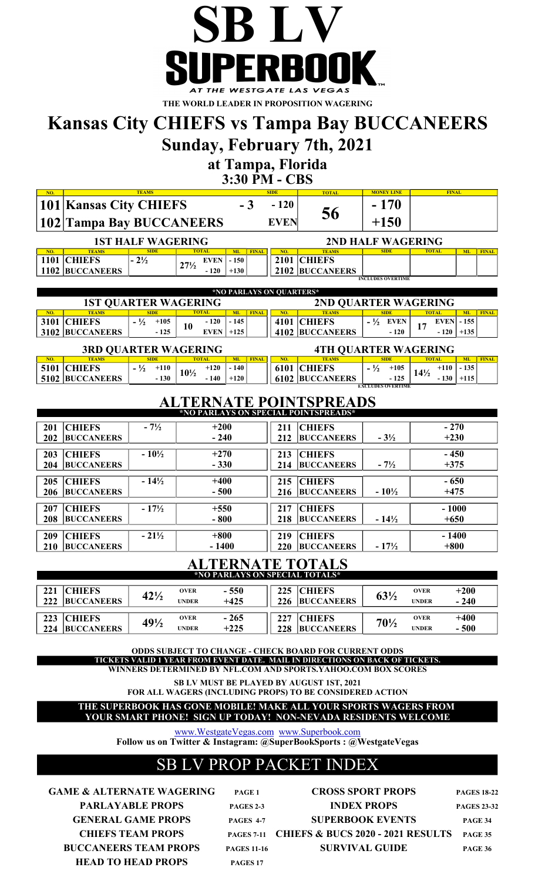# SB LV SUPERBOOK

AT THE WESTGATE LAS VEGAS

**THE WORLD LEADER IN PROPOSITION WAGERING**

# Kansas City CHIEFS vs Tampa Bay BUCCANEERS

## Sunday, February 7th, 2021

### at Tampa, Florida

### 3:30 PM - CBS

| NO. | TEAMS | | SIDE | TOTAL | MONEY LINE | FINAL |
|---|---|---|---|---|---|---|
| 101 | Kansas City CHIEFS | - 3 | - 120 | 56 | - 170 | |
| 102 | Tampa Bay BUCCANEERS | | EVEN | | +150 | |

### 1ST HALF WAGERING

| NO. | TEAMS | SIDE | TOTAL | | ML | FINAL |
|---|---|---|---|---|---|---|
| 1101 | CHIEFS | - 2½ | 27½ | EVEN | - 150 | |
| 1102 | BUCCANEERS | | | - 120 | +130 | |

### 2ND HALF WAGERING

| NO. | TEAMS | SIDE | TOTAL | ML | FINAL |
|---|---|---|---|---|---|
| 2101 | CHIEFS | | | | |
| 2102 | BUCCANEERS | | | | |

INCLUDES OVERTIME

**\*NO PARLAYS ON QUARTERS\***

### 1ST QUARTER WAGERING

| NO. | TEAMS | SIDE | | TOTAL | | ML | FINAL |
|---|---|---|---|---|---|---|---|
| 3101 | CHIEFS | - ½ | +105 | 10 | - 120 | - 145 | |
| 3102 | BUCCANEERS | | - 125 | | EVEN | +125 | |

### 2ND QUARTER WAGERING

| NO. | TEAMS | SIDE | | TOTAL | | ML | FINAL |
|---|---|---|---|---|---|---|---|
| 4101 | CHIEFS | - ½ | EVEN | 17 | EVEN | - 155 | |
| 4102 | BUCCANEERS | | - 120 | | - 120 | +135 | |

### 3RD QUARTER WAGERING

| NO. | TEAMS | SIDE | | TOTAL | | ML | FINAL |
|---|---|---|---|---|---|---|---|
| 5101 | CHIEFS | - ½ | +110 | 10½ | +120 | - 140 | |
| 5102 | BUCCANEERS | | - 130 | | - 140 | +120 | |

### 4TH QUARTER WAGERING

| NO. | TEAMS | SIDE | | TOTAL | | ML | FINAL |
|---|---|---|---|---|---|---|---|
| 6101 | CHIEFS | - ½ | +105 | 14½ | +110 | - 135 | |
| 6102 | BUCCANEERS | | - 125 | | - 130 | +115 | |

EXCLUDES OVERTIME

## ALTERNATE POINTSPREADS

**\*NO PARLAYS ON SPECIAL POINTSPREADS\***

| NO. | TEAM | SPREAD | ODDS | NO. | TEAM | SPREAD | ODDS |
|---|---|---|---|---|---|---|---|
| 201 | CHIEFS | - 7½ | +200 | 211 | CHIEFS | | - 270 |
| 202 | BUCCANEERS | | - 240 | 212 | BUCCANEERS | - 3½ | +230 |
| 203 | CHIEFS | - 10½ | +270 | 213 | CHIEFS | | - 450 |
| 204 | BUCCANEERS | | - 330 | 214 | BUCCANEERS | - 7½ | +375 |
| 205 | CHIEFS | - 14½ | +400 | 215 | CHIEFS | | - 650 |
| 206 | BUCCANEERS | | - 500 | 216 | BUCCANEERS | - 10½ | +475 |
| 207 | CHIEFS | - 17½ | +550 | 217 | CHIEFS | | - 1000 |
| 208 | BUCCANEERS | | - 800 | 218 | BUCCANEERS | - 14½ | +650 |
| 209 | CHIEFS | - 21½ | +800 | 219 | CHIEFS | | - 1400 |
| 210 | BUCCANEERS | | - 1400 | 220 | BUCCANEERS | - 17½ | +800 |

## ALTERNATE TOTALS

**\*NO PARLAYS ON SPECIAL TOTALS\***

| NO. | TEAM | TOTAL | | ODDS | NO. | TEAM | TOTAL | | ODDS |
|---|---|---|---|---|---|---|---|---|---|
| 221 | CHIEFS | 42½ | OVER | - 550 | 225 | CHIEFS | 63½ | OVER | +200 |
| 222 | BUCCANEERS | | UNDER | +425 | 226 | BUCCANEERS | | UNDER | - 240 |
| 223 | CHIEFS | 49½ | OVER | - 265 | 227 | CHIEFS | 70½ | OVER | +400 |
| 224 | BUCCANEERS | | UNDER | +225 | 228 | BUCCANEERS | | UNDER | - 500 |

**ODDS SUBJECT TO CHANGE - CHECK BOARD FOR CURRENT ODDS**

**TICKETS VALID 1 YEAR FROM EVENT DATE. MAIL IN DIRECTIONS ON BACK OF TICKETS.**

**WINNERS DETERMINED BY NFL.COM AND SPORTS.YAHOO.COM BOX SCORES**

**SB LV MUST BE PLAYED BY AUGUST 1ST, 2021**
**FOR ALL WAGERS (INCLUDING PROPS) TO BE CONSIDERED ACTION**

**THE SUPERBOOK HAS GONE MOBILE! MAKE ALL YOUR SPORTS WAGERS FROM YOUR SMART PHONE! SIGN UP TODAY! NON-NEVADA RESIDENTS WELCOME**

www.WestgateVegas.com www.Superbook.com

**Follow us on Twitter & Instagram: @SuperBookSports : @WestgateVegas**

## SB LV PROP PACKET INDEX

| | | | |
|---|---|---|---|
| **GAME & ALTERNATE WAGERING** | PAGE 1 | **CROSS SPORT PROPS** | PAGES 18-22 |
| **PARLAYABLE PROPS** | PAGES 2-3 | **INDEX PROPS** | PAGES 23-32 |
| **GENERAL GAME PROPS** | PAGES 4-7 | **SUPERBOOK EVENTS** | PAGE 34 |
| **CHIEFS TEAM PROPS** | PAGES 7-11 | **CHIEFS & BUCS 2020 - 2021 RESULTS** | PAGE 35 |
| **BUCCANEERS TEAM PROPS** | PAGES 11-16 | **SURVIVAL GUIDE** | PAGE 36 |
| **HEAD TO HEAD PROPS** | PAGES 17 | | |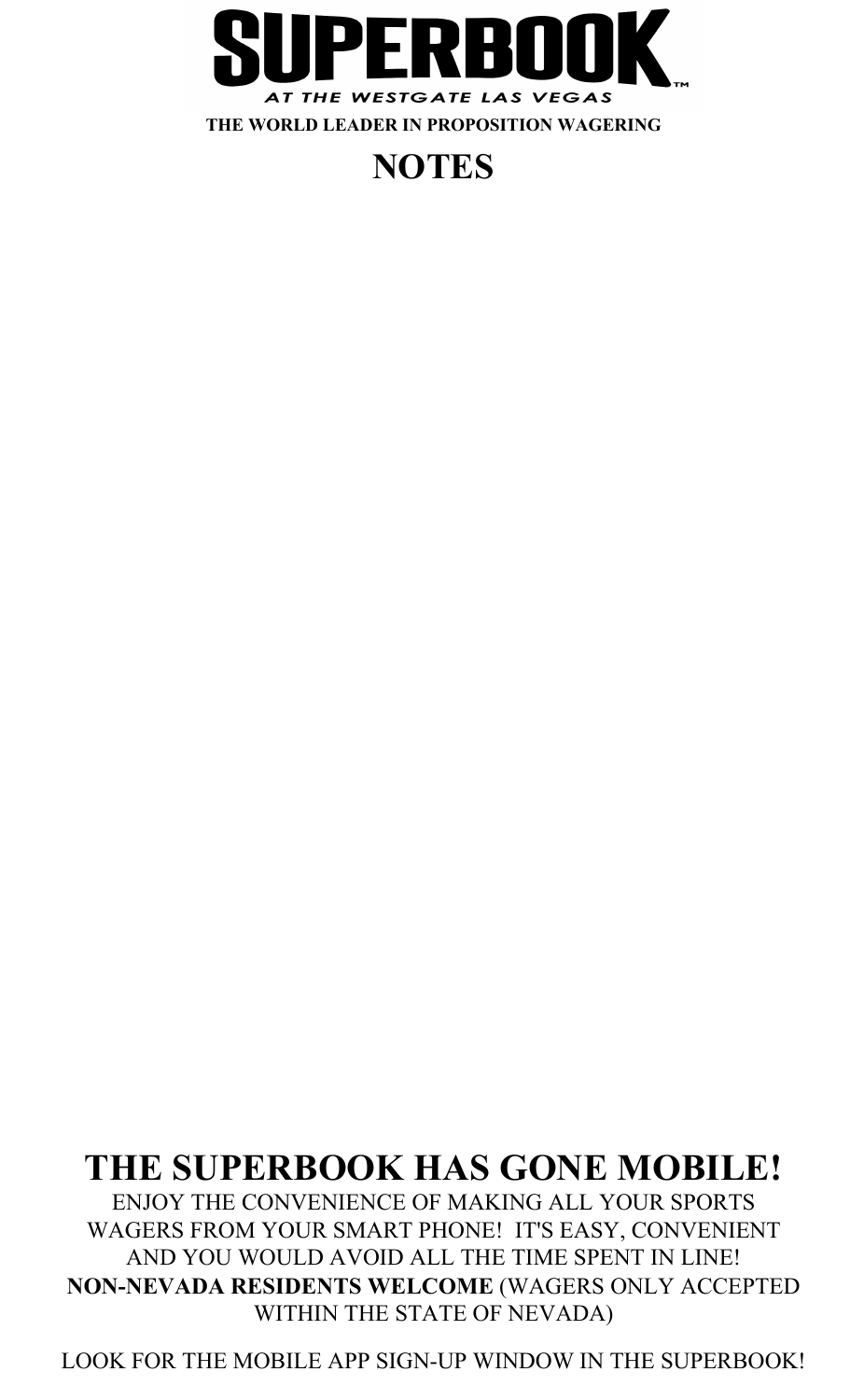# SUPERBOOK

AT THE WESTGATE LAS VEGAS

THE WORLD LEADER IN PROPOSITION WAGERING

## NOTES

## THE SUPERBOOK HAS GONE MOBILE!

ENJOY THE CONVENIENCE OF MAKING ALL YOUR SPORTS WAGERS FROM YOUR SMART PHONE! IT'S EASY, CONVENIENT AND YOU WOULD AVOID ALL THE TIME SPENT IN LINE!

**NON-NEVADA RESIDENTS WELCOME** (WAGERS ONLY ACCEPTED WITHIN THE STATE OF NEVADA)

LOOK FOR THE MOBILE APP SIGN-UP WINDOW IN THE SUPERBOOK!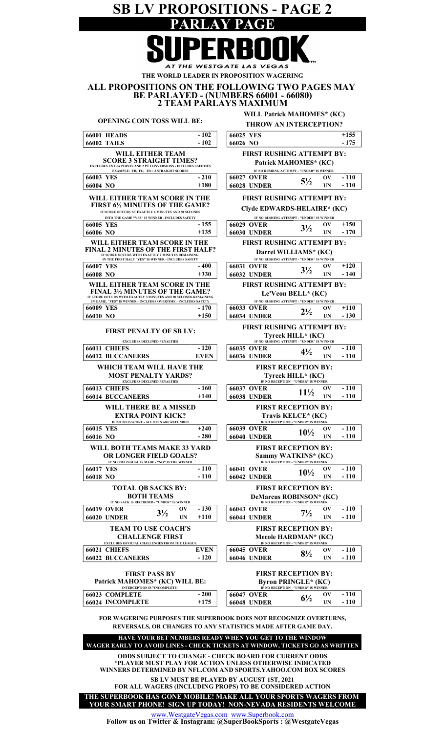# SB LV PROPOSITIONS - PAGE 2

## PARLAY PAGE

# SUPERBOOK

*AT THE WESTGATE LAS VEGAS*

**THE WORLD LEADER IN PROPOSITION WAGERING**

## ALL PROPOSITIONS ON THE FOLLOWING TWO PAGES MAY BE PARLAYED - (NUMBERS 66001 - 66080) 2 TEAM PARLAYS MAXIMUM

### OPENING COIN TOSS WILL BE:

| | |
|---|---|
| 66001 HEADS | - 102 |
| 66002 TAILS | - 102 |

### WILL EITHER TEAM SCORE 3 STRAIGHT TIMES?

EXCLUDES EXTRA POINTS AND 2 PT CONVERSIONS - INCLUDES SAFETIES
EXAMPLE: TD, FG, TD = 3 STRAIGHT SCORES

| | |
|---|---|
| 66003 YES | - 210 |
| 66004 NO | +180 |

### WILL EITHER TEAM SCORE IN THE FIRST 6½ MINUTES OF THE GAME?

IF SCORE OCCURS AT EXACTLY 6 MINUTES AND 30 SECONDS INTO THE GAME "YES" IS WINNER - INCLUDES SAFETY

| | |
|---|---|
| 66005 YES | - 155 |
| 66006 NO | +135 |

### WILL EITHER TEAM SCORE IN THE FINAL 2 MINUTES OF THE FIRST HALF?

IF SCORE OCCURS WITH EXACTLY 2 MINUTES REMAINING IN THE FIRST HALF "YES" IS WINNER - INCLUDES SAFETY

| | |
|---|---|
| 66007 YES | - 400 |
| 66008 NO | +330 |

### WILL EITHER TEAM SCORE IN THE FINAL 3½ MINUTES OF THE GAME?

IF SCORE OCCURS WITH EXACTLY 3 MINUTES AND 30 SECONDS REMAINING IN GAME, "YES" IS WINNER - INCLUDES OVERTIME - INCLUDES SAFETY

| | |
|---|---|
| 66009 YES | - 170 |
| 66010 NO | +150 |

### FIRST PENALTY OF SB LV:

EXCLUDES DECLINED PENALTIES

| | |
|---|---|
| 66011 CHIEFS | - 120 |
| 66012 BUCCANEERS | EVEN |

### WHICH TEAM WILL HAVE THE MOST PENALTY YARDS?

EXCLUDES DECLINED PENALTIES

| | |
|---|---|
| 66013 CHIEFS | - 160 |
| 66014 BUCCANEERS | +140 |

### WILL THERE BE A MISSED EXTRA POINT KICK?

IF NO TD IS SCORE - ALL BETS ARE REFUNDED

| | |
|---|---|
| 66015 YES | +240 |
| 66016 NO | - 280 |

### WILL BOTH TEAMS MAKE 33 YARD OR LONGER FIELD GOALS?

IF NO FIELD GOAL IS MADE - "NO" IS THE WINNER

| | |
|---|---|
| 66017 YES | - 110 |
| 66018 NO | - 110 |

### TOTAL QB SACKS BY: BOTH TEAMS

IF NO SACK IS RECORDED - "UNDER" IS WINNER

| | | | |
|---|---|---|---|
| 66019 OVER | 3½ | OV | - 130 |
| 66020 UNDER | | UN | +110 |

### TEAM TO USE COACH'S CHALLENGE FIRST

EXCLUDES OFFICIAL CHALLENGES FROM THE LEAGUE

| | |
|---|---|
| 66021 CHIEFS | EVEN |
| 66022 BUCCANEERS | - 120 |

### FIRST PASS BY Patrick MAHOMES* (KC) WILL BE:

INTERCEPTION IS "INCOMPLETE"

| | |
|---|---|
| 66023 COMPLETE | - 200 |
| 66024 INCOMPLETE | +175 |

### WILL Patrick MAHOMES* (KC) THROW AN INTERCEPTION?

| | |
|---|---|
| 66025 YES | +155 |
| 66026 NO | - 175 |

### FIRST RUSHING ATTEMPT BY: Patrick MAHOMES* (KC)

IF NO RUSHING ATTEMPT - "UNDER" IS WINNER

| | | | |
|---|---|---|---|
| 66027 OVER | 5½ | OV | - 110 |
| 66028 UNDER | | UN | - 110 |

### FIRST RUSHING ATTEMPT BY: Clyde EDWARDS-HELAIRE* (KC)

IF NO RUSHING ATTEMPT - "UNDER" IS WINNER

| | | | |
|---|---|---|---|
| 66029 OVER | 3½ | OV | +150 |
| 66030 UNDER | | UN | - 170 |

### FIRST RUSHING ATTEMPT BY: Darrel WILLIAMS* (KC)

IF NO RUSHING ATTEMPT - "UNDER" IS WINNER

| | | | |
|---|---|---|---|
| 66031 OVER | 3½ | OV | +120 |
| 66032 UNDER | | UN | - 140 |

### FIRST RUSHING ATTEMPT BY: Le'Veon BELL* (KC)

IF NO RUSHING ATTEMPT - "UNDER" IS WINNER

| | | | |
|---|---|---|---|
| 66033 OVER | 2½ | OV | +110 |
| 66034 UNDER | | UN | - 130 |

### FIRST RUSHING ATTEMPT BY: Tyreek HILL* (KC)

IF NO RUSHING ATTEMPT - "UNDER" IS WINNER

| | | | |
|---|---|---|---|
| 66035 OVER | 4½ | OV | - 110 |
| 66036 UNDER | | UN | - 110 |

### FIRST RECEPTION BY: Tyreek HILL* (KC)

IF NO RECEPTION - "UNDER" IS WINNER

| | | | |
|---|---|---|---|
| 66037 OVER | 11½ | OV | - 110 |
| 66038 UNDER | | UN | - 110 |

### FIRST RECEPTION BY: Travis KELCE* (KC)

IF NO RECEPTION - "UNDER" IS WINNER

| | | | |
|---|---|---|---|
| 66039 OVER | 10½ | OV | - 110 |
| 66040 UNDER | | UN | - 110 |

### FIRST RECEPTION BY: Sammy WATKINS* (KC)

IF NO RECEPTION - "UNDER" IS WINNER

| | | | |
|---|---|---|---|
| 66041 OVER | 10½ | OV | - 110 |
| 66042 UNDER | | UN | - 110 |

### FIRST RECEPTION BY: DeMarcus ROBINSON* (KC)

IF NO RECEPTION - "UNDER" IS WINNER

| | | | |
|---|---|---|---|
| 66043 OVER | 7½ | OV | - 110 |
| 66044 UNDER | | UN | - 110 |

### FIRST RECEPTION BY: Mecole HARDMAN* (KC)

IF NO RECEPTION - "UNDER" IS WINNER

| | | | |
|---|---|---|---|
| 66045 OVER | 8½ | OV | - 110 |
| 66046 UNDER | | UN | - 110 |

### FIRST RECEPTION BY: Byron PRINGLE* (KC)

IF NO RECEPTION - "UNDER" IS WINNER

| | | | |
|---|---|---|---|
| 66047 OVER | 6½ | OV | - 110 |
| 66048 UNDER | | UN | - 110 |

**FOR WAGERING PURPOSES THE SUPERBOOK DOES NOT RECOGNIZE OVERTURNS, REVERSALS, OR CHANGES TO ANY STATISTICS MADE AFTER GAME DAY.**

**HAVE YOUR BET NUMBERS READY WHEN YOU GET TO THE WINDOW**
**WAGER EARLY TO AVOID LINES - CHECK TICKETS AT WINDOW, TICKETS GO AS WRITTEN**

**ODDS SUBJECT TO CHANGE - CHECK BOARD FOR CURRENT ODDS**
***PLAYER MUST PLAY FOR ACTION UNLESS OTHERWISE INDICATED**
**WINNERS DETERMINED BY NFL.COM AND SPORTS.YAHOO.COM BOX SCORES**

**SB LV MUST BE PLAYED BY AUGUST 1ST, 2021**
**FOR ALL WAGERS (INCLUDING PROPS) TO BE CONSIDERED ACTION**

**THE SUPERBOOK HAS GONE MOBILE! MAKE ALL YOUR SPORTS WAGERS FROM YOUR SMART PHONE! SIGN UP TODAY! NON-NEVADA RESIDENTS WELCOME**

www.WestgateVegas.com www.Superbook.com
**Follow us on Twitter & Instagram: @SuperBookSports : @WestgateVegas**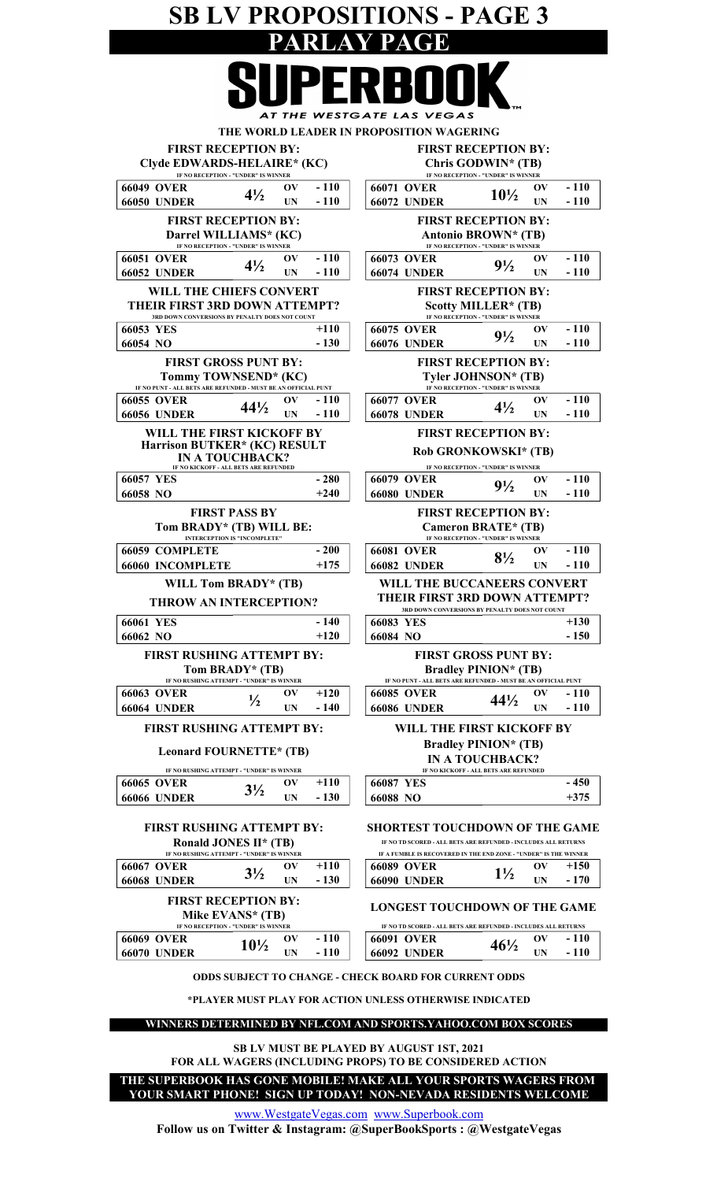# SB LV PROPOSITIONS - PAGE 3

## PARLAY PAGE

**SUPERBOOK** AT THE WESTGATE LAS VEGAS

**THE WORLD LEADER IN PROPOSITION WAGERING**

### FIRST RECEPTION BY: Clyde EDWARDS-HELAIRE* (KC)

IF NO RECEPTION - "UNDER" IS WINNER

| | | | |
|---|---|---|---|
| 66049 OVER | 4½ | OV | -110 |
| 66050 UNDER | | UN | -110 |

### FIRST RECEPTION BY: Darrel WILLIAMS* (KC)

IF NO RECEPTION - "UNDER" IS WINNER

| | | | |
|---|---|---|---|
| 66051 OVER | 4½ | OV | -110 |
| 66052 UNDER | | UN | -110 |

### WILL THE CHIEFS CONVERT THEIR FIRST 3RD DOWN ATTEMPT?

3RD DOWN CONVERSIONS BY PENALTY DOES NOT COUNT

| | |
|---|---|
| 66053 YES | +110 |
| 66054 NO | -130 |

### FIRST GROSS PUNT BY: Tommy TOWNSEND* (KC)

IF NO PUNT - ALL BETS ARE REFUNDED - MUST BE AN OFFICIAL PUNT

| | | | |
|---|---|---|---|
| 66055 OVER | 44½ | OV | -110 |
| 66056 UNDER | | UN | -110 |

### WILL THE FIRST KICKOFF BY Harrison BUTKER* (KC) RESULT IN A TOUCHBACK?

IF NO KICKOFF - ALL BETS ARE REFUNDED

| | |
|---|---|
| 66057 YES | -280 |
| 66058 NO | +240 |

### FIRST PASS BY Tom BRADY* (TB) WILL BE:

INTERCEPTION IS "INCOMPLETE"

| | |
|---|---|
| 66059 COMPLETE | -200 |
| 66060 INCOMPLETE | +175 |

### WILL Tom BRADY* (TB) THROW AN INTERCEPTION?

| | |
|---|---|
| 66061 YES | -140 |
| 66062 NO | +120 |

### FIRST RUSHING ATTEMPT BY: Tom BRADY* (TB)

IF NO RUSHING ATTEMPT - "UNDER" IS WINNER

| | | | |
|---|---|---|---|
| 66063 OVER | ½ | OV | +120 |
| 66064 UNDER | | UN | -140 |

### FIRST RUSHING ATTEMPT BY: Leonard FOURNETTE* (TB)

IF NO RUSHING ATTEMPT - "UNDER" IS WINNER

| | | | |
|---|---|---|---|
| 66065 OVER | 3½ | OV | +110 |
| 66066 UNDER | | UN | -130 |

### FIRST RUSHING ATTEMPT BY: Ronald JONES II* (TB)

IF NO RUSHING ATTEMPT - "UNDER" IS WINNER

| | | | |
|---|---|---|---|
| 66067 OVER | 3½ | OV | +110 |
| 66068 UNDER | | UN | -130 |

### FIRST RECEPTION BY: Mike EVANS* (TB)

IF NO RECEPTION - "UNDER" IS WINNER

| | | | |
|---|---|---|---|
| 66069 OVER | 10½ | OV | -110 |
| 66070 UNDER | | UN | -110 |

### FIRST RECEPTION BY: Chris GODWIN* (TB)

IF NO RECEPTION - "UNDER" IS WINNER

| | | | |
|---|---|---|---|
| 66071 OVER | 10½ | OV | -110 |
| 66072 UNDER | | UN | -110 |

### FIRST RECEPTION BY: Antonio BROWN* (TB)

IF NO RECEPTION - "UNDER" IS WINNER

| | | | |
|---|---|---|---|
| 66073 OVER | 9½ | OV | -110 |
| 66074 UNDER | | UN | -110 |

### FIRST RECEPTION BY: Scotty MILLER* (TB)

IF NO RECEPTION - "UNDER" IS WINNER

| | | | |
|---|---|---|---|
| 66075 OVER | 9½ | OV | -110 |
| 66076 UNDER | | UN | -110 |

### FIRST RECEPTION BY: Tyler JOHNSON* (TB)

IF NO RECEPTION - "UNDER" IS WINNER

| | | | |
|---|---|---|---|
| 66077 OVER | 4½ | OV | -110 |
| 66078 UNDER | | UN | -110 |

### FIRST RECEPTION BY: Rob GRONKOWSKI* (TB)

IF NO RECEPTION - "UNDER" IS WINNER

| | | | |
|---|---|---|---|
| 66079 OVER | 9½ | OV | -110 |
| 66080 UNDER | | UN | -110 |

### FIRST RECEPTION BY: Cameron BRATE* (TB)

IF NO RECEPTION - "UNDER" IS WINNER

| | | | |
|---|---|---|---|
| 66081 OVER | 8½ | OV | -110 |
| 66082 UNDER | | UN | -110 |

### WILL THE BUCCANEERS CONVERT THEIR FIRST 3RD DOWN ATTEMPT?

3RD DOWN CONVERSIONS BY PENALTY DOES NOT COUNT

| | |
|---|---|
| 66083 YES | +130 |
| 66084 NO | -150 |

### FIRST GROSS PUNT BY: Bradley PINION* (TB)

IF NO PUNT - ALL BETS ARE REFUNDED - MUST BE AN OFFICIAL PUNT

| | | | |
|---|---|---|---|
| 66085 OVER | 44½ | OV | -110 |
| 66086 UNDER | | UN | -110 |

### WILL THE FIRST KICKOFF BY Bradley PINION* (TB) IN A TOUCHBACK?

IF NO KICKOFF - ALL BETS ARE REFUNDED

| | |
|---|---|
| 66087 YES | -450 |
| 66088 NO | +375 |

### SHORTEST TOUCHDOWN OF THE GAME

IF NO TD SCORED - ALL BETS ARE REFUNDED - INCLUDES ALL RETURNS

IF A FUMBLE IS RECOVERED IN THE END ZONE - "UNDER" IS THE WINNER

| | | | |
|---|---|---|---|
| 66089 OVER | 1½ | OV | +150 |
| 66090 UNDER | | UN | -170 |

### LONGEST TOUCHDOWN OF THE GAME

IF NO TD SCORED - ALL BETS ARE REFUNDED - INCLUDES ALL RETURNS

| | | | |
|---|---|---|---|
| 66091 OVER | 46½ | OV | -110 |
| 66092 UNDER | | UN | -110 |

**ODDS SUBJECT TO CHANGE - CHECK BOARD FOR CURRENT ODDS**

***PLAYER MUST PLAY FOR ACTION UNLESS OTHERWISE INDICATED**

**WINNERS DETERMINED BY NFL.COM AND SPORTS.YAHOO.COM BOX SCORES**

**SB LV MUST BE PLAYED BY AUGUST 1ST, 2021 FOR ALL WAGERS (INCLUDING PROPS) TO BE CONSIDERED ACTION**

**THE SUPERBOOK HAS GONE MOBILE! MAKE ALL YOUR SPORTS WAGERS FROM YOUR SMART PHONE! SIGN UP TODAY! NON-NEVADA RESIDENTS WELCOME**

www.WestgateVegas.com www.Superbook.com

**Follow us on Twitter & Instagram: @SuperBookSports : @WestgateVegas**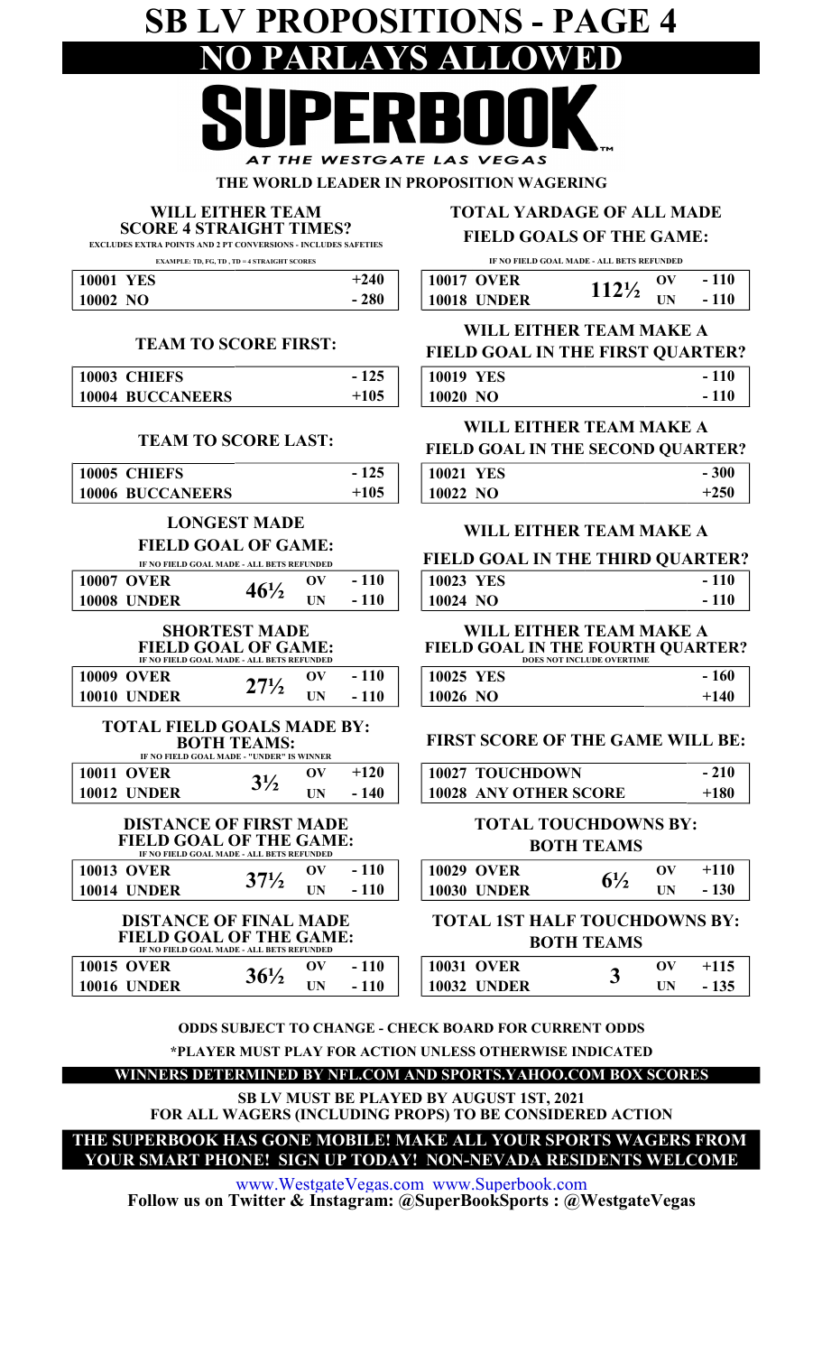# SB LV PROPOSITIONS - PAGE 4

## NO PARLAYS ALLOWED

## SUPERBOOK

*AT THE WESTGATE LAS VEGAS*

**THE WORLD LEADER IN PROPOSITION WAGERING**

### WILL EITHER TEAM SCORE 4 STRAIGHT TIMES?

EXCLUDES EXTRA POINTS AND 2 PT CONVERSIONS - INCLUDES SAFETIES

EXAMPLE: TD, FG, TD , TD = 4 STRAIGHT SCORES

| | | |
|---|---|---|
| 10001 | YES | +240 |
| 10002 | NO | - 280 |

### TEAM TO SCORE FIRST:

| | | |
|---|---|---|
| 10003 | CHIEFS | - 125 |
| 10004 | BUCCANEERS | +105 |

### TEAM TO SCORE LAST:

| | | |
|---|---|---|
| 10005 | CHIEFS | - 125 |
| 10006 | BUCCANEERS | +105 |

### LONGEST MADE FIELD GOAL OF GAME:

IF NO FIELD GOAL MADE - ALL BETS REFUNDED

| | | | | |
|---|---|---|---|---|
| 10007 | OVER | 46½ | OV | - 110 |
| 10008 | UNDER | | UN | - 110 |

### SHORTEST MADE FIELD GOAL OF GAME:

IF NO FIELD GOAL MADE - ALL BETS REFUNDED

| | | | | |
|---|---|---|---|---|
| 10009 | OVER | 27½ | OV | - 110 |
| 10010 | UNDER | | UN | - 110 |

### TOTAL FIELD GOALS MADE BY: BOTH TEAMS:

IF NO FIELD GOAL MADE - "UNDER" IS WINNER

| | | | | |
|---|---|---|---|---|
| 10011 | OVER | 3½ | OV | +120 |
| 10012 | UNDER | | UN | - 140 |

### DISTANCE OF FIRST MADE FIELD GOAL OF THE GAME:

IF NO FIELD GOAL MADE - ALL BETS REFUNDED

| | | | | |
|---|---|---|---|---|
| 10013 | OVER | 37½ | OV | - 110 |
| 10014 | UNDER | | UN | - 110 |

### DISTANCE OF FINAL MADE FIELD GOAL OF THE GAME:

IF NO FIELD GOAL MADE - ALL BETS REFUNDED

| | | | | |
|---|---|---|---|---|
| 10015 | OVER | 36½ | OV | - 110 |
| 10016 | UNDER | | UN | - 110 |

### TOTAL YARDAGE OF ALL MADE FIELD GOALS OF THE GAME:

IF NO FIELD GOAL MADE - ALL BETS REFUNDED

| | | | | |
|---|---|---|---|---|
| 10017 | OVER | 112½ | OV | - 110 |
| 10018 | UNDER | | UN | - 110 |

### WILL EITHER TEAM MAKE A FIELD GOAL IN THE FIRST QUARTER?

| | | |
|---|---|---|
| 10019 | YES | - 110 |
| 10020 | NO | - 110 |

### WILL EITHER TEAM MAKE A FIELD GOAL IN THE SECOND QUARTER?

| | | |
|---|---|---|
| 10021 | YES | - 300 |
| 10022 | NO | +250 |

### WILL EITHER TEAM MAKE A FIELD GOAL IN THE THIRD QUARTER?

| | | |
|---|---|---|
| 10023 | YES | - 110 |
| 10024 | NO | - 110 |

### WILL EITHER TEAM MAKE A FIELD GOAL IN THE FOURTH QUARTER?

DOES NOT INCLUDE OVERTIME

| | | |
|---|---|---|
| 10025 | YES | - 160 |
| 10026 | NO | +140 |

### FIRST SCORE OF THE GAME WILL BE:

| | | |
|---|---|---|
| 10027 | TOUCHDOWN | - 210 |
| 10028 | ANY OTHER SCORE | +180 |

### TOTAL TOUCHDOWNS BY: BOTH TEAMS

| | | | | |
|---|---|---|---|---|
| 10029 | OVER | 6½ | OV | +110 |
| 10030 | UNDER | | UN | - 130 |

### TOTAL 1ST HALF TOUCHDOWNS BY: BOTH TEAMS

| | | | | |
|---|---|---|---|---|
| 10031 | OVER | 3 | OV | +115 |
| 10032 | UNDER | | UN | - 135 |

**ODDS SUBJECT TO CHANGE - CHECK BOARD FOR CURRENT ODDS**

**\*PLAYER MUST PLAY FOR ACTION UNLESS OTHERWISE INDICATED**

**WINNERS DETERMINED BY NFL.COM AND SPORTS.YAHOO.COM BOX SCORES**

**SB LV MUST BE PLAYED BY AUGUST 1ST, 2021 FOR ALL WAGERS (INCLUDING PROPS) TO BE CONSIDERED ACTION**

**THE SUPERBOOK HAS GONE MOBILE! MAKE ALL YOUR SPORTS WAGERS FROM YOUR SMART PHONE! SIGN UP TODAY! NON-NEVADA RESIDENTS WELCOME**

www.WestgateVegas.com www.Superbook.com

**Follow us on Twitter & Instagram: @SuperBookSports : @WestgateVegas**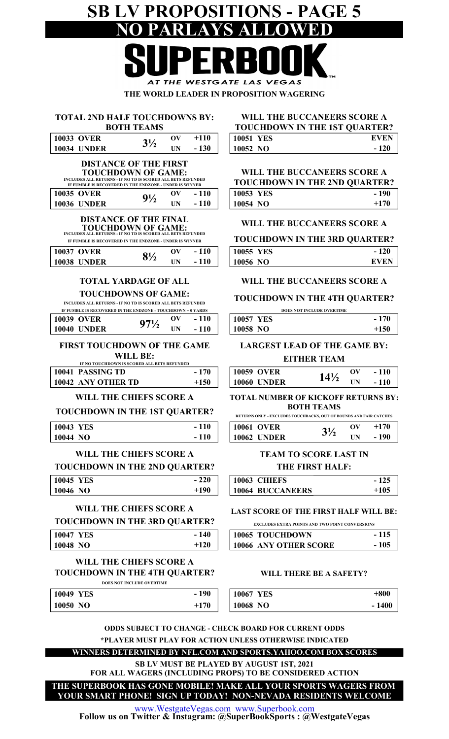# SB LV PROPOSITIONS - PAGE 5

## NO PARLAYS ALLOWED

# SUPERBOOK

*AT THE WESTGATE LAS VEGAS*

**THE WORLD LEADER IN PROPOSITION WAGERING**

### TOTAL 2ND HALF TOUCHDOWNS BY: BOTH TEAMS

| | | | |
|---|---|---|---|
| 10033 OVER | 3½ | OV | +110 |
| 10034 UNDER | | UN | - 130 |

### DISTANCE OF THE FIRST TOUCHDOWN OF GAME:

INCLUDES ALL RETURNS - IF NO TD IS SCORED ALL BETS REFUNDED
IF FUMBLE IS RECOVERED IN THE ENDZONE - UNDER IS WINNER

| | | | |
|---|---|---|---|
| 10035 OVER | 9½ | OV | - 110 |
| 10036 UNDER | | UN | - 110 |

### DISTANCE OF THE FINAL TOUCHDOWN OF GAME:

INCLUDES ALL RETURNS - IF NO TD IS SCORED ALL BETS REFUNDED
IF FUMBLE IS RECOVERED IN THE ENDZONE - UNDER IS WINNER

| | | | |
|---|---|---|---|
| 10037 OVER | 8½ | OV | - 110 |
| 10038 UNDER | | UN | - 110 |

### TOTAL YARDAGE OF ALL TOUCHDOWNS OF GAME:

INCLUDES ALL RETURNS - IF NO TD IS SCORED ALL BETS REFUNDED
IF FUMBLE IS RECOVERED IN THE ENDZONE - TOUCHDOWN = 0 YARDS

| | | | |
|---|---|---|---|
| 10039 OVER | 97½ | OV | - 110 |
| 10040 UNDER | | UN | - 110 |

### FIRST TOUCHDOWN OF THE GAME WILL BE:

IF NO TOUCHDOWN IS SCORED ALL BETS REFUNDED

| | |
|---|---|
| 10041 PASSING TD | - 170 |
| 10042 ANY OTHER TD | +150 |

### WILL THE CHIEFS SCORE A TOUCHDOWN IN THE 1ST QUARTER?

| | |
|---|---|
| 10043 YES | - 110 |
| 10044 NO | - 110 |

### WILL THE CHIEFS SCORE A TOUCHDOWN IN THE 2ND QUARTER?

| | |
|---|---|
| 10045 YES | - 220 |
| 10046 NO | +190 |

### WILL THE CHIEFS SCORE A TOUCHDOWN IN THE 3RD QUARTER?

| | |
|---|---|
| 10047 YES | - 140 |
| 10048 NO | +120 |

### WILL THE CHIEFS SCORE A TOUCHDOWN IN THE 4TH QUARTER?

DOES NOT INCLUDE OVERTIME

| | |
|---|---|
| 10049 YES | - 190 |
| 10050 NO | +170 |

### WILL THE BUCCANEERS SCORE A TOUCHDOWN IN THE 1ST QUARTER?

| | |
|---|---|
| 10051 YES | EVEN |
| 10052 NO | - 120 |

### WILL THE BUCCANEERS SCORE A TOUCHDOWN IN THE 2ND QUARTER?

| | |
|---|---|
| 10053 YES | - 190 |
| 10054 NO | +170 |

### WILL THE BUCCANEERS SCORE A TOUCHDOWN IN THE 3RD QUARTER?

| | |
|---|---|
| 10055 YES | - 120 |
| 10056 NO | EVEN |

### WILL THE BUCCANEERS SCORE A TOUCHDOWN IN THE 4TH QUARTER?

DOES NOT INCLUDE OVERTIME

| | |
|---|---|
| 10057 YES | - 170 |
| 10058 NO | +150 |

### LARGEST LEAD OF THE GAME BY: EITHER TEAM

| | | | |
|---|---|---|---|
| 10059 OVER | 14½ | OV | - 110 |
| 10060 UNDER | | UN | - 110 |

### TOTAL NUMBER OF KICKOFF RETURNS BY: BOTH TEAMS

RETURNS ONLY - EXCLUDES TOUCHBACKS, OUT OF BOUNDS AND FAIR CATCHES

| | | | |
|---|---|---|---|
| 10061 OVER | 3½ | OV | +170 |
| 10062 UNDER | | UN | - 190 |

### TEAM TO SCORE LAST IN THE FIRST HALF:

| | |
|---|---|
| 10063 CHIEFS | - 125 |
| 10064 BUCCANEERS | +105 |

### LAST SCORE OF THE FIRST HALF WILL BE:

EXCLUDES EXTRA POINTS AND TWO POINT CONVERSIONS

| | |
|---|---|
| 10065 TOUCHDOWN | - 115 |
| 10066 ANY OTHER SCORE | - 105 |

### WILL THERE BE A SAFETY?

| | |
|---|---|
| 10067 YES | +800 |
| 10068 NO | - 1400 |

**ODDS SUBJECT TO CHANGE - CHECK BOARD FOR CURRENT ODDS**

**\*PLAYER MUST PLAY FOR ACTION UNLESS OTHERWISE INDICATED**

**WINNERS DETERMINED BY NFL.COM AND SPORTS.YAHOO.COM BOX SCORES**

**SB LV MUST BE PLAYED BY AUGUST 1ST, 2021
FOR ALL WAGERS (INCLUDING PROPS) TO BE CONSIDERED ACTION**

**THE SUPERBOOK HAS GONE MOBILE! MAKE ALL YOUR SPORTS WAGERS FROM YOUR SMART PHONE! SIGN UP TODAY! NON-NEVADA RESIDENTS WELCOME**

www.WestgateVegas.com www.Superbook.com

**Follow us on Twitter & Instagram: @SuperBookSports : @WestgateVegas**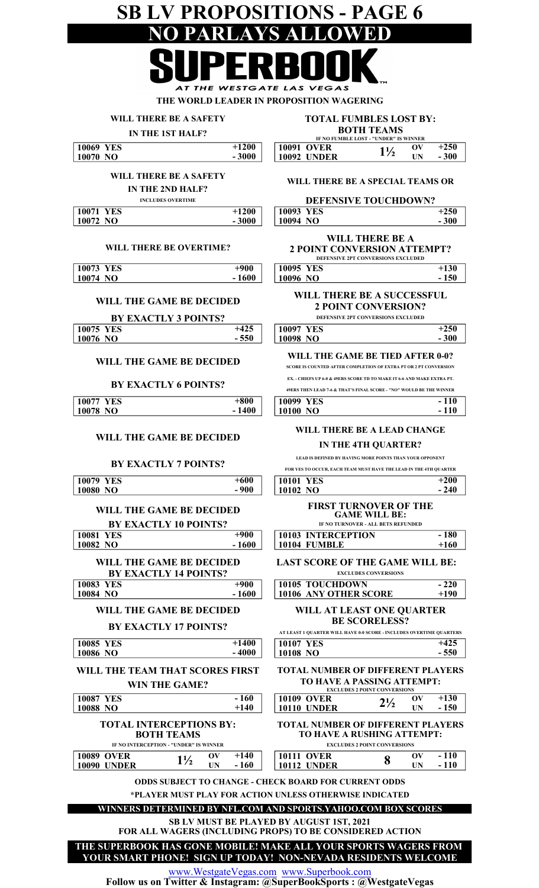# SB LV PROPOSITIONS - PAGE 6

## NO PARLAYS ALLOWED

**SUPERBOOK**

AT THE WESTGATE LAS VEGAS

THE WORLD LEADER IN PROPOSITION WAGERING

### WILL THERE BE A SAFETY IN THE 1ST HALF?

| | | |
|---|---|---|
| 10069 | YES | +1200 |
| 10070 | NO | - 3000 |

### WILL THERE BE A SAFETY IN THE 2ND HALF?

INCLUDES OVERTIME

| | | |
|---|---|---|
| 10071 | YES | +1200 |
| 10072 | NO | - 3000 |

### WILL THERE BE OVERTIME?

| | | |
|---|---|---|
| 10073 | YES | +900 |
| 10074 | NO | - 1600 |

### WILL THE GAME BE DECIDED BY EXACTLY 3 POINTS?

| | | |
|---|---|---|
| 10075 | YES | +425 |
| 10076 | NO | - 550 |

### WILL THE GAME BE DECIDED BY EXACTLY 6 POINTS?

| | | |
|---|---|---|
| 10077 | YES | +800 |
| 10078 | NO | - 1400 |

### WILL THE GAME BE DECIDED BY EXACTLY 7 POINTS?

| | | |
|---|---|---|
| 10079 | YES | +600 |
| 10080 | NO | - 900 |

### WILL THE GAME BE DECIDED BY EXACTLY 10 POINTS?

| | | |
|---|---|---|
| 10081 | YES | +900 |
| 10082 | NO | - 1600 |

### WILL THE GAME BE DECIDED BY EXACTLY 14 POINTS?

| | | |
|---|---|---|
| 10083 | YES | +900 |
| 10084 | NO | - 1600 |

### WILL THE GAME BE DECIDED BY EXACTLY 17 POINTS?

| | | |
|---|---|---|
| 10085 | YES | +1400 |
| 10086 | NO | - 4000 |

### WILL THE TEAM THAT SCORES FIRST WIN THE GAME?

| | | |
|---|---|---|
| 10087 | YES | - 160 |
| 10088 | NO | +140 |

### TOTAL INTERCEPTIONS BY: BOTH TEAMS

IF NO INTERCEPTION - "UNDER" IS WINNER

| | | | | |
|---|---|---|---|---|
| 10089 | OVER | 1½ | OV | +140 |
| 10090 | UNDER | | UN | - 160 |

### TOTAL FUMBLES LOST BY: BOTH TEAMS

IF NO FUMBLE LOST - "UNDER" IS WINNER

| | | | | |
|---|---|---|---|---|
| 10091 | OVER | 1½ | OV | +250 |
| 10092 | UNDER | | UN | - 300 |

### WILL THERE BE A SPECIAL TEAMS OR DEFENSIVE TOUCHDOWN?

| | | |
|---|---|---|
| 10093 | YES | +250 |
| 10094 | NO | - 300 |

### WILL THERE BE A 2 POINT CONVERSION ATTEMPT?

DEFENSIVE 2PT CONVERSIONS EXCLUDED

| | | |
|---|---|---|
| 10095 | YES | +130 |
| 10096 | NO | - 150 |

### WILL THERE BE A SUCCESSFUL 2 POINT CONVERSION?

DEFENSIVE 2PT CONVERSIONS EXCLUDED

| | | |
|---|---|---|
| 10097 | YES | +250 |
| 10098 | NO | - 300 |

### WILL THE GAME BE TIED AFTER 0-0?

SCORE IS COUNTED AFTER COMPLETION OF EXTRA PT OR 2 PT CONVERSION

EX. - CHIEFS UP 6-0 & 49ERS SCORE TD TO MAKE IT 6-6 AND MAKE EXTRA PT. 49ERS THEN LEAD 7-6 & THAT'S FINAL SCORE - "NO" WOULD BE THE WINNER

| | | |
|---|---|---|
| 10099 | YES | - 110 |
| 10100 | NO | - 110 |

### WILL THERE BE A LEAD CHANGE IN THE 4TH QUARTER?

LEAD IS DEFINED BY HAVING MORE POINTS THAN YOUR OPPONENT

FOR YES TO OCCUR, EACH TEAM MUST HAVE THE LEAD IN THE 4TH QUARTER

| | | |
|---|---|---|
| 10101 | YES | +200 |
| 10102 | NO | - 240 |

### FIRST TURNOVER OF THE GAME WILL BE:

IF NO TURNOVER - ALL BETS REFUNDED

| | | |
|---|---|---|
| 10103 | INTERCEPTION | - 180 |
| 10104 | FUMBLE | +160 |

### LAST SCORE OF THE GAME WILL BE:

EXCLUDES CONVERSIONS

| | | |
|---|---|---|
| 10105 | TOUCHDOWN | - 220 |
| 10106 | ANY OTHER SCORE | +190 |

### WILL AT LEAST ONE QUARTER BE SCORELESS?

AT LEAST 1 QUARTER WILL HAVE 0-0 SCORE - INCLUDES OVERTIME QUARTERS

| | | |
|---|---|---|
| 10107 | YES | +425 |
| 10108 | NO | - 550 |

### TOTAL NUMBER OF DIFFERENT PLAYERS TO HAVE A PASSING ATTEMPT:

EXCLUDES 2 POINT CONVERSIONS

| | | | | |
|---|---|---|---|---|
| 10109 | OVER | 2½ | OV | +130 |
| 10110 | UNDER | | UN | - 150 |

### TOTAL NUMBER OF DIFFERENT PLAYERS TO HAVE A RUSHING ATTEMPT:

EXCLUDES 2 POINT CONVERSIONS

| | | | | |
|---|---|---|---|---|
| 10111 | OVER | 8 | OV | - 110 |
| 10112 | UNDER | | UN | - 110 |

ODDS SUBJECT TO CHANGE - CHECK BOARD FOR CURRENT ODDS

*PLAYER MUST PLAY FOR ACTION UNLESS OTHERWISE INDICATED

**WINNERS DETERMINED BY NFL.COM AND SPORTS.YAHOO.COM BOX SCORES**

SB LV MUST BE PLAYED BY AUGUST 1ST, 2021 FOR ALL WAGERS (INCLUDING PROPS) TO BE CONSIDERED ACTION

**THE SUPERBOOK HAS GONE MOBILE! MAKE ALL YOUR SPORTS WAGERS FROM YOUR SMART PHONE! SIGN UP TODAY! NON-NEVADA RESIDENTS WELCOME**

www.WestgateVegas.com www.Superbook.com

Follow us on Twitter & Instagram: @SuperBookSports : @WestgateVegas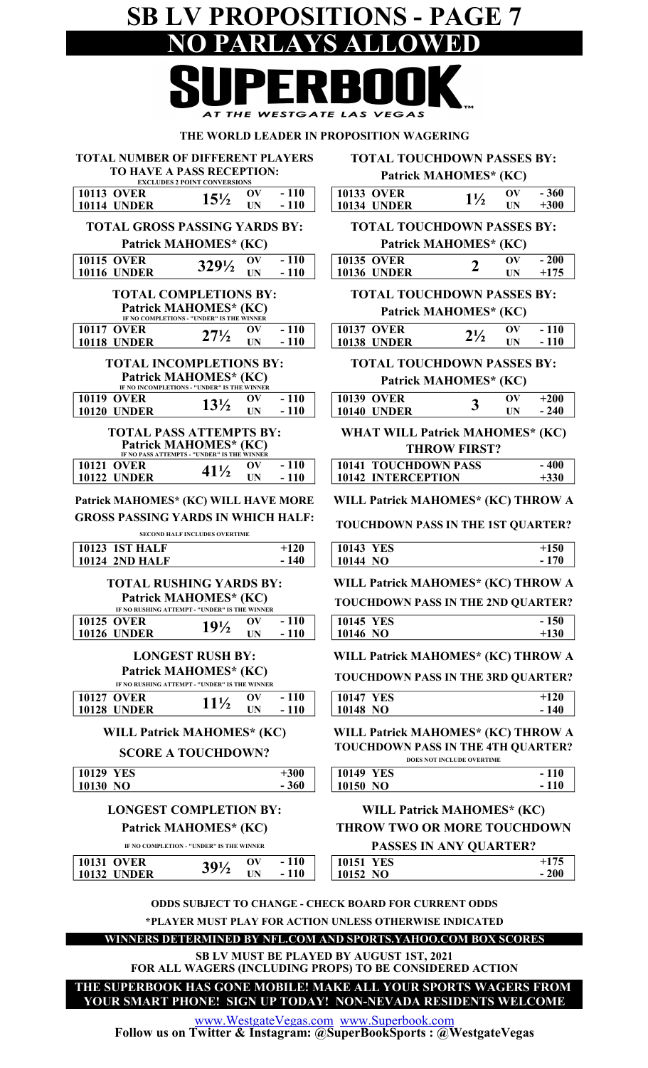# SB LV PROPOSITIONS - PAGE 7

## NO PARLAYS ALLOWED

# SUPERBOOK

AT THE WESTGATE LAS VEGAS

**THE WORLD LEADER IN PROPOSITION WAGERING**

### TOTAL NUMBER OF DIFFERENT PLAYERS TO HAVE A PASS RECEPTION:

EXCLUDES 2 POINT CONVERSIONS

| | | | |
|---|---|---|---|
| 10113 OVER | 15½ | OV | - 110 |
| 10114 UNDER | | UN | - 110 |

### TOTAL GROSS PASSING YARDS BY: Patrick MAHOMES* (KC)

| | | | |
|---|---|---|---|
| 10115 OVER | 329½ | OV | - 110 |
| 10116 UNDER | | UN | - 110 |

### TOTAL COMPLETIONS BY: Patrick MAHOMES* (KC)

IF NO COMPLETIONS - "UNDER" IS THE WINNER

| | | | |
|---|---|---|---|
| 10117 OVER | 27½ | OV | - 110 |
| 10118 UNDER | | UN | - 110 |

### TOTAL INCOMPLETIONS BY: Patrick MAHOMES* (KC)

IF NO INCOMPLETIONS - "UNDER" IS THE WINNER

| | | | |
|---|---|---|---|
| 10119 OVER | 13½ | OV | - 110 |
| 10120 UNDER | | UN | - 110 |

### TOTAL PASS ATTEMPTS BY: Patrick MAHOMES* (KC)

IF NO PASS ATTEMPTS - "UNDER" IS THE WINNER

| | | | |
|---|---|---|---|
| 10121 OVER | 41½ | OV | - 110 |
| 10122 UNDER | | UN | - 110 |

### Patrick MAHOMES* (KC) WILL HAVE MORE GROSS PASSING YARDS IN WHICH HALF:

SECOND HALF INCLUDES OVERTIME

| | |
|---|---|
| 10123 1ST HALF | +120 |
| 10124 2ND HALF | - 140 |

### TOTAL RUSHING YARDS BY: Patrick MAHOMES* (KC)

IF NO RUSHING ATTEMPT - "UNDER" IS THE WINNER

| | | | |
|---|---|---|---|
| 10125 OVER | 19½ | OV | - 110 |
| 10126 UNDER | | UN | - 110 |

### LONGEST RUSH BY: Patrick MAHOMES* (KC)

IF NO RUSHING ATTEMPT - "UNDER" IS THE WINNER

| | | | |
|---|---|---|---|
| 10127 OVER | 11½ | OV | - 110 |
| 10128 UNDER | | UN | - 110 |

### WILL Patrick MAHOMES* (KC) SCORE A TOUCHDOWN?

| | |
|---|---|
| 10129 YES | +300 |
| 10130 NO | - 360 |

### LONGEST COMPLETION BY: Patrick MAHOMES* (KC)

IF NO COMPLETION - "UNDER" IS THE WINNER

| | | | |
|---|---|---|---|
| 10131 OVER | 39½ | OV | - 110 |
| 10132 UNDER | | UN | - 110 |

### TOTAL TOUCHDOWN PASSES BY: Patrick MAHOMES* (KC)

| | | | |
|---|---|---|---|
| 10133 OVER | 1½ | OV | - 360 |
| 10134 UNDER | | UN | +300 |

### TOTAL TOUCHDOWN PASSES BY: Patrick MAHOMES* (KC)

| | | | |
|---|---|---|---|
| 10135 OVER | 2 | OV | - 200 |
| 10136 UNDER | | UN | +175 |

### TOTAL TOUCHDOWN PASSES BY: Patrick MAHOMES* (KC)

| | | | |
|---|---|---|---|
| 10137 OVER | 2½ | OV | - 110 |
| 10138 UNDER | | UN | - 110 |

### TOTAL TOUCHDOWN PASSES BY: Patrick MAHOMES* (KC)

| | | | |
|---|---|---|---|
| 10139 OVER | 3 | OV | +200 |
| 10140 UNDER | | UN | - 240 |

### WHAT WILL Patrick MAHOMES* (KC) THROW FIRST?

| | |
|---|---|
| 10141 TOUCHDOWN PASS | - 400 |
| 10142 INTERCEPTION | +330 |

### WILL Patrick MAHOMES* (KC) THROW A TOUCHDOWN PASS IN THE 1ST QUARTER?

| | |
|---|---|
| 10143 YES | +150 |
| 10144 NO | - 170 |

### WILL Patrick MAHOMES* (KC) THROW A TOUCHDOWN PASS IN THE 2ND QUARTER?

| | |
|---|---|
| 10145 YES | - 150 |
| 10146 NO | +130 |

### WILL Patrick MAHOMES* (KC) THROW A TOUCHDOWN PASS IN THE 3RD QUARTER?

| | |
|---|---|
| 10147 YES | +120 |
| 10148 NO | - 140 |

### WILL Patrick MAHOMES* (KC) THROW A TOUCHDOWN PASS IN THE 4TH QUARTER?

DOES NOT INCLUDE OVERTIME

| | |
|---|---|
| 10149 YES | - 110 |
| 10150 NO | - 110 |

### WILL Patrick MAHOMES* (KC) THROW TWO OR MORE TOUCHDOWN PASSES IN ANY QUARTER?

| | |
|---|---|
| 10151 YES | +175 |
| 10152 NO | - 200 |

**ODDS SUBJECT TO CHANGE - CHECK BOARD FOR CURRENT ODDS**

***PLAYER MUST PLAY FOR ACTION UNLESS OTHERWISE INDICATED**

**WINNERS DETERMINED BY NFL.COM AND SPORTS.YAHOO.COM BOX SCORES**

**SB LV MUST BE PLAYED BY AUGUST 1ST, 2021 FOR ALL WAGERS (INCLUDING PROPS) TO BE CONSIDERED ACTION**

**THE SUPERBOOK HAS GONE MOBILE! MAKE ALL YOUR SPORTS WAGERS FROM YOUR SMART PHONE! SIGN UP TODAY! NON-NEVADA RESIDENTS WELCOME**

www.WestgateVegas.com www.Superbook.com

**Follow us on Twitter & Instagram: @SuperBookSports : @WestgateVegas**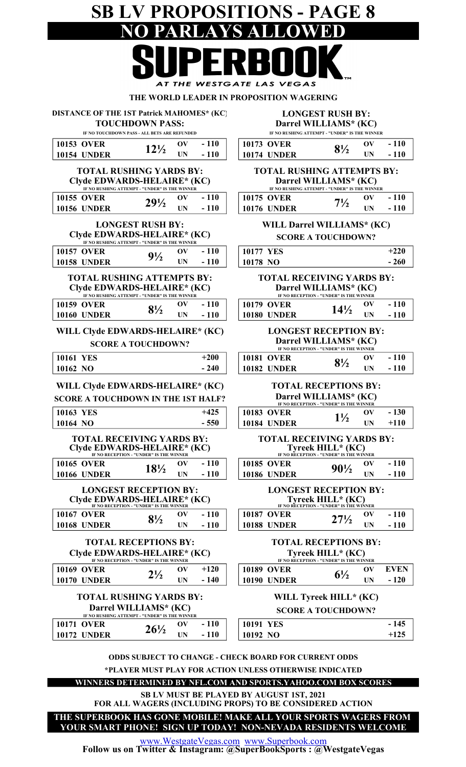# SB LV PROPOSITIONS - PAGE 8

## NO PARLAYS ALLOWED

**SUPERBOOK**
*AT THE WESTGATE LAS VEGAS*

**THE WORLD LEADER IN PROPOSITION WAGERING**

### DISTANCE OF THE 1ST Patrick MAHOMES* (KC) TOUCHDOWN PASS:

IF NO TOUCHDOWN PASS - ALL BETS ARE REFUNDED

| | | | |
|---|---|---|---|
| 10153 OVER | 12½ | OV | - 110 |
| 10154 UNDER | | UN | - 110 |

### TOTAL RUSHING YARDS BY: Clyde EDWARDS-HELAIRE* (KC)

IF NO RUSHING ATTEMPT - "UNDER" IS THE WINNER

| | | | |
|---|---|---|---|
| 10155 OVER | 29½ | OV | - 110 |
| 10156 UNDER | | UN | - 110 |

### LONGEST RUSH BY: Clyde EDWARDS-HELAIRE* (KC)

IF NO RUSHING ATTEMPT - "UNDER" IS THE WINNER

| | | | |
|---|---|---|---|
| 10157 OVER | 9½ | OV | - 110 |
| 10158 UNDER | | UN | - 110 |

### TOTAL RUSHING ATTEMPTS BY: Clyde EDWARDS-HELAIRE* (KC)

IF NO RUSHING ATTEMPT - "UNDER" IS THE WINNER

| | | | |
|---|---|---|---|
| 10159 OVER | 8½ | OV | - 110 |
| 10160 UNDER | | UN | - 110 |

### WILL Clyde EDWARDS-HELAIRE* (KC) SCORE A TOUCHDOWN?

| | |
|---|---|
| 10161 YES | +200 |
| 10162 NO | - 240 |

### WILL Clyde EDWARDS-HELAIRE* (KC) SCORE A TOUCHDOWN IN THE 1ST HALF?

| | |
|---|---|
| 10163 YES | +425 |
| 10164 NO | - 550 |

### TOTAL RECEIVING YARDS BY: Clyde EDWARDS-HELAIRE* (KC)

IF NO RECEPTION - "UNDER" IS THE WINNER

| | | | |
|---|---|---|---|
| 10165 OVER | 18½ | OV | - 110 |
| 10166 UNDER | | UN | - 110 |

### LONGEST RECEPTION BY: Clyde EDWARDS-HELAIRE* (KC)

IF NO RECEPTION - "UNDER" IS THE WINNER

| | | | |
|---|---|---|---|
| 10167 OVER | 8½ | OV | - 110 |
| 10168 UNDER | | UN | - 110 |

### TOTAL RECEPTIONS BY: Clyde EDWARDS-HELAIRE* (KC)

IF NO RECEPTION - "UNDER" IS THE WINNER

| | | | |
|---|---|---|---|
| 10169 OVER | 2½ | OV | +120 |
| 10170 UNDER | | UN | - 140 |

### TOTAL RUSHING YARDS BY: Darrel WILLIAMS* (KC)

IF NO RUSHING ATTEMPT - "UNDER" IS THE WINNER

| | | | |
|---|---|---|---|
| 10171 OVER | 26½ | OV | - 110 |
| 10172 UNDER | | UN | - 110 |

### LONGEST RUSH BY: Darrel WILLIAMS* (KC)

IF NO RUSHING ATTEMPT - "UNDER" IS THE WINNER

| | | | |
|---|---|---|---|
| 10173 OVER | 8½ | OV | - 110 |
| 10174 UNDER | | UN | - 110 |

### TOTAL RUSHING ATTEMPTS BY: Darrel WILLIAMS* (KC)

IF NO RUSHING ATTEMPT - "UNDER" IS THE WINNER

| | | | |
|---|---|---|---|
| 10175 OVER | 7½ | OV | - 110 |
| 10176 UNDER | | UN | - 110 |

### WILL Darrel WILLIAMS* (KC) SCORE A TOUCHDOWN?

| | |
|---|---|
| 10177 YES | +220 |
| 10178 NO | - 260 |

### TOTAL RECEIVING YARDS BY: Darrel WILLIAMS* (KC)

IF NO RECEPTION - "UNDER" IS THE WINNER

| | | | |
|---|---|---|---|
| 10179 OVER | 14½ | OV | - 110 |
| 10180 UNDER | | UN | - 110 |

### LONGEST RECEPTION BY: Darrel WILLIAMS* (KC)

IF NO RECEPTION - "UNDER" IS THE WINNER

| | | | |
|---|---|---|---|
| 10181 OVER | 8½ | OV | - 110 |
| 10182 UNDER | | UN | - 110 |

### TOTAL RECEPTIONS BY: Darrel WILLIAMS* (KC)

IF NO RECEPTION - "UNDER" IS THE WINNER

| | | | |
|---|---|---|---|
| 10183 OVER | 1½ | OV | - 130 |
| 10184 UNDER | | UN | +110 |

### TOTAL RECEIVING YARDS BY: Tyreek HILL* (KC)

IF NO RECEPTION - "UNDER" IS THE WINNER

| | | | |
|---|---|---|---|
| 10185 OVER | 90½ | OV | - 110 |
| 10186 UNDER | | UN | - 110 |

### LONGEST RECEPTION BY: Tyreek HILL* (KC)

IF NO RECEPTION - "UNDER" IS THE WINNER

| | | | |
|---|---|---|---|
| 10187 OVER | 27½ | OV | - 110 |
| 10188 UNDER | | UN | - 110 |

### TOTAL RECEPTIONS BY: Tyreek HILL* (KC)

IF NO RECEPTION - "UNDER" IS THE WINNER

| | | | |
|---|---|---|---|
| 10189 OVER | 6½ | OV | EVEN |
| 10190 UNDER | | UN | - 120 |

### WILL Tyreek HILL* (KC) SCORE A TOUCHDOWN?

| | |
|---|---|
| 10191 YES | - 145 |
| 10192 NO | +125 |

**ODDS SUBJECT TO CHANGE - CHECK BOARD FOR CURRENT ODDS**

***PLAYER MUST PLAY FOR ACTION UNLESS OTHERWISE INDICATED**

**WINNERS DETERMINED BY NFL.COM AND SPORTS.YAHOO.COM BOX SCORES**

**SB LV MUST BE PLAYED BY AUGUST 1ST, 2021 FOR ALL WAGERS (INCLUDING PROPS) TO BE CONSIDERED ACTION**

**THE SUPERBOOK HAS GONE MOBILE! MAKE ALL YOUR SPORTS WAGERS FROM YOUR SMART PHONE! SIGN UP TODAY! NON-NEVADA RESIDENTS WELCOME**

www.WestgateVegas.com www.Superbook.com

**Follow us on Twitter & Instagram: @SuperBookSports : @WestgateVegas**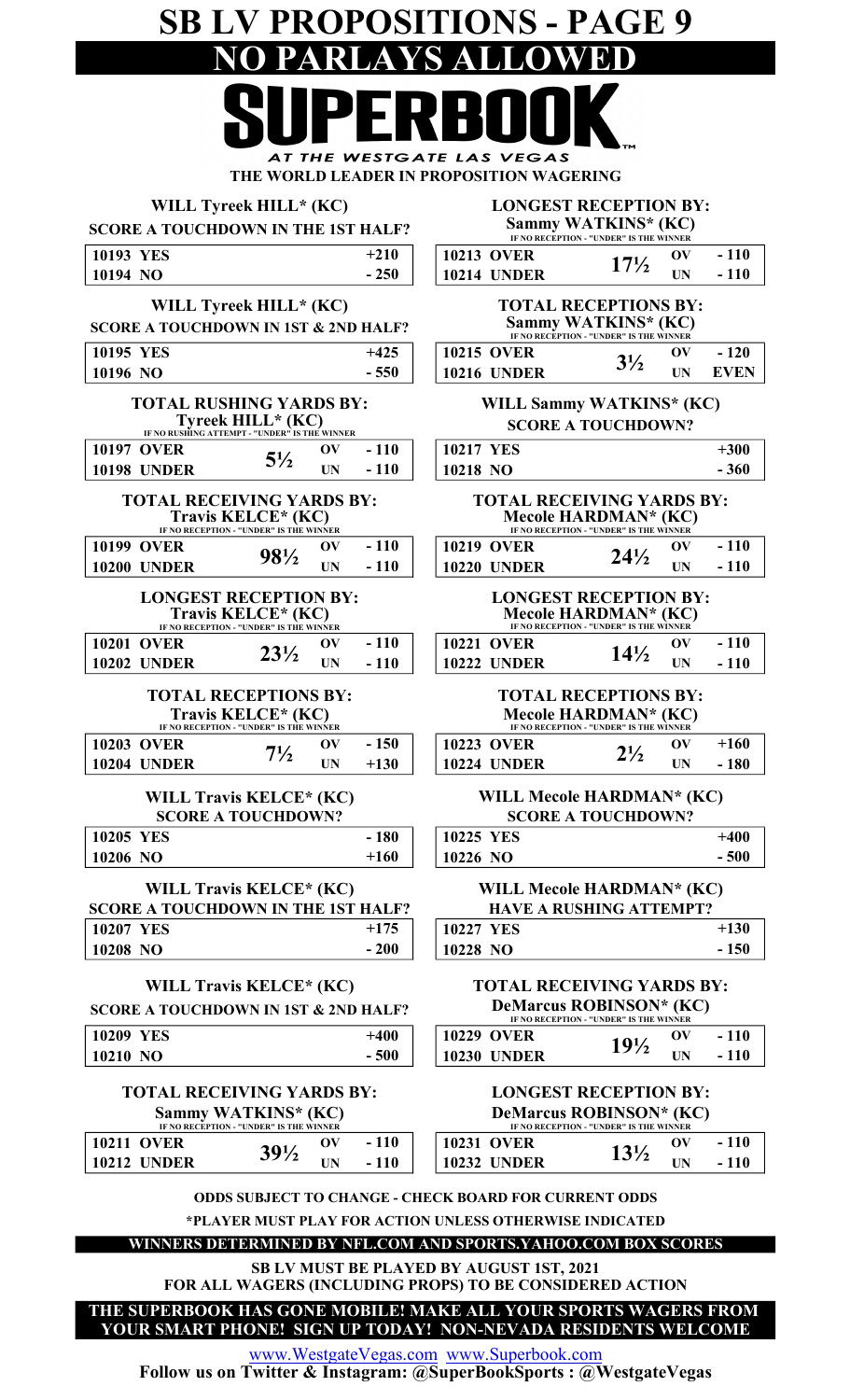# SB LV PROPOSITIONS - PAGE 9

## NO PARLAYS ALLOWED

# SUPERBOOK

*AT THE WESTGATE LAS VEGAS*

**THE WORLD LEADER IN PROPOSITION WAGERING**

### WILL Tyreek HILL* (KC) SCORE A TOUCHDOWN IN THE 1ST HALF?

| | | |
|---|---|---|
| 10193 | YES | +210 |
| 10194 | NO | - 250 |

### WILL Tyreek HILL* (KC) SCORE A TOUCHDOWN IN 1ST & 2ND HALF?

| | | |
|---|---|---|
| 10195 | YES | +425 |
| 10196 | NO | - 550 |

### TOTAL RUSHING YARDS BY: Tyreek HILL* (KC)

IF NO RUSHING ATTEMPT - "UNDER" IS THE WINNER

| | | | | |
|---|---|---|---|---|
| 10197 | OVER | 5½ | OV | - 110 |
| 10198 | UNDER | | UN | - 110 |

### TOTAL RECEIVING YARDS BY: Travis KELCE* (KC)

IF NO RECEPTION - "UNDER" IS THE WINNER

| | | | | |
|---|---|---|---|---|
| 10199 | OVER | 98½ | OV | - 110 |
| 10200 | UNDER | | UN | - 110 |

### LONGEST RECEPTION BY: Travis KELCE* (KC)

IF NO RECEPTION - "UNDER" IS THE WINNER

| | | | | |
|---|---|---|---|---|
| 10201 | OVER | 23½ | OV | - 110 |
| 10202 | UNDER | | UN | - 110 |

### TOTAL RECEPTIONS BY: Travis KELCE* (KC)

IF NO RECEPTION - "UNDER" IS THE WINNER

| | | | | |
|---|---|---|---|---|
| 10203 | OVER | 7½ | OV | - 150 |
| 10204 | UNDER | | UN | +130 |

### WILL Travis KELCE* (KC) SCORE A TOUCHDOWN?

| | | |
|---|---|---|
| 10205 | YES | - 180 |
| 10206 | NO | +160 |

### WILL Travis KELCE* (KC) SCORE A TOUCHDOWN IN THE 1ST HALF?

| | | |
|---|---|---|
| 10207 | YES | +175 |
| 10208 | NO | - 200 |

### WILL Travis KELCE* (KC) SCORE A TOUCHDOWN IN 1ST & 2ND HALF?

| | | |
|---|---|---|
| 10209 | YES | +400 |
| 10210 | NO | - 500 |

### TOTAL RECEIVING YARDS BY: Sammy WATKINS* (KC)

IF NO RECEPTION - "UNDER" IS THE WINNER

| | | | | |
|---|---|---|---|---|
| 10211 | OVER | 39½ | OV | - 110 |
| 10212 | UNDER | | UN | - 110 |

### LONGEST RECEPTION BY: Sammy WATKINS* (KC)

IF NO RECEPTION - "UNDER" IS THE WINNER

| | | | | |
|---|---|---|---|---|
| 10213 | OVER | 17½ | OV | - 110 |
| 10214 | UNDER | | UN | - 110 |

### TOTAL RECEPTIONS BY: Sammy WATKINS* (KC)

IF NO RECEPTION - "UNDER" IS THE WINNER

| | | | | |
|---|---|---|---|---|
| 10215 | OVER | 3½ | OV | - 120 |
| 10216 | UNDER | | UN | EVEN |

### WILL Sammy WATKINS* (KC) SCORE A TOUCHDOWN?

| | | |
|---|---|---|
| 10217 | YES | +300 |
| 10218 | NO | - 360 |

### TOTAL RECEIVING YARDS BY: Mecole HARDMAN* (KC)

IF NO RECEPTION - "UNDER" IS THE WINNER

| | | | | |
|---|---|---|---|---|
| 10219 | OVER | 24½ | OV | - 110 |
| 10220 | UNDER | | UN | - 110 |

### LONGEST RECEPTION BY: Mecole HARDMAN* (KC)

IF NO RECEPTION - "UNDER" IS THE WINNER

| | | | | |
|---|---|---|---|---|
| 10221 | OVER | 14½ | OV | - 110 |
| 10222 | UNDER | | UN | - 110 |

### TOTAL RECEPTIONS BY: Mecole HARDMAN* (KC)

IF NO RECEPTION - "UNDER" IS THE WINNER

| | | | | |
|---|---|---|---|---|
| 10223 | OVER | 2½ | OV | +160 |
| 10224 | UNDER | | UN | - 180 |

### WILL Mecole HARDMAN* (KC) SCORE A TOUCHDOWN?

| | | |
|---|---|---|
| 10225 | YES | +400 |
| 10226 | NO | - 500 |

### WILL Mecole HARDMAN* (KC) HAVE A RUSHING ATTEMPT?

| | | |
|---|---|---|
| 10227 | YES | +130 |
| 10228 | NO | - 150 |

### TOTAL RECEIVING YARDS BY: DeMarcus ROBINSON* (KC)

IF NO RECEPTION - "UNDER" IS THE WINNER

| | | | | |
|---|---|---|---|---|
| 10229 | OVER | 19½ | OV | - 110 |
| 10230 | UNDER | | UN | - 110 |

### LONGEST RECEPTION BY: DeMarcus ROBINSON* (KC)

IF NO RECEPTION - "UNDER" IS THE WINNER

| | | | | |
|---|---|---|---|---|
| 10231 | OVER | 13½ | OV | - 110 |
| 10232 | UNDER | | UN | - 110 |

**ODDS SUBJECT TO CHANGE - CHECK BOARD FOR CURRENT ODDS**

***PLAYER MUST PLAY FOR ACTION UNLESS OTHERWISE INDICATED**

**WINNERS DETERMINED BY NFL.COM AND SPORTS.YAHOO.COM BOX SCORES**

**SB LV MUST BE PLAYED BY AUGUST 1ST, 2021 FOR ALL WAGERS (INCLUDING PROPS) TO BE CONSIDERED ACTION**

**THE SUPERBOOK HAS GONE MOBILE! MAKE ALL YOUR SPORTS WAGERS FROM YOUR SMART PHONE! SIGN UP TODAY! NON-NEVADA RESIDENTS WELCOME**

www.WestgateVegas.com www.Superbook.com

**Follow us on Twitter & Instagram: @SuperBookSports : @WestgateVegas**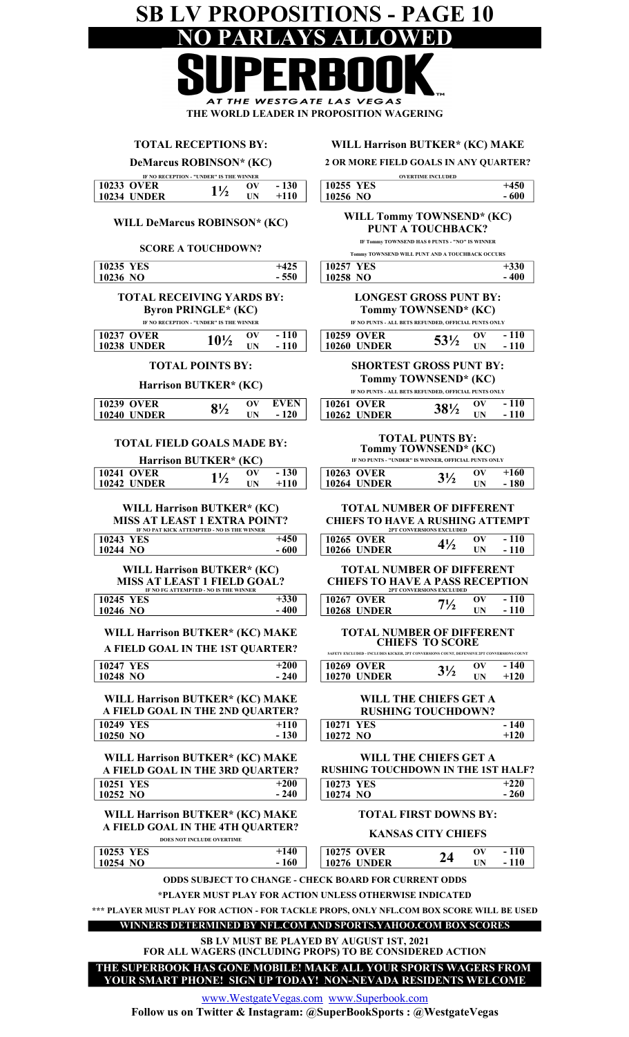# SB LV PROPOSITIONS - PAGE 10

## NO PARLAYS ALLOWED

# SUPERBOOK

AT THE WESTGATE LAS VEGAS

**THE WORLD LEADER IN PROPOSITION WAGERING**

### TOTAL RECEPTIONS BY: DeMarcus ROBINSON* (KC)

IF NO RECEPTION - "UNDER" IS THE WINNER

| | | | |
|---|---|---|---|
| 10233 OVER | 1½ | OV | - 130 |
| 10234 UNDER | | UN | +110 |

### WILL DeMarcus ROBINSON* (KC) SCORE A TOUCHDOWN?

| | |
|---|---|
| 10235 YES | +425 |
| 10236 NO | - 550 |

### TOTAL RECEIVING YARDS BY: Byron PRINGLE* (KC)

IF NO RECEPTION - "UNDER" IS THE WINNER

| | | | |
|---|---|---|---|
| 10237 OVER | 10½ | OV | - 110 |
| 10238 UNDER | | UN | - 110 |

### TOTAL POINTS BY: Harrison BUTKER* (KC)

| | | | |
|---|---|---|---|
| 10239 OVER | 8½ | OV | EVEN |
| 10240 UNDER | | UN | - 120 |

### TOTAL FIELD GOALS MADE BY: Harrison BUTKER* (KC)

| | | | |
|---|---|---|---|
| 10241 OVER | 1½ | OV | - 130 |
| 10242 UNDER | | UN | +110 |

### WILL Harrison BUTKER* (KC) MISS AT LEAST 1 EXTRA POINT?

IF NO PAT KICK ATTEMPTED - NO IS THE WINNER

| | |
|---|---|
| 10243 YES | +450 |
| 10244 NO | - 600 |

### WILL Harrison BUTKER* (KC) MISS AT LEAST 1 FIELD GOAL?

IF NO FG ATTEMPTED - NO IS THE WINNER

| | |
|---|---|
| 10245 YES | +330 |
| 10246 NO | - 400 |

### WILL Harrison BUTKER* (KC) MAKE A FIELD GOAL IN THE 1ST QUARTER?

| | |
|---|---|
| 10247 YES | +200 |
| 10248 NO | - 240 |

### WILL Harrison BUTKER* (KC) MAKE A FIELD GOAL IN THE 2ND QUARTER?

| | |
|---|---|
| 10249 YES | +110 |
| 10250 NO | - 130 |

### WILL Harrison BUTKER* (KC) MAKE A FIELD GOAL IN THE 3RD QUARTER?

| | |
|---|---|
| 10251 YES | +200 |
| 10252 NO | - 240 |

### WILL Harrison BUTKER* (KC) MAKE A FIELD GOAL IN THE 4TH QUARTER?

DOES NOT INCLUDE OVERTIME

| | |
|---|---|
| 10253 YES | +140 |
| 10254 NO | - 160 |

### WILL Harrison BUTKER* (KC) MAKE 2 OR MORE FIELD GOALS IN ANY QUARTER?

OVERTIME INCLUDED

| | |
|---|---|
| 10255 YES | +450 |
| 10256 NO | - 600 |

### WILL Tommy TOWNSEND* (KC) PUNT A TOUCHBACK?

IF Tommy TOWNSEND HAS 0 PUNTS - "NO" IS WINNER

Tommy TOWNSEND WILL PUNT AND A TOUCHBACK OCCURS

| | |
|---|---|
| 10257 YES | +330 |
| 10258 NO | - 400 |

### LONGEST GROSS PUNT BY: Tommy TOWNSEND* (KC)

IF NO PUNTS - ALL BETS REFUNDED, OFFICIAL PUNTS ONLY

| | | | |
|---|---|---|---|
| 10259 OVER | 53½ | OV | - 110 |
| 10260 UNDER | | UN | - 110 |

### SHORTEST GROSS PUNT BY: Tommy TOWNSEND* (KC)

IF NO PUNTS - ALL BETS REFUNDED, OFFICIAL PUNTS ONLY

| | | | |
|---|---|---|---|
| 10261 OVER | 38½ | OV | - 110 |
| 10262 UNDER | | UN | - 110 |

### TOTAL PUNTS BY: Tommy TOWNSEND* (KC)

IF NO PUNTS - "UNDER" IS WINNER, OFFICIAL PUNTS ONLY

| | | | |
|---|---|---|---|
| 10263 OVER | 3½ | OV | +160 |
| 10264 UNDER | | UN | - 180 |

### TOTAL NUMBER OF DIFFERENT CHIEFS TO HAVE A RUSHING ATTEMPT

2PT CONVERSIONS EXCLUDED

| | | | |
|---|---|---|---|
| 10265 OVER | 4½ | OV | - 110 |
| 10266 UNDER | | UN | - 110 |

### TOTAL NUMBER OF DIFFERENT CHIEFS TO HAVE A PASS RECEPTION

2PT CONVERSIONS EXCLUDED

| | | | |
|---|---|---|---|
| 10267 OVER | 7½ | OV | - 110 |
| 10268 UNDER | | UN | - 110 |

### TOTAL NUMBER OF DIFFERENT CHIEFS TO SCORE

SAFETY EXCLUDED - INCLUDES KICKER, 2PT CONVERSIONS COUNT, DEFENSIVE 2PT CONVERSIONS COUNT

| | | | |
|---|---|---|---|
| 10269 OVER | 3½ | OV | - 140 |
| 10270 UNDER | | UN | +120 |

### WILL THE CHIEFS GET A RUSHING TOUCHDOWN?

| | |
|---|---|
| 10271 YES | - 140 |
| 10272 NO | +120 |

### WILL THE CHIEFS GET A RUSHING TOUCHDOWN IN THE 1ST HALF?

| | |
|---|---|
| 10273 YES | +220 |
| 10274 NO | - 260 |

### TOTAL FIRST DOWNS BY: KANSAS CITY CHIEFS

| | | | |
|---|---|---|---|
| 10275 OVER | 24 | OV | - 110 |
| 10276 UNDER | | UN | - 110 |

**ODDS SUBJECT TO CHANGE - CHECK BOARD FOR CURRENT ODDS**

***PLAYER MUST PLAY FOR ACTION UNLESS OTHERWISE INDICATED**

***** PLAYER MUST PLAY FOR ACTION - FOR TACKLE PROPS, ONLY NFL.COM BOX SCORE WILL BE USED**

**WINNERS DETERMINED BY NFL.COM AND SPORTS.YAHOO.COM BOX SCORES**

**SB LV MUST BE PLAYED BY AUGUST 1ST, 2021 FOR ALL WAGERS (INCLUDING PROPS) TO BE CONSIDERED ACTION**

**THE SUPERBOOK HAS GONE MOBILE! MAKE ALL YOUR SPORTS WAGERS FROM YOUR SMART PHONE! SIGN UP TODAY! NON-NEVADA RESIDENTS WELCOME**

www.WestgateVegas.com www.Superbook.com

**Follow us on Twitter & Instagram: @SuperBookSports : @WestgateVegas**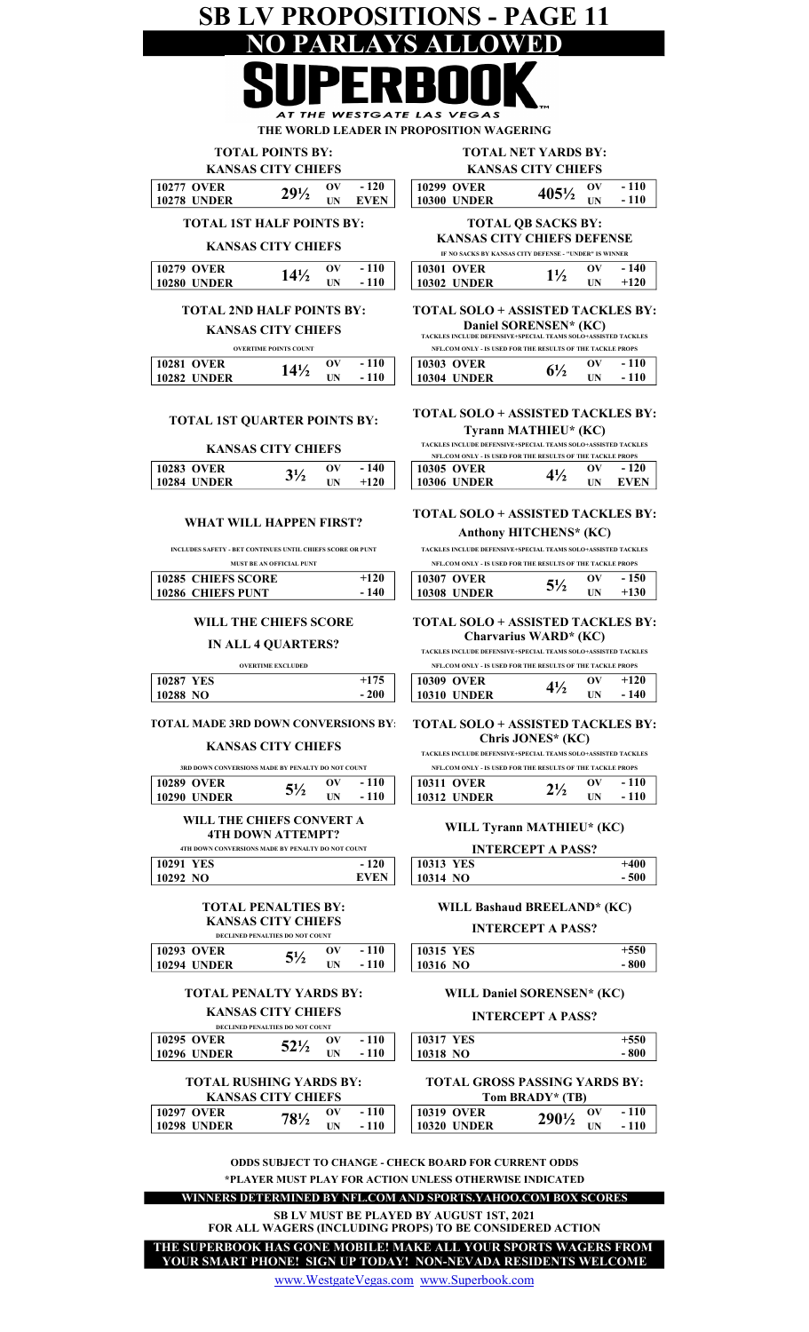# SB LV PROPOSITIONS - PAGE 11

## NO PARLAYS ALLOWED

# SUPERBOOK

AT THE WESTGATE LAS VEGAS

THE WORLD LEADER IN PROPOSITION WAGERING

### TOTAL POINTS BY: KANSAS CITY CHIEFS

| | | | |
|---|---|---|---|
| 10277 OVER | 29½ | OV | - 120 |
| 10278 UNDER | | UN | EVEN |

### TOTAL 1ST HALF POINTS BY: KANSAS CITY CHIEFS

| | | | |
|---|---|---|---|
| 10279 OVER | 14½ | OV | - 110 |
| 10280 UNDER | | UN | - 110 |

### TOTAL 2ND HALF POINTS BY: KANSAS CITY CHIEFS

OVERTIME POINTS COUNT

| | | | |
|---|---|---|---|
| 10281 OVER | 14½ | OV | - 110 |
| 10282 UNDER | | UN | - 110 |

### TOTAL 1ST QUARTER POINTS BY: KANSAS CITY CHIEFS

| | | | |
|---|---|---|---|
| 10283 OVER | 3½ | OV | - 140 |
| 10284 UNDER | | UN | +120 |

### WHAT WILL HAPPEN FIRST?

INCLUDES SAFETY - BET CONTINUES UNTIL CHIEFS SCORE OR PUNT

MUST BE AN OFFICIAL PUNT

| | |
|---|---|
| 10285 CHIEFS SCORE | +120 |
| 10286 CHIEFS PUNT | - 140 |

### WILL THE CHIEFS SCORE IN ALL 4 QUARTERS?

OVERTIME EXCLUDED

| | |
|---|---|
| 10287 YES | +175 |
| 10288 NO | - 200 |

### TOTAL MADE 3RD DOWN CONVERSIONS BY: KANSAS CITY CHIEFS

3RD DOWN CONVERSIONS MADE BY PENALTY DO NOT COUNT

| | | | |
|---|---|---|---|
| 10289 OVER | 5½ | OV | - 110 |
| 10290 UNDER | | UN | - 110 |

### WILL THE CHIEFS CONVERT A 4TH DOWN ATTEMPT?

4TH DOWN CONVERSIONS MADE BY PENALTY DO NOT COUNT

| | |
|---|---|
| 10291 YES | - 120 |
| 10292 NO | EVEN |

### TOTAL PENALTIES BY: KANSAS CITY CHIEFS

DECLINED PENALTIES DO NOT COUNT

| | | | |
|---|---|---|---|
| 10293 OVER | 5½ | OV | - 110 |
| 10294 UNDER | | UN | - 110 |

### TOTAL PENALTY YARDS BY: KANSAS CITY CHIEFS

DECLINED PENALTIES DO NOT COUNT

| | | | |
|---|---|---|---|
| 10295 OVER | 52½ | OV | - 110 |
| 10296 UNDER | | UN | - 110 |

### TOTAL RUSHING YARDS BY: KANSAS CITY CHIEFS

| | | | |
|---|---|---|---|
| 10297 OVER | 78½ | OV | - 110 |
| 10298 UNDER | | UN | - 110 |

### TOTAL NET YARDS BY: KANSAS CITY CHIEFS

| | | | |
|---|---|---|---|
| 10299 OVER | 405½ | OV | - 110 |
| 10300 UNDER | | UN | - 110 |

### TOTAL QB SACKS BY: KANSAS CITY CHIEFS DEFENSE

IF NO SACKS BY KANSAS CITY DEFENSE - "UNDER" IS WINNER

| | | | |
|---|---|---|---|
| 10301 OVER | 1½ | OV | - 140 |
| 10302 UNDER | | UN | +120 |

### TOTAL SOLO + ASSISTED TACKLES BY: Daniel SORENSEN* (KC)

TACKLES INCLUDE DEFENSIVE+SPECIAL TEAMS SOLO+ASSISTED TACKLES

NFL.COM ONLY - IS USED FOR THE RESULTS OF THE TACKLE PROPS

| | | | |
|---|---|---|---|
| 10303 OVER | 6½ | OV | - 110 |
| 10304 UNDER | | UN | - 110 |

### TOTAL SOLO + ASSISTED TACKLES BY: Tyrann MATHIEU* (KC)

TACKLES INCLUDE DEFENSIVE+SPECIAL TEAMS SOLO+ASSISTED TACKLES

NFL.COM ONLY - IS USED FOR THE RESULTS OF THE TACKLE PROPS

| | | | |
|---|---|---|---|
| 10305 OVER | 4½ | OV | - 120 |
| 10306 UNDER | | UN | EVEN |

### TOTAL SOLO + ASSISTED TACKLES BY: Anthony HITCHENS* (KC)

TACKLES INCLUDE DEFENSIVE+SPECIAL TEAMS SOLO+ASSISTED TACKLES

NFL.COM ONLY - IS USED FOR THE RESULTS OF THE TACKLE PROPS

| | | | |
|---|---|---|---|
| 10307 OVER | 5½ | OV | - 150 |
| 10308 UNDER | | UN | +130 |

### TOTAL SOLO + ASSISTED TACKLES BY: Charvarius WARD* (KC)

TACKLES INCLUDE DEFENSIVE+SPECIAL TEAMS SOLO+ASSISTED TACKLES

NFL.COM ONLY - IS USED FOR THE RESULTS OF THE TACKLE PROPS

| | | | |
|---|---|---|---|
| 10309 OVER | 4½ | OV | +120 |
| 10310 UNDER | | UN | - 140 |

### TOTAL SOLO + ASSISTED TACKLES BY: Chris JONES* (KC)

TACKLES INCLUDE DEFENSIVE+SPECIAL TEAMS SOLO+ASSISTED TACKLES

NFL.COM ONLY - IS USED FOR THE RESULTS OF THE TACKLE PROPS

| | | | |
|---|---|---|---|
| 10311 OVER | 2½ | OV | - 110 |
| 10312 UNDER | | UN | - 110 |

### WILL Tyrann MATHIEU* (KC) INTERCEPT A PASS?

| | |
|---|---|
| 10313 YES | +400 |
| 10314 NO | - 500 |

### WILL Bashaud BREELAND* (KC) INTERCEPT A PASS?

| | |
|---|---|
| 10315 YES | +550 |
| 10316 NO | - 800 |

### WILL Daniel SORENSEN* (KC) INTERCEPT A PASS?

| | |
|---|---|
| 10317 YES | +550 |
| 10318 NO | - 800 |

### TOTAL GROSS PASSING YARDS BY: Tom BRADY* (TB)

| | | | |
|---|---|---|---|
| 10319 OVER | 290½ | OV | - 110 |
| 10320 UNDER | | UN | - 110 |

**ODDS SUBJECT TO CHANGE - CHECK BOARD FOR CURRENT ODDS**

***PLAYER MUST PLAY FOR ACTION UNLESS OTHERWISE INDICATED**

**WINNERS DETERMINED BY NFL.COM AND SPORTS.YAHOO.COM BOX SCORES**

**SB LV MUST BE PLAYED BY AUGUST 1ST, 2021 FOR ALL WAGERS (INCLUDING PROPS) TO BE CONSIDERED ACTION**

**THE SUPERBOOK HAS GONE MOBILE! MAKE ALL YOUR SPORTS WAGERS FROM YOUR SMART PHONE! SIGN UP TODAY! NON-NEVADA RESIDENTS WELCOME**

www.WestgateVegas.com www.Superbook.com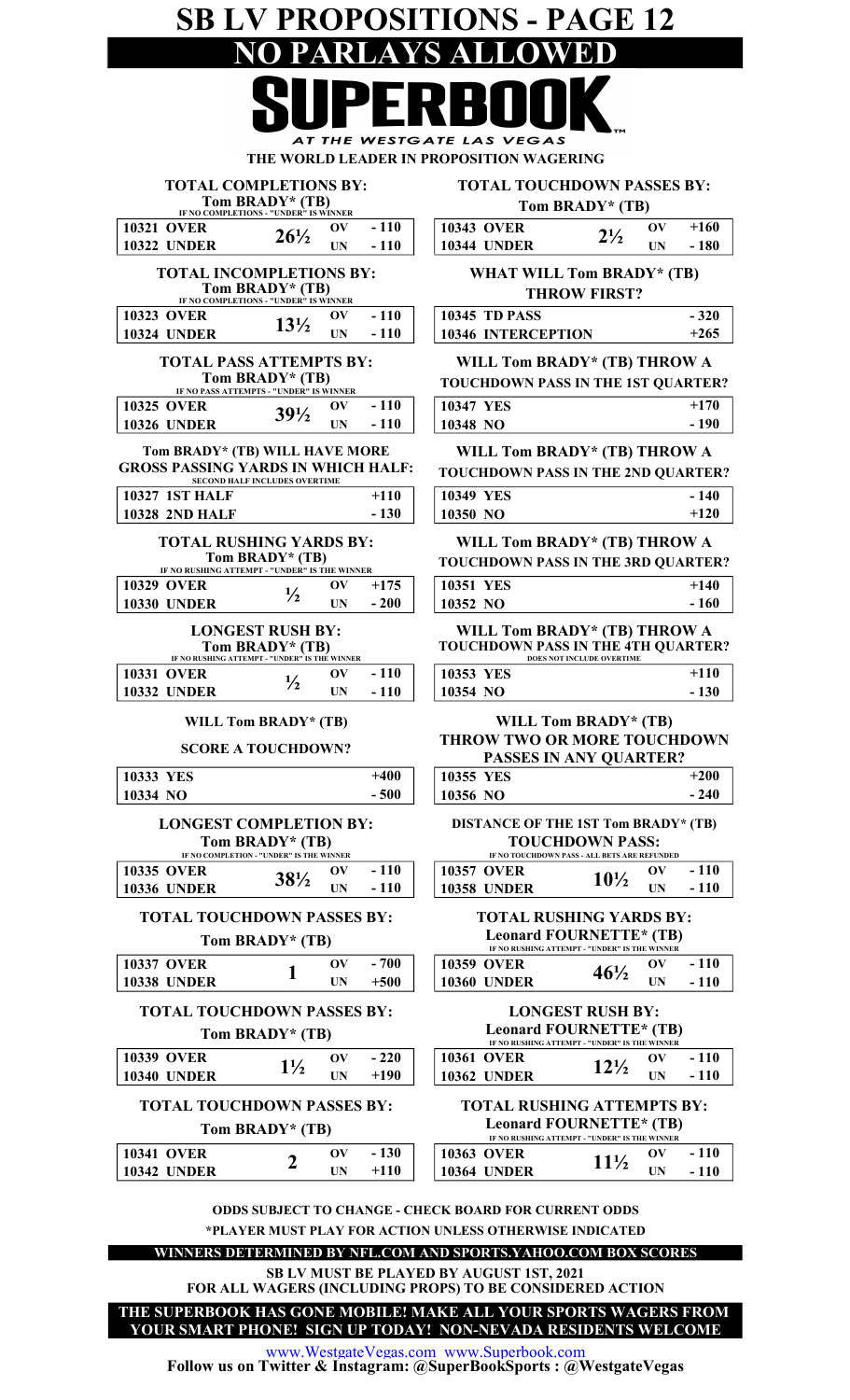# SB LV PROPOSITIONS - PAGE 12

## NO PARLAYS ALLOWED

# SUPERBOOK

AT THE WESTGATE LAS VEGAS

THE WORLD LEADER IN PROPOSITION WAGERING

### TOTAL COMPLETIONS BY: Tom BRADY* (TB)

IF NO COMPLETIONS - "UNDER" IS WINNER

| | | | |
|---|---|---|---|
| 10321 OVER | 26½ | OV | -110 |
| 10322 UNDER | | UN | -110 |

### TOTAL INCOMPLETIONS BY: Tom BRADY* (TB)

IF NO COMPLETIONS - "UNDER" IS WINNER

| | | | |
|---|---|---|---|
| 10323 OVER | 13½ | OV | -110 |
| 10324 UNDER | | UN | -110 |

### TOTAL PASS ATTEMPTS BY: Tom BRADY* (TB)

IF NO PASS ATTEMPTS - "UNDER" IS WINNER

| | | | |
|---|---|---|---|
| 10325 OVER | 39½ | OV | -110 |
| 10326 UNDER | | UN | -110 |

### Tom BRADY* (TB) WILL HAVE MORE GROSS PASSING YARDS IN WHICH HALF:

SECOND HALF INCLUDES OVERTIME

| | |
|---|---|
| 10327 1ST HALF | +110 |
| 10328 2ND HALF | -130 |

### TOTAL RUSHING YARDS BY: Tom BRADY* (TB)

IF NO RUSHING ATTEMPT - "UNDER" IS THE WINNER

| | | | |
|---|---|---|---|
| 10329 OVER | ½ | OV | +175 |
| 10330 UNDER | | UN | -200 |

### LONGEST RUSH BY: Tom BRADY* (TB)

IF NO RUSHING ATTEMPT - "UNDER" IS THE WINNER

| | | | |
|---|---|---|---|
| 10331 OVER | ½ | OV | -110 |
| 10332 UNDER | | UN | -110 |

### WILL Tom BRADY* (TB) SCORE A TOUCHDOWN?

| | |
|---|---|
| 10333 YES | +400 |
| 10334 NO | -500 |

### LONGEST COMPLETION BY: Tom BRADY* (TB)

IF NO COMPLETION - "UNDER" IS THE WINNER

| | | | |
|---|---|---|---|
| 10335 OVER | 38½ | OV | -110 |
| 10336 UNDER | | UN | -110 |

### TOTAL TOUCHDOWN PASSES BY: Tom BRADY* (TB)

| | | | |
|---|---|---|---|
| 10337 OVER | 1 | OV | -700 |
| 10338 UNDER | | UN | +500 |

### TOTAL TOUCHDOWN PASSES BY: Tom BRADY* (TB)

| | | | |
|---|---|---|---|
| 10339 OVER | 1½ | OV | -220 |
| 10340 UNDER | | UN | +190 |

### TOTAL TOUCHDOWN PASSES BY: Tom BRADY* (TB)

| | | | |
|---|---|---|---|
| 10341 OVER | 2 | OV | -130 |
| 10342 UNDER | | UN | +110 |

### TOTAL TOUCHDOWN PASSES BY: Tom BRADY* (TB)

| | | | |
|---|---|---|---|
| 10343 OVER | 2½ | OV | +160 |
| 10344 UNDER | | UN | -180 |

### WHAT WILL Tom BRADY* (TB) THROW FIRST?

| | |
|---|---|
| 10345 TD PASS | -320 |
| 10346 INTERCEPTION | +265 |

### WILL Tom BRADY* (TB) THROW A TOUCHDOWN PASS IN THE 1ST QUARTER?

| | |
|---|---|
| 10347 YES | +170 |
| 10348 NO | -190 |

### WILL Tom BRADY* (TB) THROW A TOUCHDOWN PASS IN THE 2ND QUARTER?

| | |
|---|---|
| 10349 YES | -140 |
| 10350 NO | +120 |

### WILL Tom BRADY* (TB) THROW A TOUCHDOWN PASS IN THE 3RD QUARTER?

| | |
|---|---|
| 10351 YES | +140 |
| 10352 NO | -160 |

### WILL Tom BRADY* (TB) THROW A TOUCHDOWN PASS IN THE 4TH QUARTER?

DOES NOT INCLUDE OVERTIME

| | |
|---|---|
| 10353 YES | +110 |
| 10354 NO | -130 |

### WILL Tom BRADY* (TB) THROW TWO OR MORE TOUCHDOWN PASSES IN ANY QUARTER?

| | |
|---|---|
| 10355 YES | +200 |
| 10356 NO | -240 |

### DISTANCE OF THE 1ST Tom BRADY* (TB) TOUCHDOWN PASS:

IF NO TOUCHDOWN PASS - ALL BETS ARE REFUNDED

| | | | |
|---|---|---|---|
| 10357 OVER | 10½ | OV | -110 |
| 10358 UNDER | | UN | -110 |

### TOTAL RUSHING YARDS BY: Leonard FOURNETTE* (TB)

IF NO RUSHING ATTEMPT - "UNDER" IS THE WINNER

| | | | |
|---|---|---|---|
| 10359 OVER | 46½ | OV | -110 |
| 10360 UNDER | | UN | -110 |

### LONGEST RUSH BY: Leonard FOURNETTE* (TB)

IF NO RUSHING ATTEMPT - "UNDER" IS THE WINNER

| | | | |
|---|---|---|---|
| 10361 OVER | 12½ | OV | -110 |
| 10362 UNDER | | UN | -110 |

### TOTAL RUSHING ATTEMPTS BY: Leonard FOURNETTE* (TB)

IF NO RUSHING ATTEMPT - "UNDER" IS THE WINNER

| | | | |
|---|---|---|---|
| 10363 OVER | 11½ | OV | -110 |
| 10364 UNDER | | UN | -110 |

**ODDS SUBJECT TO CHANGE - CHECK BOARD FOR CURRENT ODDS**

***PLAYER MUST PLAY FOR ACTION UNLESS OTHERWISE INDICATED**

**WINNERS DETERMINED BY NFL.COM AND SPORTS.YAHOO.COM BOX SCORES**

**SB LV MUST BE PLAYED BY AUGUST 1ST, 2021 FOR ALL WAGERS (INCLUDING PROPS) TO BE CONSIDERED ACTION**

**THE SUPERBOOK HAS GONE MOBILE! MAKE ALL YOUR SPORTS WAGERS FROM YOUR SMART PHONE! SIGN UP TODAY! NON-NEVADA RESIDENTS WELCOME**

www.WestgateVegas.com www.Superbook.com

**Follow us on Twitter & Instagram: @SuperBookSports : @WestgateVegas**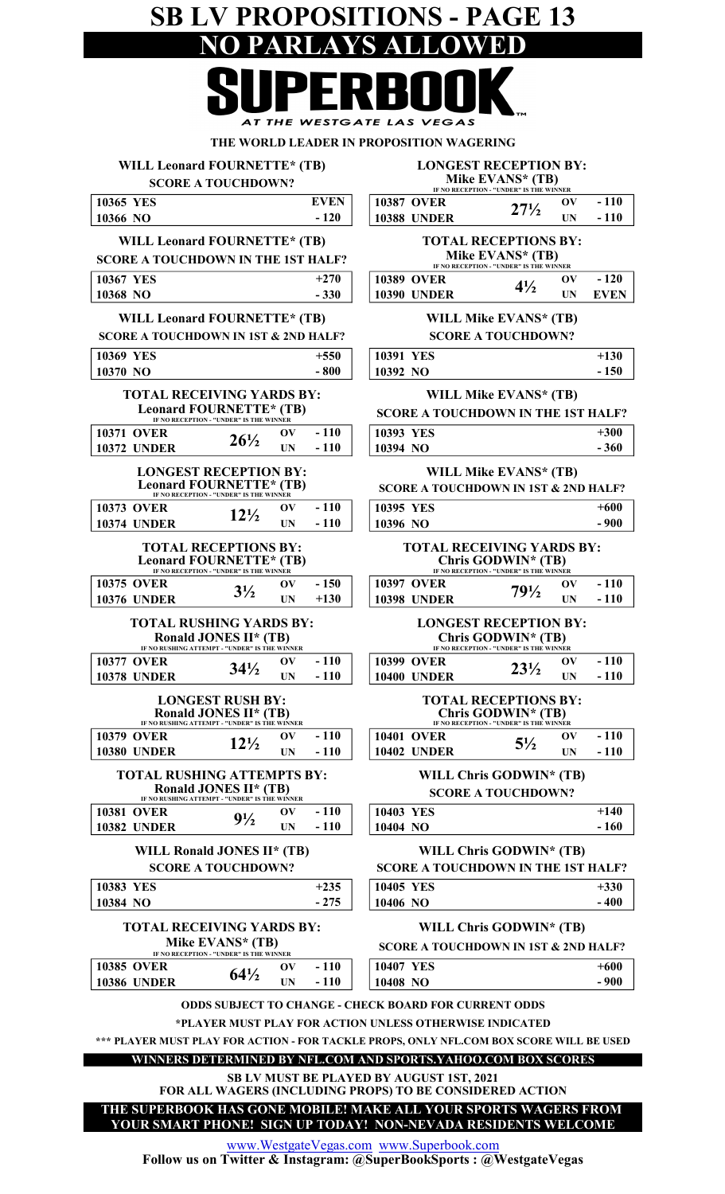# SB LV PROPOSITIONS - PAGE 13

## NO PARLAYS ALLOWED

**SUPERBOOK** AT THE WESTGATE LAS VEGAS

THE WORLD LEADER IN PROPOSITION WAGERING

### WILL Leonard FOURNETTE* (TB) SCORE A TOUCHDOWN?

| | | |
|---|---|---|
| 10365 YES | | EVEN |
| 10366 NO | | - 120 |

### WILL Leonard FOURNETTE* (TB) SCORE A TOUCHDOWN IN THE 1ST HALF?

| | | |
|---|---|---|
| 10367 YES | | +270 |
| 10368 NO | | - 330 |

### WILL Leonard FOURNETTE* (TB) SCORE A TOUCHDOWN IN 1ST & 2ND HALF?

| | | |
|---|---|---|
| 10369 YES | | +550 |
| 10370 NO | | - 800 |

### TOTAL RECEIVING YARDS BY: Leonard FOURNETTE* (TB)

IF NO RECEPTION - "UNDER" IS THE WINNER

| | | | |
|---|---|---|---|
| 10371 OVER | 26½ | OV | - 110 |
| 10372 UNDER | | UN | - 110 |

### LONGEST RECEPTION BY: Leonard FOURNETTE* (TB)

IF NO RECEPTION - "UNDER" IS THE WINNER

| | | | |
|---|---|---|---|
| 10373 OVER | 12½ | OV | - 110 |
| 10374 UNDER | | UN | - 110 |

### TOTAL RECEPTIONS BY: Leonard FOURNETTE* (TB)

IF NO RECEPTION - "UNDER" IS THE WINNER

| | | | |
|---|---|---|---|
| 10375 OVER | 3½ | OV | - 150 |
| 10376 UNDER | | UN | +130 |

### TOTAL RUSHING YARDS BY: Ronald JONES II* (TB)

IF NO RUSHING ATTEMPT - "UNDER" IS THE WINNER

| | | | |
|---|---|---|---|
| 10377 OVER | 34½ | OV | - 110 |
| 10378 UNDER | | UN | - 110 |

### LONGEST RUSH BY: Ronald JONES II* (TB)

IF NO RUSHING ATTEMPT - "UNDER" IS THE WINNER

| | | | |
|---|---|---|---|
| 10379 OVER | 12½ | OV | - 110 |
| 10380 UNDER | | UN | - 110 |

### TOTAL RUSHING ATTEMPTS BY: Ronald JONES II* (TB)

IF NO RUSHING ATTEMPT - "UNDER" IS THE WINNER

| | | | |
|---|---|---|---|
| 10381 OVER | 9½ | OV | - 110 |
| 10382 UNDER | | UN | - 110 |

### WILL Ronald JONES II* (TB) SCORE A TOUCHDOWN?

| | | |
|---|---|---|
| 10383 YES | | +235 |
| 10384 NO | | - 275 |

### TOTAL RECEIVING YARDS BY: Mike EVANS* (TB)

IF NO RECEPTION - "UNDER" IS THE WINNER

| | | | |
|---|---|---|---|
| 10385 OVER | 64½ | OV | - 110 |
| 10386 UNDER | | UN | - 110 |

### LONGEST RECEPTION BY: Mike EVANS* (TB)

IF NO RECEPTION - "UNDER" IS THE WINNER

| | | | |
|---|---|---|---|
| 10387 OVER | 27½ | OV | - 110 |
| 10388 UNDER | | UN | - 110 |

### TOTAL RECEPTIONS BY: Mike EVANS* (TB)

IF NO RECEPTION - "UNDER" IS THE WINNER

| | | | |
|---|---|---|---|
| 10389 OVER | 4½ | OV | - 120 |
| 10390 UNDER | | UN | EVEN |

### WILL Mike EVANS* (TB) SCORE A TOUCHDOWN?

| | | |
|---|---|---|
| 10391 YES | | +130 |
| 10392 NO | | - 150 |

### WILL Mike EVANS* (TB) SCORE A TOUCHDOWN IN THE 1ST HALF?

| | | |
|---|---|---|
| 10393 YES | | +300 |
| 10394 NO | | - 360 |

### WILL Mike EVANS* (TB) SCORE A TOUCHDOWN IN 1ST & 2ND HALF?

| | | |
|---|---|---|
| 10395 YES | | +600 |
| 10396 NO | | - 900 |

### TOTAL RECEIVING YARDS BY: Chris GODWIN* (TB)

IF NO RECEPTION - "UNDER" IS THE WINNER

| | | | |
|---|---|---|---|
| 10397 OVER | 79½ | OV | - 110 |
| 10398 UNDER | | UN | - 110 |

### LONGEST RECEPTION BY: Chris GODWIN* (TB)

IF NO RECEPTION - "UNDER" IS THE WINNER

| | | | |
|---|---|---|---|
| 10399 OVER | 23½ | OV | - 110 |
| 10400 UNDER | | UN | - 110 |

### TOTAL RECEPTIONS BY: Chris GODWIN* (TB)

IF NO RECEPTION - "UNDER" IS THE WINNER

| | | | |
|---|---|---|---|
| 10401 OVER | 5½ | OV | - 110 |
| 10402 UNDER | | UN | - 110 |

### WILL Chris GODWIN* (TB) SCORE A TOUCHDOWN?

| | | |
|---|---|---|
| 10403 YES | | +140 |
| 10404 NO | | - 160 |

### WILL Chris GODWIN* (TB) SCORE A TOUCHDOWN IN THE 1ST HALF?

| | | |
|---|---|---|
| 10405 YES | | +330 |
| 10406 NO | | - 400 |

### WILL Chris GODWIN* (TB) SCORE A TOUCHDOWN IN 1ST & 2ND HALF?

| | | |
|---|---|---|
| 10407 YES | | +600 |
| 10408 NO | | - 900 |

ODDS SUBJECT TO CHANGE - CHECK BOARD FOR CURRENT ODDS

*PLAYER MUST PLAY FOR ACTION UNLESS OTHERWISE INDICATED

*** PLAYER MUST PLAY FOR ACTION - FOR TACKLE PROPS, ONLY NFL.COM BOX SCORE WILL BE USED

**WINNERS DETERMINED BY NFL.COM AND SPORTS.YAHOO.COM BOX SCORES**

SB LV MUST BE PLAYED BY AUGUST 1ST, 2021
FOR ALL WAGERS (INCLUDING PROPS) TO BE CONSIDERED ACTION

**THE SUPERBOOK HAS GONE MOBILE! MAKE ALL YOUR SPORTS WAGERS FROM YOUR SMART PHONE! SIGN UP TODAY! NON-NEVADA RESIDENTS WELCOME**

www.WestgateVegas.com www.Superbook.com

Follow us on Twitter & Instagram: @SuperBookSports : @WestgateVegas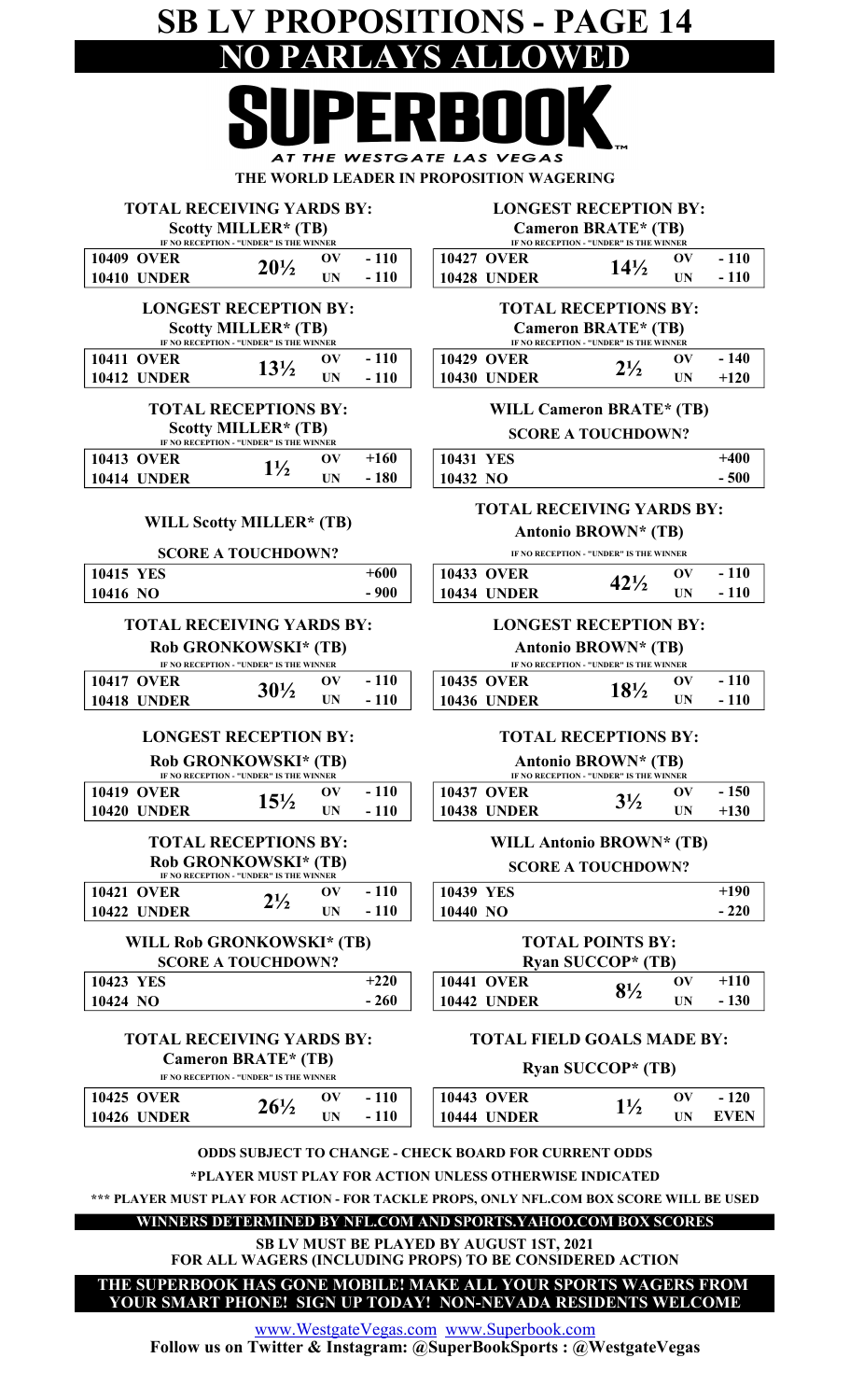# SB LV PROPOSITIONS - PAGE 14

## NO PARLAYS ALLOWED

**SUPERBOOK**

*AT THE WESTGATE LAS VEGAS*

**THE WORLD LEADER IN PROPOSITION WAGERING**

### TOTAL RECEIVING YARDS BY:
**Scotty MILLER* (TB)**

IF NO RECEPTION - "UNDER" IS THE WINNER

| | | | |
|---|---|---|---|
| 10409 OVER | 20½ | OV | - 110 |
| 10410 UNDER | | UN | - 110 |

### LONGEST RECEPTION BY:
**Scotty MILLER* (TB)**

IF NO RECEPTION - "UNDER" IS THE WINNER

| | | | |
|---|---|---|---|
| 10411 OVER | 13½ | OV | - 110 |
| 10412 UNDER | | UN | - 110 |

### TOTAL RECEPTIONS BY:
**Scotty MILLER* (TB)**

IF NO RECEPTION - "UNDER" IS THE WINNER

| | | | |
|---|---|---|---|
| 10413 OVER | 1½ | OV | +160 |
| 10414 UNDER | | UN | - 180 |

### WILL Scotty MILLER* (TB)
**SCORE A TOUCHDOWN?**

| | |
|---|---|
| 10415 YES | +600 |
| 10416 NO | - 900 |

### TOTAL RECEIVING YARDS BY:
**Rob GRONKOWSKI* (TB)**

IF NO RECEPTION - "UNDER" IS THE WINNER

| | | | |
|---|---|---|---|
| 10417 OVER | 30½ | OV | - 110 |
| 10418 UNDER | | UN | - 110 |

### LONGEST RECEPTION BY:
**Rob GRONKOWSKI* (TB)**

IF NO RECEPTION - "UNDER" IS THE WINNER

| | | | |
|---|---|---|---|
| 10419 OVER | 15½ | OV | - 110 |
| 10420 UNDER | | UN | - 110 |

### TOTAL RECEPTIONS BY:
**Rob GRONKOWSKI* (TB)**

IF NO RECEPTION - "UNDER" IS THE WINNER

| | | | |
|---|---|---|---|
| 10421 OVER | 2½ | OV | - 110 |
| 10422 UNDER | | UN | - 110 |

### WILL Rob GRONKOWSKI* (TB)
**SCORE A TOUCHDOWN?**

| | |
|---|---|
| 10423 YES | +220 |
| 10424 NO | - 260 |

### TOTAL RECEIVING YARDS BY:
**Cameron BRATE* (TB)**

IF NO RECEPTION - "UNDER" IS THE WINNER

| | | | |
|---|---|---|---|
| 10425 OVER | 26½ | OV | - 110 |
| 10426 UNDER | | UN | - 110 |

### LONGEST RECEPTION BY:
**Cameron BRATE* (TB)**

IF NO RECEPTION - "UNDER" IS THE WINNER

| | | | |
|---|---|---|---|
| 10427 OVER | 14½ | OV | - 110 |
| 10428 UNDER | | UN | - 110 |

### TOTAL RECEPTIONS BY:
**Cameron BRATE* (TB)**

IF NO RECEPTION - "UNDER" IS THE WINNER

| | | | |
|---|---|---|---|
| 10429 OVER | 2½ | OV | - 140 |
| 10430 UNDER | | UN | +120 |

### WILL Cameron BRATE* (TB)
**SCORE A TOUCHDOWN?**

| | |
|---|---|
| 10431 YES | +400 |
| 10432 NO | - 500 |

### TOTAL RECEIVING YARDS BY:
**Antonio BROWN* (TB)**

IF NO RECEPTION - "UNDER" IS THE WINNER

| | | | |
|---|---|---|---|
| 10433 OVER | 42½ | OV | - 110 |
| 10434 UNDER | | UN | - 110 |

### LONGEST RECEPTION BY:
**Antonio BROWN* (TB)**

IF NO RECEPTION - "UNDER" IS THE WINNER

| | | | |
|---|---|---|---|
| 10435 OVER | 18½ | OV | - 110 |
| 10436 UNDER | | UN | - 110 |

### TOTAL RECEPTIONS BY:
**Antonio BROWN* (TB)**

IF NO RECEPTION - "UNDER" IS THE WINNER

| | | | |
|---|---|---|---|
| 10437 OVER | 3½ | OV | - 150 |
| 10438 UNDER | | UN | +130 |

### WILL Antonio BROWN* (TB)
**SCORE A TOUCHDOWN?**

| | |
|---|---|
| 10439 YES | +190 |
| 10440 NO | - 220 |

### TOTAL POINTS BY:
**Ryan SUCCOP* (TB)**

| | | | |
|---|---|---|---|
| 10441 OVER | 8½ | OV | +110 |
| 10442 UNDER | | UN | - 130 |

### TOTAL FIELD GOALS MADE BY:
**Ryan SUCCOP* (TB)**

| | | | |
|---|---|---|---|
| 10443 OVER | 1½ | OV | - 120 |
| 10444 UNDER | | UN | EVEN |

**ODDS SUBJECT TO CHANGE - CHECK BOARD FOR CURRENT ODDS**

***PLAYER MUST PLAY FOR ACTION UNLESS OTHERWISE INDICATED**

***** PLAYER MUST PLAY FOR ACTION - FOR TACKLE PROPS, ONLY NFL.COM BOX SCORE WILL BE USED**

**WINNERS DETERMINED BY NFL.COM AND SPORTS.YAHOO.COM BOX SCORES**

**SB LV MUST BE PLAYED BY AUGUST 1ST, 2021**
**FOR ALL WAGERS (INCLUDING PROPS) TO BE CONSIDERED ACTION**

**THE SUPERBOOK HAS GONE MOBILE! MAKE ALL YOUR SPORTS WAGERS FROM YOUR SMART PHONE! SIGN UP TODAY! NON-NEVADA RESIDENTS WELCOME**

www.WestgateVegas.com www.Superbook.com

**Follow us on Twitter & Instagram: @SuperBookSports : @WestgateVegas**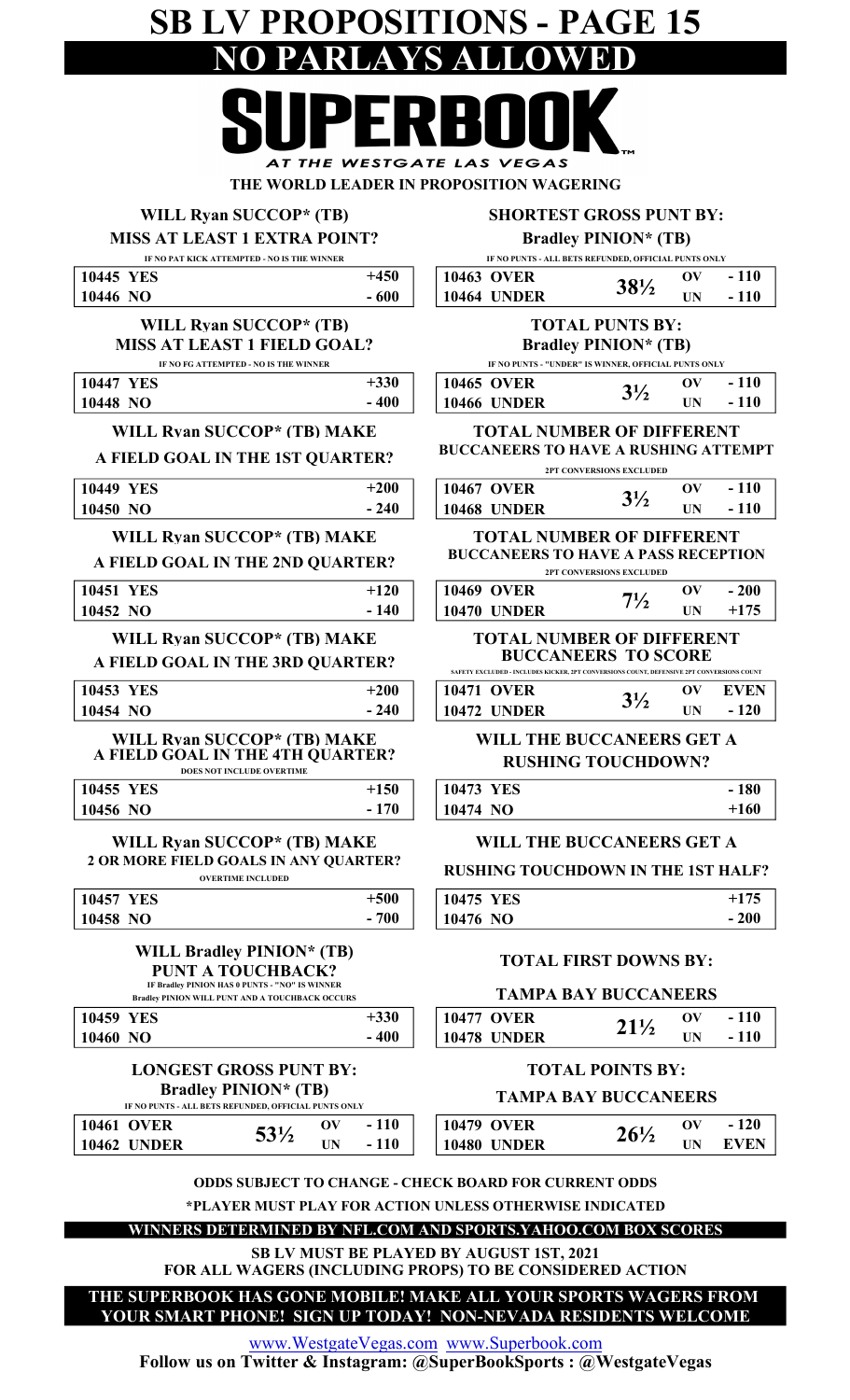# SB LV PROPOSITIONS - PAGE 15

# NO PARLAYS ALLOWED

# SUPERBOOK

AT THE WESTGATE LAS VEGAS

THE WORLD LEADER IN PROPOSITION WAGERING

### WILL Ryan SUCCOP* (TB) MISS AT LEAST 1 EXTRA POINT?

IF NO PAT KICK ATTEMPTED - NO IS THE WINNER

| | |
|---|---|
| 10445 YES | +450 |
| 10446 NO | - 600 |

### WILL Ryan SUCCOP* (TB) MISS AT LEAST 1 FIELD GOAL?

IF NO FG ATTEMPTED - NO IS THE WINNER

| | |
|---|---|
| 10447 YES | +330 |
| 10448 NO | - 400 |

### WILL Ryan SUCCOP* (TB) MAKE A FIELD GOAL IN THE 1ST QUARTER?

| | |
|---|---|
| 10449 YES | +200 |
| 10450 NO | - 240 |

### WILL Ryan SUCCOP* (TB) MAKE A FIELD GOAL IN THE 2ND QUARTER?

| | |
|---|---|
| 10451 YES | +120 |
| 10452 NO | - 140 |

### WILL Ryan SUCCOP* (TB) MAKE A FIELD GOAL IN THE 3RD QUARTER?

| | |
|---|---|
| 10453 YES | +200 |
| 10454 NO | - 240 |

### WILL Ryan SUCCOP* (TB) MAKE A FIELD GOAL IN THE 4TH QUARTER?

DOES NOT INCLUDE OVERTIME

| | |
|---|---|
| 10455 YES | +150 |
| 10456 NO | - 170 |

### WILL Ryan SUCCOP* (TB) MAKE 2 OR MORE FIELD GOALS IN ANY QUARTER?

OVERTIME INCLUDED

| | |
|---|---|
| 10457 YES | +500 |
| 10458 NO | - 700 |

### WILL Bradley PINION* (TB) PUNT A TOUCHBACK?

IF Bradley PINION HAS 0 PUNTS - "NO" IS WINNER
Bradley PINION WILL PUNT AND A TOUCHBACK OCCURS

| | |
|---|---|
| 10459 YES | +330 |
| 10460 NO | - 400 |

### LONGEST GROSS PUNT BY: Bradley PINION* (TB)

IF NO PUNTS - ALL BETS REFUNDED, OFFICIAL PUNTS ONLY

| | | | |
|---|---|---|---|
| 10461 OVER | 53½ | OV | - 110 |
| 10462 UNDER | | UN | - 110 |

### SHORTEST GROSS PUNT BY: Bradley PINION* (TB)

IF NO PUNTS - ALL BETS REFUNDED, OFFICIAL PUNTS ONLY

| | | | |
|---|---|---|---|
| 10463 OVER | 38½ | OV | - 110 |
| 10464 UNDER | | UN | - 110 |

### TOTAL PUNTS BY: Bradley PINION* (TB)

IF NO PUNTS - "UNDER" IS WINNER, OFFICIAL PUNTS ONLY

| | | | |
|---|---|---|---|
| 10465 OVER | 3½ | OV | - 110 |
| 10466 UNDER | | UN | - 110 |

### TOTAL NUMBER OF DIFFERENT BUCCANEERS TO HAVE A RUSHING ATTEMPT

2PT CONVERSIONS EXCLUDED

| | | | |
|---|---|---|---|
| 10467 OVER | 3½ | OV | - 110 |
| 10468 UNDER | | UN | - 110 |

### TOTAL NUMBER OF DIFFERENT BUCCANEERS TO HAVE A PASS RECEPTION

2PT CONVERSIONS EXCLUDED

| | | | |
|---|---|---|---|
| 10469 OVER | 7½ | OV | - 200 |
| 10470 UNDER | | UN | +175 |

### TOTAL NUMBER OF DIFFERENT BUCCANEERS TO SCORE

SAFETY EXCLUDED - INCLUDES KICKER, 2PT CONVERSIONS COUNT, DEFENSIVE 2PT CONVERSIONS COUNT

| | | | |
|---|---|---|---|
| 10471 OVER | 3½ | OV | EVEN |
| 10472 UNDER | | UN | - 120 |

### WILL THE BUCCANEERS GET A RUSHING TOUCHDOWN?

| | |
|---|---|
| 10473 YES | - 180 |
| 10474 NO | +160 |

### WILL THE BUCCANEERS GET A RUSHING TOUCHDOWN IN THE 1ST HALF?

| | |
|---|---|
| 10475 YES | +175 |
| 10476 NO | - 200 |

### TOTAL FIRST DOWNS BY: TAMPA BAY BUCCANEERS

| | | | |
|---|---|---|---|
| 10477 OVER | 21½ | OV | - 110 |
| 10478 UNDER | | UN | - 110 |

### TOTAL POINTS BY: TAMPA BAY BUCCANEERS

| | | | |
|---|---|---|---|
| 10479 OVER | 26½ | OV | - 120 |
| 10480 UNDER | | UN | EVEN |

ODDS SUBJECT TO CHANGE - CHECK BOARD FOR CURRENT ODDS

*PLAYER MUST PLAY FOR ACTION UNLESS OTHERWISE INDICATED

**WINNERS DETERMINED BY NFL.COM AND SPORTS.YAHOO.COM BOX SCORES**

SB LV MUST BE PLAYED BY AUGUST 1ST, 2021 FOR ALL WAGERS (INCLUDING PROPS) TO BE CONSIDERED ACTION

**THE SUPERBOOK HAS GONE MOBILE! MAKE ALL YOUR SPORTS WAGERS FROM YOUR SMART PHONE! SIGN UP TODAY! NON-NEVADA RESIDENTS WELCOME**

www.WestgateVegas.com www.Superbook.com

Follow us on Twitter & Instagram: @SuperBookSports : @WestgateVegas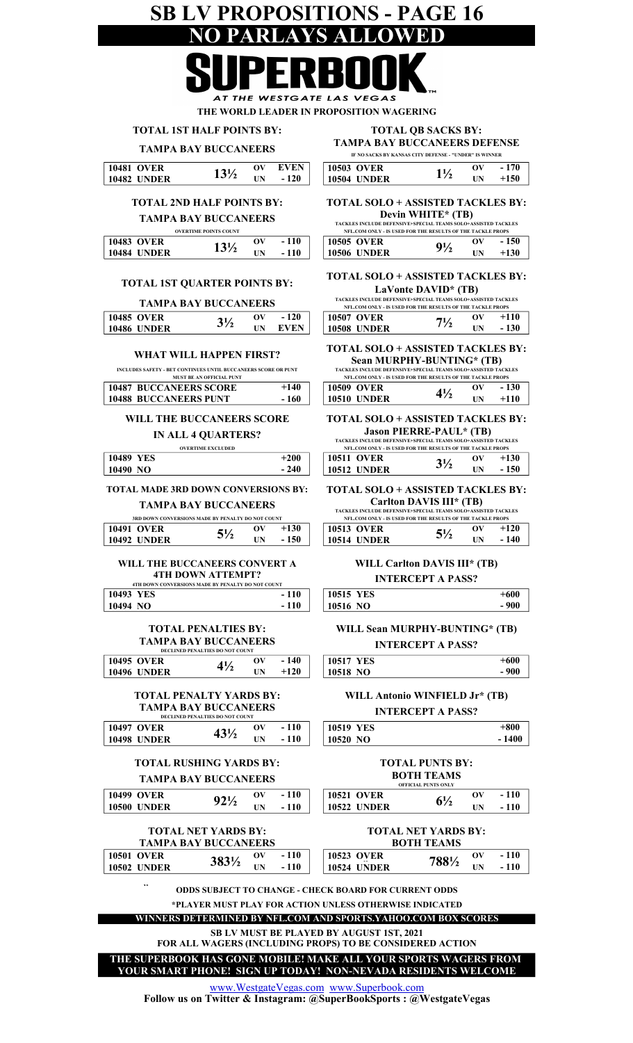# SB LV PROPOSITIONS - PAGE 16

## NO PARLAYS ALLOWED

# SUPERBOOK

AT THE WESTGATE LAS VEGAS

**THE WORLD LEADER IN PROPOSITION WAGERING**

### TOTAL 1ST HALF POINTS BY:

### TAMPA BAY BUCCANEERS

| | | | |
|---|---|---|---|
| 10481 OVER | 13½ | OV | EVEN |
| 10482 UNDER | | UN | - 120 |

### TOTAL 2ND HALF POINTS BY:

### TAMPA BAY BUCCANEERS

OVERTIME POINTS COUNT

| | | | |
|---|---|---|---|
| 10483 OVER | 13½ | OV | - 110 |
| 10484 UNDER | | UN | - 110 |

### TOTAL 1ST QUARTER POINTS BY:

### TAMPA BAY BUCCANEERS

| | | | |
|---|---|---|---|
| 10485 OVER | 3½ | OV | - 120 |
| 10486 UNDER | | UN | EVEN |

### WHAT WILL HAPPEN FIRST?

INCLUDES SAFETY - BET CONTINUES UNTIL BUCCANEERS SCORE OR PUNT MUST BE AN OFFICIAL PUNT

| | |
|---|---|
| 10487 BUCCANEERS SCORE | +140 |
| 10488 BUCCANEERS PUNT | - 160 |

### WILL THE BUCCANEERS SCORE IN ALL 4 QUARTERS?

OVERTIME EXCLUDED

| | |
|---|---|
| 10489 YES | +200 |
| 10490 NO | - 240 |

### TOTAL MADE 3RD DOWN CONVERSIONS BY:

### TAMPA BAY BUCCANEERS

3RD DOWN CONVERSIONS MADE BY PENALTY DO NOT COUNT

| | | | |
|---|---|---|---|
| 10491 OVER | 5½ | OV | +130 |
| 10492 UNDER | | UN | - 150 |

### WILL THE BUCCANEERS CONVERT A 4TH DOWN ATTEMPT?

4TH DOWN CONVERSIONS MADE BY PENALTY DO NOT COUNT

| | |
|---|---|
| 10493 YES | - 110 |
| 10494 NO | - 110 |

### TOTAL PENALTIES BY:

### TAMPA BAY BUCCANEERS

DECLINED PENALTIES DO NOT COUNT

| | | | |
|---|---|---|---|
| 10495 OVER | 4½ | OV | - 140 |
| 10496 UNDER | | UN | +120 |

### TOTAL PENALTY YARDS BY:

### TAMPA BAY BUCCANEERS

DECLINED PENALTIES DO NOT COUNT

| | | | |
|---|---|---|---|
| 10497 OVER | 43½ | OV | - 110 |
| 10498 UNDER | | UN | - 110 |

### TOTAL RUSHING YARDS BY:

### TAMPA BAY BUCCANEERS

| | | | |
|---|---|---|---|
| 10499 OVER | 92½ | OV | - 110 |
| 10500 UNDER | | UN | - 110 |

### TOTAL NET YARDS BY:

### TAMPA BAY BUCCANEERS

| | | | |
|---|---|---|---|
| 10501 OVER | 383½ | OV | - 110 |
| 10502 UNDER | | UN | - 110 |

### TOTAL QB SACKS BY:

### TAMPA BAY BUCCANEERS DEFENSE

IF NO SACKS BY KANSAS CITY DEFENSE - "UNDER" IS WINNER

| | | | |
|---|---|---|---|
| 10503 OVER | 1½ | OV | - 170 |
| 10504 UNDER | | UN | +150 |

### TOTAL SOLO + ASSISTED TACKLES BY:

### Devin WHITE* (TB)

TACKLES INCLUDE DEFENSIVE+SPECIAL TEAMS SOLO+ASSISTED TACKLES NFL.COM ONLY - IS USED FOR THE RESULTS OF THE TACKLE PROPS

| | | | |
|---|---|---|---|
| 10505 OVER | 9½ | OV | - 150 |
| 10506 UNDER | | UN | +130 |

### TOTAL SOLO + ASSISTED TACKLES BY:

### LaVonte DAVID* (TB)

TACKLES INCLUDE DEFENSIVE+SPECIAL TEAMS SOLO+ASSISTED TACKLES NFL.COM ONLY - IS USED FOR THE RESULTS OF THE TACKLE PROPS

| | | | |
|---|---|---|---|
| 10507 OVER | 7½ | OV | +110 |
| 10508 UNDER | | UN | - 130 |

### TOTAL SOLO + ASSISTED TACKLES BY:

### Sean MURPHY-BUNTING* (TB)

TACKLES INCLUDE DEFENSIVE+SPECIAL TEAMS SOLO+ASSISTED TACKLES NFL.COM ONLY - IS USED FOR THE RESULTS OF THE TACKLE PROPS

| | | | |
|---|---|---|---|
| 10509 OVER | 4½ | OV | - 130 |
| 10510 UNDER | | UN | +110 |

### TOTAL SOLO + ASSISTED TACKLES BY:

### Jason PIERRE-PAUL* (TB)

TACKLES INCLUDE DEFENSIVE+SPECIAL TEAMS SOLO+ASSISTED TACKLES NFL.COM ONLY - IS USED FOR THE RESULTS OF THE TACKLE PROPS

| | | | |
|---|---|---|---|
| 10511 OVER | 3½ | OV | +130 |
| 10512 UNDER | | UN | - 150 |

### TOTAL SOLO + ASSISTED TACKLES BY:

### Carlton DAVIS III* (TB)

TACKLES INCLUDE DEFENSIVE+SPECIAL TEAMS SOLO+ASSISTED TACKLES NFL.COM ONLY - IS USED FOR THE RESULTS OF THE TACKLE PROPS

| | | | |
|---|---|---|---|
| 10513 OVER | 5½ | OV | +120 |
| 10514 UNDER | | UN | - 140 |

### WILL Carlton DAVIS III* (TB) INTERCEPT A PASS?

| | |
|---|---|
| 10515 YES | +600 |
| 10516 NO | - 900 |

### WILL Sean MURPHY-BUNTING* (TB) INTERCEPT A PASS?

| | |
|---|---|
| 10517 YES | +600 |
| 10518 NO | - 900 |

### WILL Antonio WINFIELD Jr* (TB) INTERCEPT A PASS?

| | |
|---|---|
| 10519 YES | +800 |
| 10520 NO | - 1400 |

### TOTAL PUNTS BY:

### BOTH TEAMS

OFFICIAL PUNTS ONLY

| | | | |
|---|---|---|---|
| 10521 OVER | 6½ | OV | - 110 |
| 10522 UNDER | | UN | - 110 |

### TOTAL NET YARDS BY:

### BOTH TEAMS

| | | | |
|---|---|---|---|
| 10523 OVER | 788½ | OV | - 110 |
| 10524 UNDER | | UN | - 110 |

**ODDS SUBJECT TO CHANGE - CHECK BOARD FOR CURRENT ODDS**

***PLAYER MUST PLAY FOR ACTION UNLESS OTHERWISE INDICATED**

**WINNERS DETERMINED BY NFL.COM AND SPORTS.YAHOO.COM BOX SCORES**

**SB LV MUST BE PLAYED BY AUGUST 1ST, 2021 FOR ALL WAGERS (INCLUDING PROPS) TO BE CONSIDERED ACTION**

**THE SUPERBOOK HAS GONE MOBILE! MAKE ALL YOUR SPORTS WAGERS FROM YOUR SMART PHONE! SIGN UP TODAY! NON-NEVADA RESIDENTS WELCOME**

www.WestgateVegas.com www.Superbook.com

**Follow us on Twitter & Instagram: @SuperBookSports : @WestgateVegas**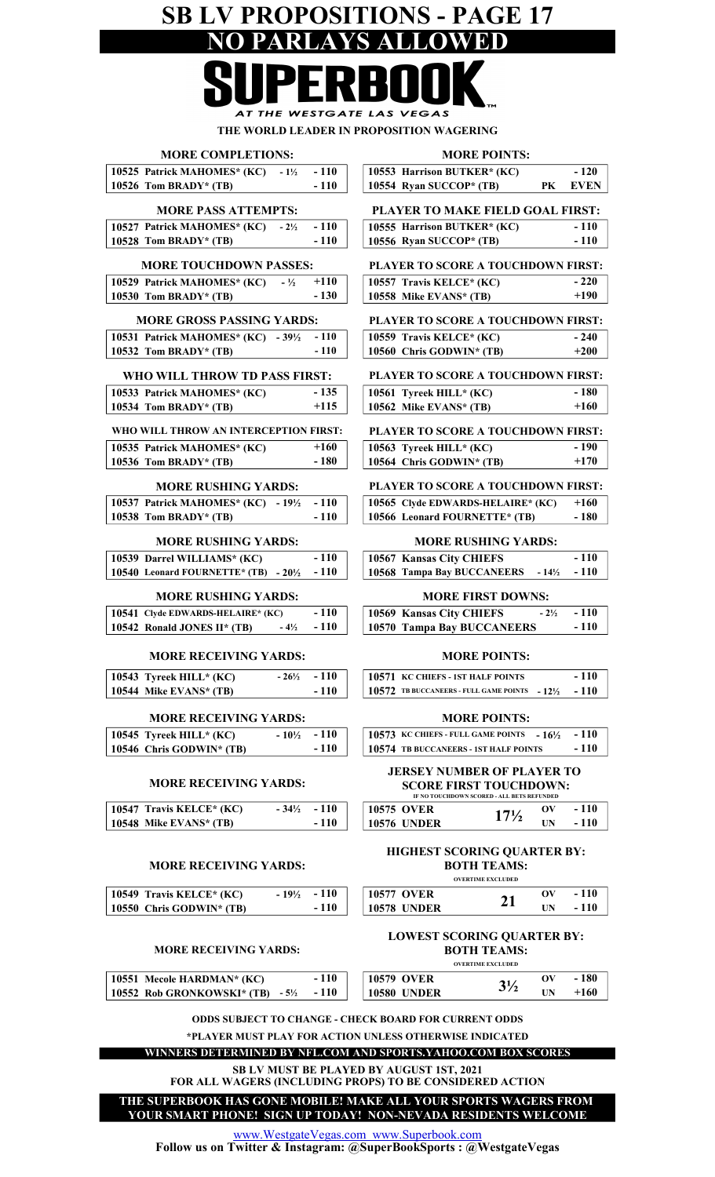# SB LV PROPOSITIONS - PAGE 17

## NO PARLAYS ALLOWED

**SUPERBOOK AT THE WESTGATE LAS VEGAS**

**THE WORLD LEADER IN PROPOSITION WAGERING**

### MORE COMPLETIONS:

| # | Player | Line | Odds |
|---|---|---|---|
| 10525 | Patrick MAHOMES* (KC) | - 1½ | - 110 |
| 10526 | Tom BRADY* (TB) | | - 110 |

### MORE PASS ATTEMPTS:

| # | Player | Line | Odds |
|---|---|---|---|
| 10527 | Patrick MAHOMES* (KC) | - 2½ | - 110 |
| 10528 | Tom BRADY* (TB) | | - 110 |

### MORE TOUCHDOWN PASSES:

| # | Player | Line | Odds |
|---|---|---|---|
| 10529 | Patrick MAHOMES* (KC) | - ½ | +110 |
| 10530 | Tom BRADY* (TB) | | - 130 |

### MORE GROSS PASSING YARDS:

| # | Player | Line | Odds |
|---|---|---|---|
| 10531 | Patrick MAHOMES* (KC) | - 39½ | - 110 |
| 10532 | Tom BRADY* (TB) | | - 110 |

### WHO WILL THROW TD PASS FIRST:

| # | Player | Odds |
|---|---|---|
| 10533 | Patrick MAHOMES* (KC) | - 135 |
| 10534 | Tom BRADY* (TB) | +115 |

### WHO WILL THROW AN INTERCEPTION FIRST:

| # | Player | Odds |
|---|---|---|
| 10535 | Patrick MAHOMES* (KC) | +160 |
| 10536 | Tom BRADY* (TB) | - 180 |

### MORE RUSHING YARDS:

| # | Player | Line | Odds |
|---|---|---|---|
| 10537 | Patrick MAHOMES* (KC) | - 19½ | - 110 |
| 10538 | Tom BRADY* (TB) | | - 110 |

### MORE RUSHING YARDS:

| # | Player | Line | Odds |
|---|---|---|---|
| 10539 | Darrel WILLIAMS* (KC) | | - 110 |
| 10540 | Leonard FOURNETTE* (TB) | - 20½ | - 110 |

### MORE RUSHING YARDS:

| # | Player | Line | Odds |
|---|---|---|---|
| 10541 | Clyde EDWARDS-HELAIRE* (KC) | | - 110 |
| 10542 | Ronald JONES II* (TB) | - 4½ | - 110 |

### MORE RECEIVING YARDS:

| # | Player | Line | Odds |
|---|---|---|---|
| 10543 | Tyreek HILL* (KC) | - 26½ | - 110 |
| 10544 | Mike EVANS* (TB) | | - 110 |

### MORE RECEIVING YARDS:

| # | Player | Line | Odds |
|---|---|---|---|
| 10545 | Tyreek HILL* (KC) | - 10½ | - 110 |
| 10546 | Chris GODWIN* (TB) | | - 110 |

### MORE RECEIVING YARDS:

| # | Player | Line | Odds |
|---|---|---|---|
| 10547 | Travis KELCE* (KC) | - 34½ | - 110 |
| 10548 | Mike EVANS* (TB) | | - 110 |

### MORE RECEIVING YARDS:

| # | Player | Line | Odds |
|---|---|---|---|
| 10549 | Travis KELCE* (KC) | - 19½ | - 110 |
| 10550 | Chris GODWIN* (TB) | | - 110 |

### MORE RECEIVING YARDS:

| # | Player | Line | Odds |
|---|---|---|---|
| 10551 | Mecole HARDMAN* (KC) | | - 110 |
| 10552 | Rob GRONKOWSKI* (TB) | - 5½ | - 110 |

### MORE POINTS:

| # | Player | Line | Odds |
|---|---|---|---|
| 10553 | Harrison BUTKER* (KC) | | - 120 |
| 10554 | Ryan SUCCOP* (TB) | PK | EVEN |

### PLAYER TO MAKE FIELD GOAL FIRST:

| # | Player | Odds |
|---|---|---|
| 10555 | Harrison BUTKER* (KC) | - 110 |
| 10556 | Ryan SUCCOP* (TB) | - 110 |

### PLAYER TO SCORE A TOUCHDOWN FIRST:

| # | Player | Odds |
|---|---|---|
| 10557 | Travis KELCE* (KC) | - 220 |
| 10558 | Mike EVANS* (TB) | +190 |

### PLAYER TO SCORE A TOUCHDOWN FIRST:

| # | Player | Odds |
|---|---|---|
| 10559 | Travis KELCE* (KC) | - 240 |
| 10560 | Chris GODWIN* (TB) | +200 |

### PLAYER TO SCORE A TOUCHDOWN FIRST:

| # | Player | Odds |
|---|---|---|
| 10561 | Tyreek HILL* (KC) | - 180 |
| 10562 | Mike EVANS* (TB) | +160 |

### PLAYER TO SCORE A TOUCHDOWN FIRST:

| # | Player | Odds |
|---|---|---|
| 10563 | Tyreek HILL* (KC) | - 190 |
| 10564 | Chris GODWIN* (TB) | +170 |

### PLAYER TO SCORE A TOUCHDOWN FIRST:

| # | Player | Odds |
|---|---|---|
| 10565 | Clyde EDWARDS-HELAIRE* (KC) | +160 |
| 10566 | Leonard FOURNETTE* (TB) | - 180 |

### MORE RUSHING YARDS:

| # | Team | Line | Odds |
|---|---|---|---|
| 10567 | Kansas City CHIEFS | | - 110 |
| 10568 | Tampa Bay BUCCANEERS | - 14½ | - 110 |

### MORE FIRST DOWNS:

| # | Team | Line | Odds |
|---|---|---|---|
| 10569 | Kansas City CHIEFS | - 2½ | - 110 |
| 10570 | Tampa Bay BUCCANEERS | | - 110 |

### MORE POINTS:

| # | Team | Line | Odds |
|---|---|---|---|
| 10571 | KC CHIEFS - 1ST HALF POINTS | | - 110 |
| 10572 | TB BUCCANEERS - FULL GAME POINTS | - 12½ | - 110 |

### MORE POINTS:

| # | Team | Line | Odds |
|---|---|---|---|
| 10573 | KC CHIEFS - FULL GAME POINTS | - 16½ | - 110 |
| 10574 | TB BUCCANEERS - 1ST HALF POINTS | | - 110 |

### JERSEY NUMBER OF PLAYER TO SCORE FIRST TOUCHDOWN:

IF NO TOUCHDOWN SCORED - ALL BETS REFUNDED

| # | | Line | | Odds |
|---|---|---|---|---|
| 10575 | OVER | 17½ | OV | - 110 |
| 10576 | UNDER | | UN | - 110 |

### HIGHEST SCORING QUARTER BY: BOTH TEAMS:

OVERTIME EXCLUDED

| # | | Line | | Odds |
|---|---|---|---|---|
| 10577 | OVER | 21 | OV | - 110 |
| 10578 | UNDER | | UN | - 110 |

### LOWEST SCORING QUARTER BY: BOTH TEAMS:

OVERTIME EXCLUDED

| # | | Line | | Odds |
|---|---|---|---|---|
| 10579 | OVER | 3½ | OV | - 180 |
| 10580 | UNDER | | UN | +160 |

**ODDS SUBJECT TO CHANGE - CHECK BOARD FOR CURRENT ODDS**

***PLAYER MUST PLAY FOR ACTION UNLESS OTHERWISE INDICATED**

**WINNERS DETERMINED BY NFL.COM AND SPORTS.YAHOO.COM BOX SCORES**

**SB LV MUST BE PLAYED BY AUGUST 1ST, 2021 FOR ALL WAGERS (INCLUDING PROPS) TO BE CONSIDERED ACTION**

**THE SUPERBOOK HAS GONE MOBILE! MAKE ALL YOUR SPORTS WAGERS FROM YOUR SMART PHONE! SIGN UP TODAY! NON-NEVADA RESIDENTS WELCOME**

www.WestgateVegas.com www.Superbook.com

**Follow us on Twitter & Instagram: @SuperBookSports : @WestgateVegas**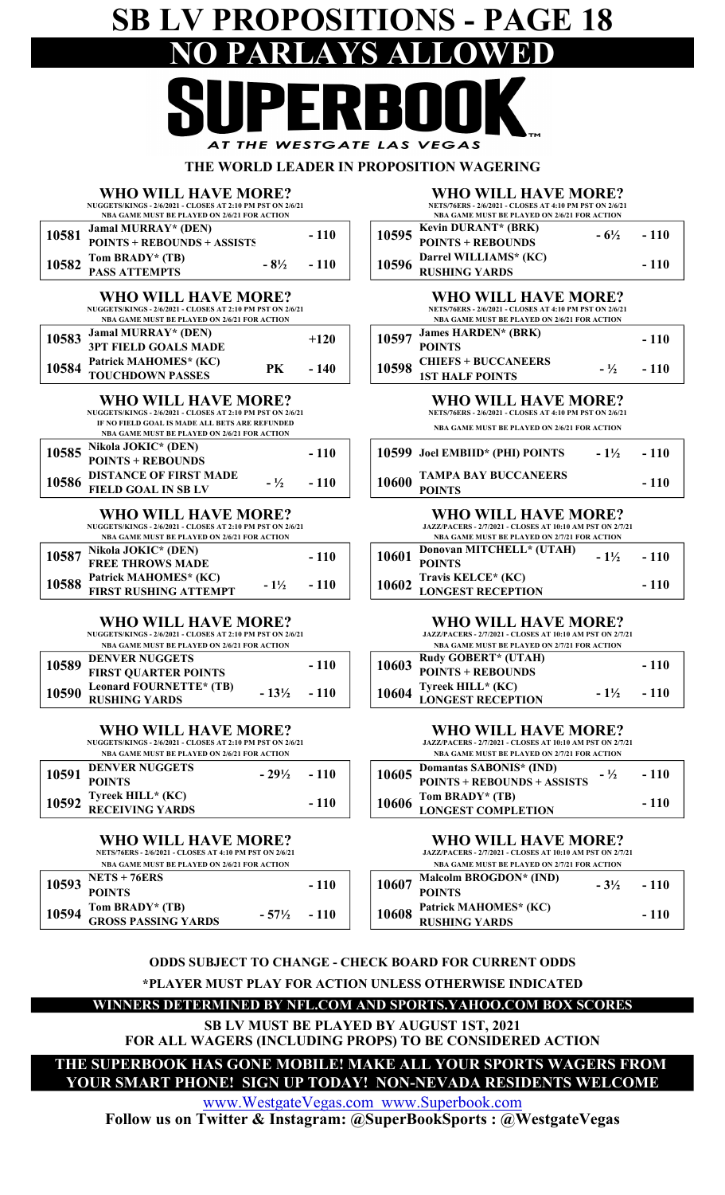# SB LV PROPOSITIONS - PAGE 18

## NO PARLAYS ALLOWED

# SUPERBOOK

AT THE WESTGATE LAS VEGAS

**THE WORLD LEADER IN PROPOSITION WAGERING**

### WHO WILL HAVE MORE?

NUGGETS/KINGS - 2/6/2021 - CLOSES AT 2:10 PM PST ON 2/6/21
NBA GAME MUST BE PLAYED ON 2/6/21 FOR ACTION

| # | Proposition | Line | Odds |
|---|---|---|---|
| 10581 | Jamal MURRAY* (DEN) POINTS + REBOUNDS + ASSISTS | | - 110 |
| 10582 | Tom BRADY* (TB) PASS ATTEMPTS | - 8½ | - 110 |

### WHO WILL HAVE MORE?

NUGGETS/KINGS - 2/6/2021 - CLOSES AT 2:10 PM PST ON 2/6/21
NBA GAME MUST BE PLAYED ON 2/6/21 FOR ACTION

| # | Proposition | Line | Odds |
|---|---|---|---|
| 10583 | Jamal MURRAY* (DEN) 3PT FIELD GOALS MADE | | +120 |
| 10584 | Patrick MAHOMES* (KC) TOUCHDOWN PASSES | PK | - 140 |

### WHO WILL HAVE MORE?

NUGGETS/KINGS - 2/6/2021 - CLOSES AT 2:10 PM PST ON 2/6/21
IF NO FIELD GOAL IS MADE ALL BETS ARE REFUNDED
NBA GAME MUST BE PLAYED ON 2/6/21 FOR ACTION

| # | Proposition | Line | Odds |
|---|---|---|---|
| 10585 | Nikola JOKIC* (DEN) POINTS + REBOUNDS | | - 110 |
| 10586 | DISTANCE OF FIRST MADE FIELD GOAL IN SB LV | - ½ | - 110 |

### WHO WILL HAVE MORE?

NUGGETS/KINGS - 2/6/2021 - CLOSES AT 2:10 PM PST ON 2/6/21
NBA GAME MUST BE PLAYED ON 2/6/21 FOR ACTION

| # | Proposition | Line | Odds |
|---|---|---|---|
| 10587 | Nikola JOKIC* (DEN) FREE THROWS MADE | | - 110 |
| 10588 | Patrick MAHOMES* (KC) FIRST RUSHING ATTEMPT | - 1½ | - 110 |

### WHO WILL HAVE MORE?

NUGGETS/KINGS - 2/6/2021 - CLOSES AT 2:10 PM PST ON 2/6/21
NBA GAME MUST BE PLAYED ON 2/6/21 FOR ACTION

| # | Proposition | Line | Odds |
|---|---|---|---|
| 10589 | DENVER NUGGETS FIRST QUARTER POINTS | | - 110 |
| 10590 | Leonard FOURNETTE* (TB) RUSHING YARDS | - 13½ | - 110 |

### WHO WILL HAVE MORE?

NUGGETS/KINGS - 2/6/2021 - CLOSES AT 2:10 PM PST ON 2/6/21
NBA GAME MUST BE PLAYED ON 2/6/21 FOR ACTION

| # | Proposition | Line | Odds |
|---|---|---|---|
| 10591 | DENVER NUGGETS POINTS | - 29½ | - 110 |
| 10592 | Tyreek HILL* (KC) RECEIVING YARDS | | - 110 |

### WHO WILL HAVE MORE?

NETS/76ERS - 2/6/2021 - CLOSES AT 4:10 PM PST ON 2/6/21
NBA GAME MUST BE PLAYED ON 2/6/21 FOR ACTION

| # | Proposition | Line | Odds |
|---|---|---|---|
| 10593 | NETS + 76ERS POINTS | | - 110 |
| 10594 | Tom BRADY* (TB) GROSS PASSING YARDS | - 57½ | - 110 |

### WHO WILL HAVE MORE?

NETS/76ERS - 2/6/2021 - CLOSES AT 4:10 PM PST ON 2/6/21
NBA GAME MUST BE PLAYED ON 2/6/21 FOR ACTION

| # | Proposition | Line | Odds |
|---|---|---|---|
| 10595 | Kevin DURANT* (BRK) POINTS + REBOUNDS | - 6½ | - 110 |
| 10596 | Darrel WILLIAMS* (KC) RUSHING YARDS | | - 110 |

### WHO WILL HAVE MORE?

NETS/76ERS - 2/6/2021 - CLOSES AT 4:10 PM PST ON 2/6/21
NBA GAME MUST BE PLAYED ON 2/6/21 FOR ACTION

| # | Proposition | Line | Odds |
|---|---|---|---|
| 10597 | James HARDEN* (BRK) POINTS | | - 110 |
| 10598 | CHIEFS + BUCCANEERS 1ST HALF POINTS | - ½ | - 110 |

### WHO WILL HAVE MORE?

NETS/76ERS - 2/6/2021 - CLOSES AT 4:10 PM PST ON 2/6/21
NBA GAME MUST BE PLAYED ON 2/6/21 FOR ACTION

| # | Proposition | Line | Odds |
|---|---|---|---|
| 10599 | Joel EMBIID* (PHI) POINTS | - 1½ | - 110 |
| 10600 | TAMPA BAY BUCCANEERS POINTS | | - 110 |

### WHO WILL HAVE MORE?

JAZZ/PACERS - 2/7/2021 - CLOSES AT 10:10 AM PST ON 2/7/21
NBA GAME MUST BE PLAYED ON 2/7/21 FOR ACTION

| # | Proposition | Line | Odds |
|---|---|---|---|
| 10601 | Donovan MITCHELL* (UTAH) POINTS | - 1½ | - 110 |
| 10602 | Travis KELCE* (KC) LONGEST RECEPTION | | - 110 |

### WHO WILL HAVE MORE?

JAZZ/PACERS - 2/7/2021 - CLOSES AT 10:10 AM PST ON 2/7/21
NBA GAME MUST BE PLAYED ON 2/7/21 FOR ACTION

| # | Proposition | Line | Odds |
|---|---|---|---|
| 10603 | Rudy GOBERT* (UTAH) POINTS + REBOUNDS | | - 110 |
| 10604 | Tyreek HILL* (KC) LONGEST RECEPTION | - 1½ | - 110 |

### WHO WILL HAVE MORE?

JAZZ/PACERS - 2/7/2021 - CLOSES AT 10:10 AM PST ON 2/7/21
NBA GAME MUST BE PLAYED ON 2/7/21 FOR ACTION

| # | Proposition | Line | Odds |
|---|---|---|---|
| 10605 | Domantas SABONIS* (IND) POINTS + REBOUNDS + ASSISTS | - ½ | - 110 |
| 10606 | Tom BRADY* (TB) LONGEST COMPLETION | | - 110 |

### WHO WILL HAVE MORE?

JAZZ/PACERS - 2/7/2021 - CLOSES AT 10:10 AM PST ON 2/7/21
NBA GAME MUST BE PLAYED ON 2/7/21 FOR ACTION

| # | Proposition | Line | Odds |
|---|---|---|---|
| 10607 | Malcolm BROGDON* (IND) POINTS | - 3½ | - 110 |
| 10608 | Patrick MAHOMES* (KC) RUSHING YARDS | | - 110 |

**ODDS SUBJECT TO CHANGE - CHECK BOARD FOR CURRENT ODDS**

***PLAYER MUST PLAY FOR ACTION UNLESS OTHERWISE INDICATED**

**WINNERS DETERMINED BY NFL.COM AND SPORTS.YAHOO.COM BOX SCORES**

**SB LV MUST BE PLAYED BY AUGUST 1ST, 2021**
**FOR ALL WAGERS (INCLUDING PROPS) TO BE CONSIDERED ACTION**

**THE SUPERBOOK HAS GONE MOBILE! MAKE ALL YOUR SPORTS WAGERS FROM YOUR SMART PHONE! SIGN UP TODAY! NON-NEVADA RESIDENTS WELCOME**

www.WestgateVegas.com www.Superbook.com

**Follow us on Twitter & Instagram: @SuperBookSports : @WestgateVegas**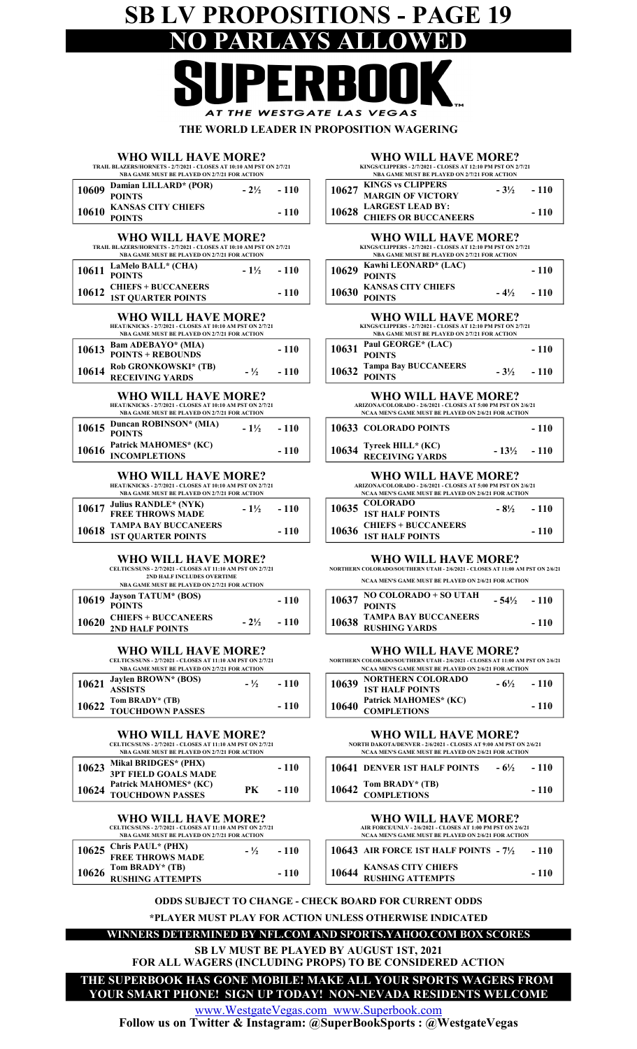# SB LV PROPOSITIONS - PAGE 19

## NO PARLAYS ALLOWED

**SUPERBOOK**

*AT THE WESTGATE LAS VEGAS*

**THE WORLD LEADER IN PROPOSITION WAGERING**

### WHO WILL HAVE MORE?

TRAIL BLAZERS/HORNETS - 2/7/2021 - CLOSES AT 10:10 AM PST ON 2/7/21
NBA GAME MUST BE PLAYED ON 2/7/21 FOR ACTION

| # | Proposition | Line | Odds |
|---|---|---|---|
| 10609 | Damian LILLARD* (POR) POINTS | - 2½ | - 110 |
| 10610 | KANSAS CITY CHIEFS POINTS | | - 110 |

### WHO WILL HAVE MORE?

TRAIL BLAZERS/HORNETS - 2/7/2021 - CLOSES AT 10:10 AM PST ON 2/7/21
NBA GAME MUST BE PLAYED ON 2/7/21 FOR ACTION

| # | Proposition | Line | Odds |
|---|---|---|---|
| 10611 | LaMelo BALL* (CHA) POINTS | - 1½ | - 110 |
| 10612 | CHIEFS + BUCCANEERS 1ST QUARTER POINTS | | - 110 |

### WHO WILL HAVE MORE?

HEAT/KNICKS - 2/7/2021 - CLOSES AT 10:10 AM PST ON 2/7/21
NBA GAME MUST BE PLAYED ON 2/7/21 FOR ACTION

| # | Proposition | Line | Odds |
|---|---|---|---|
| 10613 | Bam ADEBAYO* (MIA) POINTS + REBOUNDS | | - 110 |
| 10614 | Rob GRONKOWSKI* (TB) RECEIVING YARDS | - ½ | - 110 |

### WHO WILL HAVE MORE?

HEAT/KNICKS - 2/7/2021 - CLOSES AT 10:10 AM PST ON 2/7/21
NBA GAME MUST BE PLAYED ON 2/7/21 FOR ACTION

| # | Proposition | Line | Odds |
|---|---|---|---|
| 10615 | Duncan ROBINSON* (MIA) POINTS | - 1½ | - 110 |
| 10616 | Patrick MAHOMES* (KC) INCOMPLETIONS | | - 110 |

### WHO WILL HAVE MORE?

HEAT/KNICKS - 2/7/2021 - CLOSES AT 10:10 AM PST ON 2/7/21
NBA GAME MUST BE PLAYED ON 2/7/21 FOR ACTION

| # | Proposition | Line | Odds |
|---|---|---|---|
| 10617 | Julius RANDLE* (NYK) FREE THROWS MADE | - 1½ | - 110 |
| 10618 | TAMPA BAY BUCCANEERS 1ST QUARTER POINTS | | - 110 |

### WHO WILL HAVE MORE?

CELTICS/SUNS - 2/7/2021 - CLOSES AT 11:10 AM PST ON 2/7/21
2ND HALF INCLUDES OVERTIME
NBA GAME MUST BE PLAYED ON 2/7/21 FOR ACTION

| # | Proposition | Line | Odds |
|---|---|---|---|
| 10619 | Jayson TATUM* (BOS) POINTS | | - 110 |
| 10620 | CHIEFS + BUCCANEERS 2ND HALF POINTS | - 2½ | - 110 |

### WHO WILL HAVE MORE?

CELTICS/SUNS - 2/7/2021 - CLOSES AT 11:10 AM PST ON 2/7/21
NBA GAME MUST BE PLAYED ON 2/7/21 FOR ACTION

| # | Proposition | Line | Odds |
|---|---|---|---|
| 10621 | Jaylen BROWN* (BOS) ASSISTS | - ½ | - 110 |
| 10622 | Tom BRADY* (TB) TOUCHDOWN PASSES | | - 110 |

### WHO WILL HAVE MORE?

CELTICS/SUNS - 2/7/2021 - CLOSES AT 11:10 AM PST ON 2/7/21
NBA GAME MUST BE PLAYED ON 2/7/21 FOR ACTION

| # | Proposition | Line | Odds |
|---|---|---|---|
| 10623 | Mikal BRIDGES* (PHX) 3PT FIELD GOALS MADE | | - 110 |
| 10624 | Patrick MAHOMES* (KC) TOUCHDOWN PASSES | PK | - 110 |

### WHO WILL HAVE MORE?

CELTICS/SUNS - 2/7/2021 - CLOSES AT 11:10 AM PST ON 2/7/21
NBA GAME MUST BE PLAYED ON 2/7/21 FOR ACTION

| # | Proposition | Line | Odds |
|---|---|---|---|
| 10625 | Chris PAUL* (PHX) FREE THROWS MADE | - ½ | - 110 |
| 10626 | Tom BRADY* (TB) RUSHING ATTEMPTS | | - 110 |

### WHO WILL HAVE MORE?

KINGS/CLIPPERS - 2/7/2021 - CLOSES AT 12:10 PM PST ON 2/7/21
NBA GAME MUST BE PLAYED ON 2/7/21 FOR ACTION

| # | Proposition | Line | Odds |
|---|---|---|---|
| 10627 | KINGS vs CLIPPERS MARGIN OF VICTORY | - 3½ | - 110 |
| 10628 | LARGEST LEAD BY: CHIEFS OR BUCCANEERS | | - 110 |

### WHO WILL HAVE MORE?

KINGS/CLIPPERS - 2/7/2021 - CLOSES AT 12:10 PM PST ON 2/7/21
NBA GAME MUST BE PLAYED ON 2/7/21 FOR ACTION

| # | Proposition | Line | Odds |
|---|---|---|---|
| 10629 | Kawhi LEONARD* (LAC) POINTS | | - 110 |
| 10630 | KANSAS CITY CHIEFS POINTS | - 4½ | - 110 |

### WHO WILL HAVE MORE?

KINGS/CLIPPERS - 2/7/2021 - CLOSES AT 12:10 PM PST ON 2/7/21
NBA GAME MUST BE PLAYED ON 2/7/21 FOR ACTION

| # | Proposition | Line | Odds |
|---|---|---|---|
| 10631 | Paul GEORGE* (LAC) POINTS | | - 110 |
| 10632 | Tampa Bay BUCCANEERS POINTS | - 3½ | - 110 |

### WHO WILL HAVE MORE?

ARIZONA/COLORADO - 2/6/2021 - CLOSES AT 5:00 PM PST ON 2/6/21
NCAA MEN'S GAME MUST BE PLAYED ON 2/6/21 FOR ACTION

| # | Proposition | Line | Odds |
|---|---|---|---|
| 10633 | COLORADO POINTS | | - 110 |
| 10634 | Tyreek HILL* (KC) RECEIVING YARDS | - 13½ | - 110 |

### WHO WILL HAVE MORE?

ARIZONA/COLORADO - 2/6/2021 - CLOSES AT 5:00 PM PST ON 2/6/21
NCAA MEN'S GAME MUST BE PLAYED ON 2/6/21 FOR ACTION

| # | Proposition | Line | Odds |
|---|---|---|---|
| 10635 | COLORADO 1ST HALF POINTS | - 8½ | - 110 |
| 10636 | CHIEFS + BUCCANEERS 1ST HALF POINTS | | - 110 |

### WHO WILL HAVE MORE?

NORTHERN COLORADO/SOUTHERN UTAH - 2/6/2021 - CLOSES AT 11:00 AM PST ON 2/6/21
NCAA MEN'S GAME MUST BE PLAYED ON 2/6/21 FOR ACTION

| # | Proposition | Line | Odds |
|---|---|---|---|
| 10637 | NO COLORADO + SO UTAH POINTS | - 54½ | - 110 |
| 10638 | TAMPA BAY BUCCANEERS RUSHING YARDS | | - 110 |

### WHO WILL HAVE MORE?

NORTHERN COLORADO/SOUTHERN UTAH - 2/6/2021 - CLOSES AT 11:00 AM PST ON 2/6/21
NCAA MEN'S GAME MUST BE PLAYED ON 2/6/21 FOR ACTION

| # | Proposition | Line | Odds |
|---|---|---|---|
| 10639 | NORTHERN COLORADO 1ST HALF POINTS | - 6½ | - 110 |
| 10640 | Patrick MAHOMES* (KC) COMPLETIONS | | - 110 |

### WHO WILL HAVE MORE?

NORTH DAKOTA/DENVER - 2/6/2021 - CLOSES AT 9:00 AM PST ON 2/6/21
NCAA MEN'S GAME MUST BE PLAYED ON 2/6/21 FOR ACTION

| # | Proposition | Line | Odds |
|---|---|---|---|
| 10641 | DENVER 1ST HALF POINTS | - 6½ | - 110 |
| 10642 | Tom BRADY* (TB) COMPLETIONS | | - 110 |

### WHO WILL HAVE MORE?

AIR FORCE/UNLV - 2/6/2021 - CLOSES AT 1:00 PM PST ON 2/6/21
NCAA MEN'S GAME MUST BE PLAYED ON 2/6/21 FOR ACTION

| # | Proposition | Line | Odds |
|---|---|---|---|
| 10643 | AIR FORCE 1ST HALF POINTS | - 7½ | - 110 |
| 10644 | KANSAS CITY CHIEFS RUSHING ATTEMPTS | | - 110 |

**ODDS SUBJECT TO CHANGE - CHECK BOARD FOR CURRENT ODDS**

***PLAYER MUST PLAY FOR ACTION UNLESS OTHERWISE INDICATED**

**WINNERS DETERMINED BY NFL.COM AND SPORTS.YAHOO.COM BOX SCORES**

**SB LV MUST BE PLAYED BY AUGUST 1ST, 2021 FOR ALL WAGERS (INCLUDING PROPS) TO BE CONSIDERED ACTION**

**THE SUPERBOOK HAS GONE MOBILE! MAKE ALL YOUR SPORTS WAGERS FROM YOUR SMART PHONE! SIGN UP TODAY! NON-NEVADA RESIDENTS WELCOME**

www.WestgateVegas.com www.Superbook.com

**Follow us on Twitter & Instagram: @SuperBookSports : @WestgateVegas**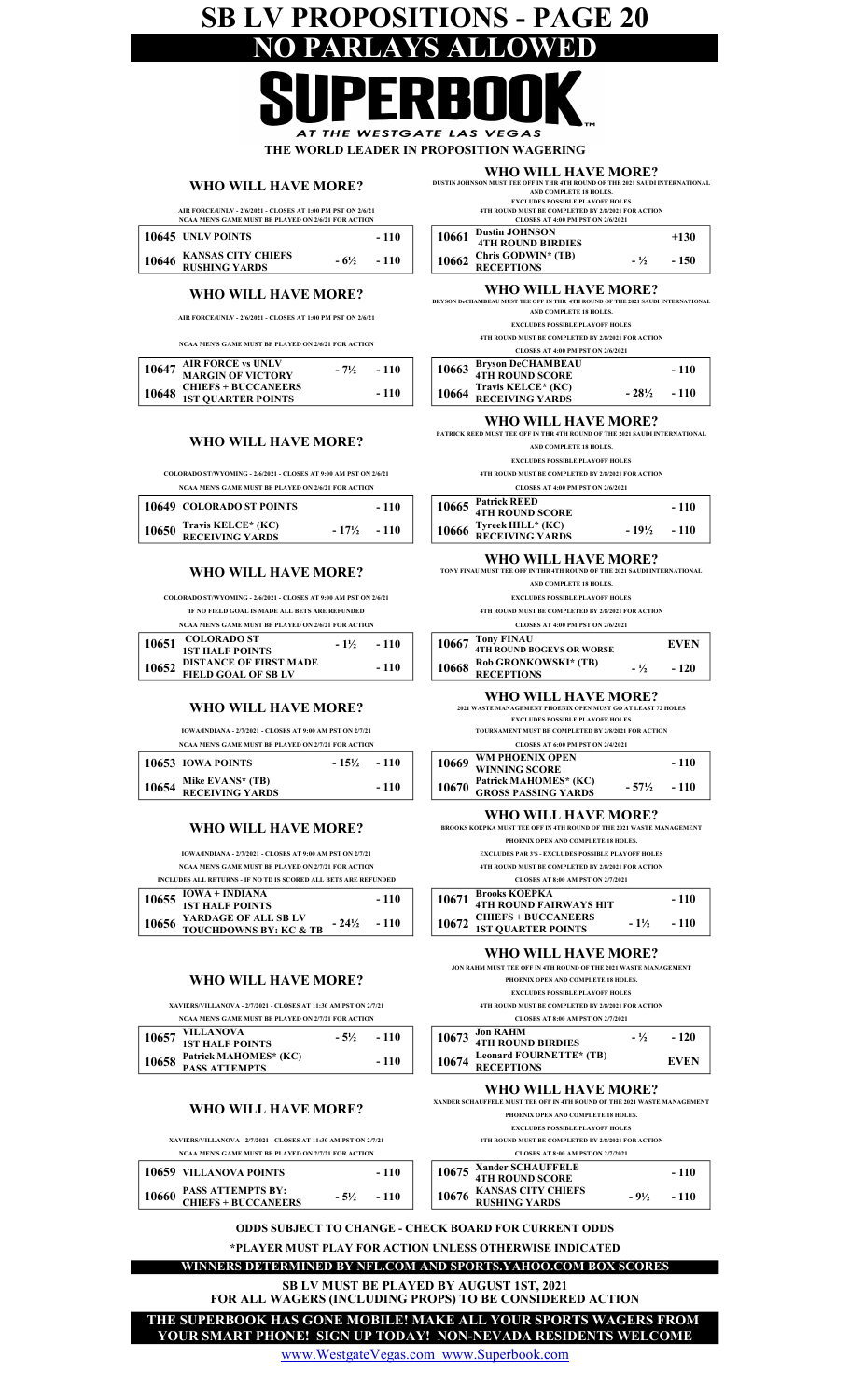# SB LV PROPOSITIONS - PAGE 20

# NO PARLAYS ALLOWED

# SUPERBOOK

*AT THE WESTGATE LAS VEGAS*

**THE WORLD LEADER IN PROPOSITION WAGERING**

## WHO WILL HAVE MORE?

AIR FORCE/UNLV - 2/6/2021 - CLOSES AT 1:00 PM PST ON 2/6/21
NCAA MEN'S GAME MUST BE PLAYED ON 2/6/21 FOR ACTION

| | | | |
|---|---|---|---|
| 10645 | UNLV POINTS | | - 110 |
| 10646 | KANSAS CITY CHIEFS RUSHING YARDS | - 6½ | - 110 |

## WHO WILL HAVE MORE?

AIR FORCE/UNLV - 2/6/2021 - CLOSES AT 1:00 PM PST ON 2/6/21

NCAA MEN'S GAME MUST BE PLAYED ON 2/6/21 FOR ACTION

| | | | |
|---|---|---|---|
| 10647 | AIR FORCE vs UNLV MARGIN OF VICTORY | - 7½ | - 110 |
| 10648 | CHIEFS + BUCCANEERS 1ST QUARTER POINTS | | - 110 |

## WHO WILL HAVE MORE?

COLORADO ST/WYOMING - 2/6/2021 - CLOSES AT 9:00 AM PST ON 2/6/21

NCAA MEN'S GAME MUST BE PLAYED ON 2/6/21 FOR ACTION

| | | | |
|---|---|---|---|
| 10649 | COLORADO ST POINTS | | - 110 |
| 10650 | Travis KELCE* (KC) RECEIVING YARDS | - 17½ | - 110 |

## WHO WILL HAVE MORE?

COLORADO ST/WYOMING - 2/6/2021 - CLOSES AT 9:00 AM PST ON 2/6/21

IF NO FIELD GOAL IS MADE ALL BETS ARE REFUNDED

NCAA MEN'S GAME MUST BE PLAYED ON 2/6/21 FOR ACTION

| | | | |
|---|---|---|---|
| 10651 | COLORADO ST 1ST HALF POINTS | - 1½ | - 110 |
| 10652 | DISTANCE OF FIRST MADE FIELD GOAL OF SB LV | | - 110 |

## WHO WILL HAVE MORE?

IOWA/INDIANA - 2/7/2021 - CLOSES AT 9:00 AM PST ON 2/7/21

NCAA MEN'S GAME MUST BE PLAYED ON 2/7/21 FOR ACTION

| | | | |
|---|---|---|---|
| 10653 | IOWA POINTS | - 15½ | - 110 |
| 10654 | Mike EVANS* (TB) RECEIVING YARDS | | - 110 |

## WHO WILL HAVE MORE?

IOWA/INDIANA - 2/7/2021 - CLOSES AT 9:00 AM PST ON 2/7/21

NCAA MEN'S GAME MUST BE PLAYED ON 2/7/21 FOR ACTION

INCLUDES ALL RETURNS - IF NO TD IS SCORED ALL BETS ARE REFUNDED

| | | | |
|---|---|---|---|
| 10655 | IOWA + INDIANA 1ST HALF POINTS | | - 110 |
| 10656 | YARDAGE OF ALL SB LV TOUCHDOWNS BY: KC & TB | - 24½ | - 110 |

## WHO WILL HAVE MORE?

XAVIER/VILLANOVA - 2/7/2021 - CLOSES AT 11:30 AM PST ON 2/7/21

NCAA MEN'S GAME MUST BE PLAYED ON 2/7/21 FOR ACTION

| | | | |
|---|---|---|---|
| 10657 | VILLANOVA 1ST HALF POINTS | - 5½ | - 110 |
| 10658 | Patrick MAHOMES* (KC) PASS ATTEMPTS | | - 110 |

## WHO WILL HAVE MORE?

XAVIER/VILLANOVA - 2/7/2021 - CLOSES AT 11:30 AM PST ON 2/7/21

NCAA MEN'S GAME MUST BE PLAYED ON 2/7/21 FOR ACTION

| | | | |
|---|---|---|---|
| 10659 | VILLANOVA POINTS | | - 110 |
| 10660 | PASS ATTEMPTS BY: CHIEFS + BUCCANEERS | - 5½ | - 110 |

## WHO WILL HAVE MORE?

DUSTIN JOHNSON MUST TEE OFF IN THR 4TH ROUND OF THE 2021 SAUDI INTERNATIONAL AND COMPLETE 18 HOLES.

EXCLUDES POSSIBLE PLAYOFF HOLES

4TH ROUND MUST BE COMPLETED BY 2/8/2021 FOR ACTION

CLOSES AT 4:00 PM PST ON 2/6/2021

| | | | |
|---|---|---|---|
| 10661 | Dustin JOHNSON 4TH ROUND BIRDIES | | +130 |
| 10662 | Chris GODWIN* (TB) RECEPTIONS | - ½ | - 150 |

## WHO WILL HAVE MORE?

BRYSON DeCHAMBEAU MUST TEE OFF IN THR 4TH ROUND OF THE 2021 SAUDI INTERNATIONAL AND COMPLETE 18 HOLES.

EXCLUDES POSSIBLE PLAYOFF HOLES

4TH ROUND MUST BE COMPLETED BY 2/8/2021 FOR ACTION

CLOSES AT 4:00 PM PST ON 2/6/2021

| | | | |
|---|---|---|---|
| 10663 | Bryson DeCHAMBEAU 4TH ROUND SCORE | | - 110 |
| 10664 | Travis KELCE* (KC) RECEIVING YARDS | - 28½ | - 110 |

## WHO WILL HAVE MORE?

PATRICK REED MUST TEE OFF IN THR 4TH ROUND OF THE 2021 SAUDI INTERNATIONAL AND COMPLETE 18 HOLES.

EXCLUDES POSSIBLE PLAYOFF HOLES

4TH ROUND MUST BE COMPLETED BY 2/8/2021 FOR ACTION

CLOSES AT 4:00 PM PST ON 2/6/2021

| | | | |
|---|---|---|---|
| 10665 | Patrick REED 4TH ROUND SCORE | | - 110 |
| 10666 | Tyreek HILL* (KC) RECEIVING YARDS | - 19½ | - 110 |

## WHO WILL HAVE MORE?

TONY FINAU MUST TEE OFF IN THR 4TH ROUND OF THE 2021 SAUDI INTERNATIONAL AND COMPLETE 18 HOLES.

EXCLUDES POSSIBLE PLAYOFF HOLES

4TH ROUND MUST BE COMPLETED BY 2/8/2021 FOR ACTION

CLOSES AT 4:00 PM PST ON 2/6/2021

| | | | |
|---|---|---|---|
| 10667 | Tony FINAU 4TH ROUND BOGEYS OR WORSE | | EVEN |
| 10668 | Rob GRONKOWSKI* (TB) RECEPTIONS | - ½ | - 120 |

## WHO WILL HAVE MORE?

2021 WASTE MANAGEMENT PHOENIX OPEN MUST GO AT LEAST 72 HOLES

EXCLUDES POSSIBLE PLAYOFF HOLES

TOURNAMENT MUST BE COMPLETED BY 2/8/2021 FOR ACTION

CLOSES AT 6:00 PM PST ON 2/4/2021

| | | | |
|---|---|---|---|
| 10669 | WM PHOENIX OPEN WINNING SCORE | | - 110 |
| 10670 | Patrick MAHOMES* (KC) GROSS PASSING YARDS | - 57½ | - 110 |

## WHO WILL HAVE MORE?

BROOKS KOEPKA MUST TEE OFF IN 4TH ROUND OF THE 2021 WASTE MANAGEMENT PHOENIX OPEN AND COMPLETE 18 HOLES.

EXCLUDES PAR 3'S - EXCLUDES POSSIBLE PLAYOFF HOLES

4TH ROUND MUST BE COMPLETED BY 2/8/2021 FOR ACTION

CLOSES AT 8:00 AM PST ON 2/7/2021

| | | | |
|---|---|---|---|
| 10671 | Brooks KOEPKA 4TH ROUND FAIRWAYS HIT | | - 110 |
| 10672 | CHIEFS + BUCCANEERS 1ST QUARTER POINTS | - 1½ | - 110 |

## WHO WILL HAVE MORE?

JON RAHM MUST TEE OFF IN 4TH ROUND OF THE 2021 WASTE MANAGEMENT PHOENIX OPEN AND COMPLETE 18 HOLES.

EXCLUDES POSSIBLE PLAYOFF HOLES

4TH ROUND MUST BE COMPLETED BY 2/8/2021 FOR ACTION

CLOSES AT 8:00 AM PST ON 2/7/2021

| | | | |
|---|---|---|---|
| 10673 | Jon RAHM 4TH ROUND BIRDIES | - ½ | - 120 |
| 10674 | Leonard FOURNETTE* (TB) RECEPTIONS | | EVEN |

## WHO WILL HAVE MORE?

XANDER SCHAUFFELE MUST TEE OFF IN 4TH ROUND OF THE 2021 WASTE MANAGEMENT PHOENIX OPEN AND COMPLETE 18 HOLES.

EXCLUDES POSSIBLE PLAYOFF HOLES

4TH ROUND MUST BE COMPLETED BY 2/8/2021 FOR ACTION

CLOSES AT 8:00 AM PST ON 2/7/2021

| | | | |
|---|---|---|---|
| 10675 | Xander SCHAUFFELE 4TH ROUND SCORE | | - 110 |
| 10676 | KANSAS CITY CHIEFS RUSHING YARDS | - 9½ | - 110 |

**ODDS SUBJECT TO CHANGE - CHECK BOARD FOR CURRENT ODDS**

***PLAYER MUST PLAY FOR ACTION UNLESS OTHERWISE INDICATED**

**WINNERS DETERMINED BY NFL.COM AND SPORTS.YAHOO.COM BOX SCORES**

**SB LV MUST BE PLAYED BY AUGUST 1ST, 2021 FOR ALL WAGERS (INCLUDING PROPS) TO BE CONSIDERED ACTION**

**THE SUPERBOOK HAS GONE MOBILE! MAKE ALL YOUR SPORTS WAGERS FROM YOUR SMART PHONE! SIGN UP TODAY! NON-NEVADA RESIDENTS WELCOME**

www.WestgateVegas.com www.Superbook.com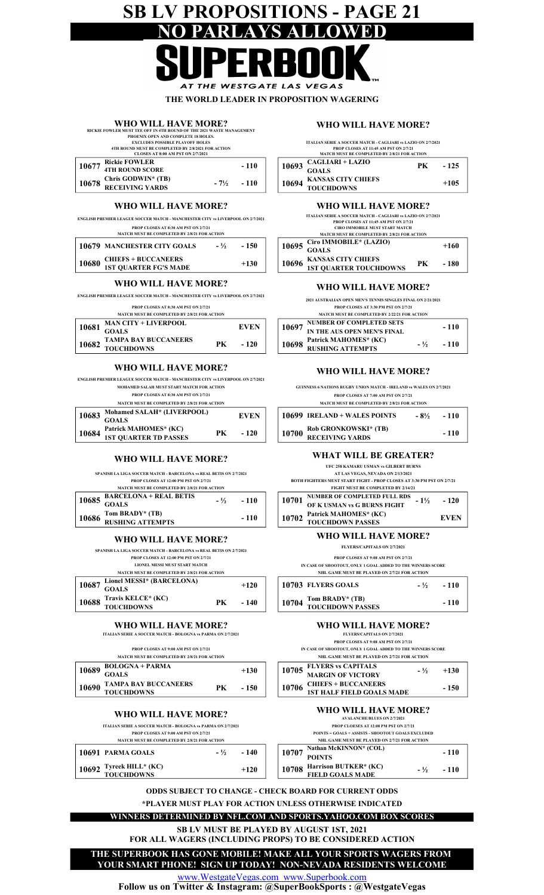# SB LV PROPOSITIONS - PAGE 21

## NO PARLAYS ALLOWED

# SUPERBOOK

AT THE WESTGATE LAS VEGAS

**THE WORLD LEADER IN PROPOSITION WAGERING**

### WHO WILL HAVE MORE?

RICKIE FOWLER MUST TEE OFF IN 4TH ROUND OF THE 2021 WASTE MANAGEMENT PHOENIX OPEN AND COMPLETE 18 HOLES.
EXCLUDES POSSIBLE PLAYOFF HOLES
4TH ROUND MUST BE COMPLETED BY 2/8/2021 FOR ACTION
CLOSES AT 8:00 AM PST ON 2/7/2021

| | | | |
|---|---|---|---|
| 10677 | Rickie FOWLER 4TH ROUND SCORE | | - 110 |
| 10678 | Chris GODWIN* (TB) RECEIVING YARDS | - 7½ | - 110 |

### WHO WILL HAVE MORE?

ENGLISH PREMIER LEAGUE SOCCER MATCH - MANCHESTER CITY vs LIVERPOOL ON 2/7/2021
PROP CLOSES AT 8:30 AM PST ON 2/7/21
MATCH MUST BE COMPLETED BY 2/8/21 FOR ACTION

| | | | |
|---|---|---|---|
| 10679 | MANCHESTER CITY GOALS | - ½ | - 150 |
| 10680 | CHIEFS + BUCCANEERS 1ST QUARTER FG'S MADE | | +130 |

### WHO WILL HAVE MORE?

ENGLISH PREMIER LEAGUE SOCCER MATCH - MANCHESTER CITY vs LIVERPOOL ON 2/7/2021
PROP CLOSES AT 8:30 AM PST ON 2/7/21
MATCH MUST BE COMPLETED BY 2/8/21 FOR ACTION

| | | | |
|---|---|---|---|
| 10681 | MAN CITY + LIVERPOOL GOALS | | EVEN |
| 10682 | TAMPA BAY BUCCANEERS TOUCHDOWNS | PK | - 120 |

### WHO WILL HAVE MORE?

ENGLISH PREMIER LEAGUE SOCCER MATCH - MANCHESTER CITY vs LIVERPOOL ON 2/7/2021
MOHAMED SALAH MUST START MATCH FOR ACTION
PROP CLOSES AT 8:30 AM PST ON 2/7/21
MATCH MUST BE COMPLETED BY 2/8/21 FOR ACTION

| | | | |
|---|---|---|---|
| 10683 | Mohamed SALAH* (LIVERPOOL) GOALS | | EVEN |
| 10684 | Patrick MAHOMES* (KC) 1ST QUARTER TD PASSES | PK | - 120 |

### WHO WILL HAVE MORE?

SPANISH LA LIGA SOCCER MATCH - BARCELONA vs REAL BETIS ON 2/7/2021
PROP CLOSES AT 12:00 PM PST ON 2/7/21
MATCH MUST BE COMPLETED BY 2/8/21 FOR ACTION

| | | | |
|---|---|---|---|
| 10685 | BARCELONA + REAL BETIS GOALS | - ½ | - 110 |
| 10686 | Tom BRADY* (TB) RUSHING ATTEMPTS | | - 110 |

### WHO WILL HAVE MORE?

SPANISH LA LIGA SOCCER MATCH - BARCELONA vs REAL BETIS ON 2/7/2021
PROP CLOSES AT 12:00 PM PST ON 2/7/21
LIONEL MESSI MUST START MATCH
MATCH MUST BE COMPLETED BY 2/8/21 FOR ACTION

| | | | |
|---|---|---|---|
| 10687 | Lionel MESSI* (BARCELONA) GOALS | | +120 |
| 10688 | Travis KELCE* (KC) TOUCHDOWNS | PK | - 140 |

### WHO WILL HAVE MORE?

ITALIAN SERIE A SOCCER MATCH - BOLOGNA vs PARMA ON 2/7/2021
PROP CLOSES AT 9:00 AM PST ON 2/7/21
MATCH MUST BE COMPLETED BY 2/8/21 FOR ACTION

| | | | |
|---|---|---|---|
| 10689 | BOLOGNA + PARMA GOALS | | +130 |
| 10690 | TAMPA BAY BUCCANEERS TOUCHDOWNS | PK | - 150 |

### WHO WILL HAVE MORE?

ITALIAN SERIE A SOCCER MATCH - BOLOGNA vs PARMA ON 2/7/2021
PROP CLOSES AT 9:00 AM PST ON 2/7/21
MATCH MUST BE COMPLETED BY 2/8/21 FOR ACTION

| | | | |
|---|---|---|---|
| 10691 | PARMA GOALS | - ½ | - 140 |
| 10692 | Tyreek HILL* (KC) TOUCHDOWNS | | +120 |

### WHO WILL HAVE MORE?

ITALIAN SERIE A SOCCER MATCH - CAGLIARI vs LAZIO ON 2/7/2021
PROP CLOSES AT 11:45 AM PST ON 2/7/21
MATCH MUST BE COMPLETED BY 2/8/21 FOR ACTION

| | | | |
|---|---|---|---|
| 10693 | CAGLIARI + LAZIO GOALS | PK | - 125 |
| 10694 | KANSAS CITY CHIEFS TOUCHDOWNS | | +105 |

### WHO WILL HAVE MORE?

ITALIAN SERIE A SOCCER MATCH - CAGLIARI vs LAZIO ON 2/7/2021
PROP CLOSES AT 11:45 AM PST ON 2/7/21
CIRO IMMOBILE MUST START MATCH
MATCH MUST BE COMPLETED BY 2/8/21 FOR ACTION

| | | | |
|---|---|---|---|
| 10695 | Ciro IMMOBILE* (LAZIO) GOALS | | +160 |
| 10696 | KANSAS CITY CHIEFS 1ST QUARTER TOUCHDOWNS | PK | - 180 |

### WHO WILL HAVE MORE?

2021 AUSTRALIAN OPEN MEN'S TENNIS SINGLES FINAL ON 2/21/2021
PROP CLOSES AT 3:30 PM PST ON 2/7/21
MATCH MUST BE COMPLETED BY 2/22/21 FOR ACTION

| | | | |
|---|---|---|---|
| 10697 | NUMBER OF COMPLETED SETS IN THE AUS OPEN MEN'S FINAL | | - 110 |
| 10698 | Patrick MAHOMES* (KC) RUSHING ATTEMPTS | - ½ | - 110 |

### WHO WILL HAVE MORE?

GUINNESS 6 NATIONS RUGBY UNION MATCH - IRELAND vs WALES ON 2/7/2021
PROP CLOSES AT 7:00 AM PST ON 2/7/21
MATCH MUST BE COMPLETED BY 2/8/21 FOR ACTION

| | | | |
|---|---|---|---|
| 10699 | IRELAND + WALES POINTS | - 8½ | - 110 |
| 10700 | Rob GRONKOWSKI* (TB) RECEIVING YARDS | | - 110 |

### WHAT WILL BE GREATER?

UFC 258 KAMARU USMAN vs GILBERT BURNS
AT LAS VEGAS, NEVADA ON 2/13/2021
BOTH FIGHTERS MUST START FIGHT - PROP CLOSES AT 3:30 PM PST ON 2/7/21
FIGHT MUST BE COMPLETED BY 2/14/21

| | | | |
|---|---|---|---|
| 10701 | NUMBER OF COMPLETED FULL RDS OF K USMAN vs G BURNS FIGHT | - 1½ | - 120 |
| 10702 | Patrick MAHOMES* (KC) TOUCHDOWN PASSES | | EVEN |

### WHO WILL HAVE MORE?

FLYERS/CAPITALS ON 2/7/2021
PROP CLOSES AT 9:08 AM PST ON 2/7/21
IN CASE OF SHOOTOUT, ONLY 1 GOAL ADDED TO THE WINNERS SCORE
NHL GAME MUST BE PLAYED ON 2/7/21 FOR ACTION

| | | | |
|---|---|---|---|
| 10703 | FLYERS GOALS | - ½ | - 110 |
| 10704 | Tom BRADY* (TB) TOUCHDOWN PASSES | | - 110 |

### WHO WILL HAVE MORE?

FLYERS/CAPITALS ON 2/7/2021
PROP CLOSES AT 9:08 AM PST ON 2/7/21
IN CASE OF SHOOTOUT, ONLY 1 GOAL ADDED TO THE WINNERS SCORE
NHL GAME MUST BE PLAYED ON 2/7/21 FOR ACTION

| | | | |
|---|---|---|---|
| 10705 | FLYERS vs CAPITALS MARGIN OF VICTORY | - ½ | +130 |
| 10706 | CHIEFS + BUCCANEERS 1ST HALF FIELD GOALS MADE | | - 150 |

### WHO WILL HAVE MORE?

AVALANCHE/BLUES ON 2/7/2021
PROP CLOESES AT 12:08 PM PST ON 2/7/21
POINTS = GOALS + ASSISTS - SHOOTOUT GOALS EXCLUDED
NHL GAME MUST BE PLAYED ON 2/7/21 FOR ACTION

| | | | |
|---|---|---|---|
| 10707 | Nathan McKINNON* (COL) POINTS | | - 110 |
| 10708 | Harrison BUTKER* (KC) FIELD GOALS MADE | - ½ | - 110 |

**ODDS SUBJECT TO CHANGE - CHECK BOARD FOR CURRENT ODDS**

***PLAYER MUST PLAY FOR ACTION UNLESS OTHERWISE INDICATED**

**WINNERS DETERMINED BY NFL.COM AND SPORTS.YAHOO.COM BOX SCORES**

**SB LV MUST BE PLAYED BY AUGUST 1ST, 2021**
**FOR ALL WAGERS (INCLUDING PROPS) TO BE CONSIDERED ACTION**

**THE SUPERBOOK HAS GONE MOBILE! MAKE ALL YOUR SPORTS WAGERS FROM YOUR SMART PHONE! SIGN UP TODAY! NON-NEVADA RESIDENTS WELCOME**

www.WestgateVegas.com www.Superbook.com

**Follow us on Twitter & Instagram: @SuperBookSports : @WestgateVegas**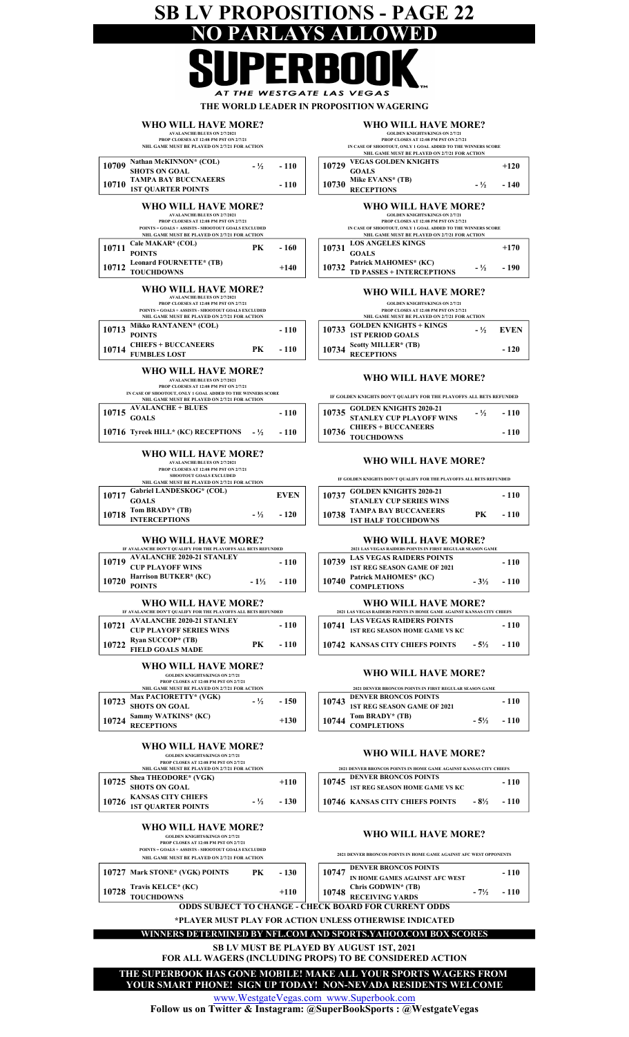# SB LV PROPOSITIONS - PAGE 22

## NO PARLAYS ALLOWED

# SUPERBOOK

*AT THE WESTGATE LAS VEGAS*

**THE WORLD LEADER IN PROPOSITION WAGERING**

### WHO WILL HAVE MORE?

AVALANCHE/BLUES ON 2/7/2021
PROP CLOSES AT 12:08 PM PST ON 2/7/21
NHL GAME MUST BE PLAYED ON 2/7/21 FOR ACTION

| # | Proposition | Line | Odds |
|---|---|---|---|
| 10709 | Nathan McKINNON* (COL) SHOTS ON GOAL | - ½ | - 110 |
| 10710 | TAMPA BAY BUCCNAEERS 1ST QUARTER POINTS | | - 110 |

### WHO WILL HAVE MORE?

AVALANCHE/BLUES ON 2/7/2021
PROP CLOSES AT 12:08 PM PST ON 2/7/21
POINTS = GOALS + ASSISTS - SHOOTOUT GOALS EXCLUDED
NHL GAME MUST BE PLAYED ON 2/7/21 FOR ACTION

| # | Proposition | Line | Odds |
|---|---|---|---|
| 10711 | Cale MAKAR* (COL) POINTS | PK | - 160 |
| 10712 | Leonard FOURNETTE* (TB) TOUCHDOWNS | | +140 |

### WHO WILL HAVE MORE?

AVALANCHE/BLUES ON 2/7/2021
PROP CLOSES AT 12:08 PM PST ON 2/7/21
POINTS = GOALS + ASSISTS - SHOOTOUT GOALS EXCLUDED
NHL GAME MUST BE PLAYED ON 2/7/21 FOR ACTION

| # | Proposition | Line | Odds |
|---|---|---|---|
| 10713 | Mikko RANTANEN* (COL) POINTS | | - 110 |
| 10714 | CHIEFS + BUCCANEERS FUMBLES LOST | PK | - 110 |

### WHO WILL HAVE MORE?

AVALANCHE/BLUES ON 2/7/2021
PROP CLOSES AT 12:08 PM PST ON 2/7/21
IN CASE OF SHOOTOUT, ONLY 1 GOAL ADDED TO THE WINNERS SCORE
NHL GAME MUST BE PLAYED ON 2/7/21 FOR ACTION

| # | Proposition | Line | Odds |
|---|---|---|---|
| 10715 | AVALANCHE + BLUES GOALS | | - 110 |
| 10716 | Tyreek HILL* (KC) RECEPTIONS | - ½ | - 110 |

### WHO WILL HAVE MORE?

AVALANCHE/BLUES ON 2/7/2021
PROP CLOSES AT 12:08 PM PST ON 2/7/21
SHOOTOUT GOALS EXCLUDED
NHL GAME MUST BE PLAYED ON 2/7/21 FOR ACTION

| # | Proposition | Line | Odds |
|---|---|---|---|
| 10717 | Gabriel LANDESKOG* (COL) GOALS | | EVEN |
| 10718 | Tom BRADY* (TB) INTERCEPTIONS | - ½ | - 120 |

### WHO WILL HAVE MORE?

IF AVALANCHE DON'T QUALIFY FOR THE PLAYOFFS ALL BETS REFUNDED

| # | Proposition | Line | Odds |
|---|---|---|---|
| 10719 | AVALANCHE 2020-21 STANLEY CUP PLAYOFF WINS | | - 110 |
| 10720 | Harrison BUTKER* (KC) POINTS | - 1½ | - 110 |

### WHO WILL HAVE MORE?

IF AVALANCHE DON'T QUALIFY FOR THE PLAYOFFS ALL BETS REFUNDED

| # | Proposition | Line | Odds |
|---|---|---|---|
| 10721 | AVALANCHE 2020-21 STANLEY CUP PLAYOFF SERIES WINS | | - 110 |
| 10722 | Ryan SUCCOP* (TB) FIELD GOALS MADE | PK | - 110 |

### WHO WILL HAVE MORE?

GOLDEN KNIGHTS/KINGS ON 2/7/21
PROP CLOSES AT 12:08 PM PST ON 2/7/21
NHL GAME MUST BE PLAYED ON 2/7/21 FOR ACTION

| # | Proposition | Line | Odds |
|---|---|---|---|
| 10723 | Max PACIORETTY* (VGK) SHOTS ON GOAL | - ½ | - 150 |
| 10724 | Sammy WATKINS* (KC) RECEPTIONS | | +130 |

### WHO WILL HAVE MORE?

GOLDEN KNIGHTS/KINGS ON 2/7/21
PROP CLOSES AT 12:08 PM PST ON 2/7/21
NHL GAME MUST BE PLAYED ON 2/7/21 FOR ACTION

| # | Proposition | Line | Odds |
|---|---|---|---|
| 10725 | Shea THEODORE* (VGK) SHOTS ON GOAL | | +110 |
| 10726 | KANSAS CITY CHIEFS 1ST QUARTER POINTS | - ½ | - 130 |

### WHO WILL HAVE MORE?

GOLDEN KNIGHTS/KINGS ON 2/7/21
PROP CLOSES AT 12:08 PM PST ON 2/7/21
POINTS = GOALS + ASSISTS - SHOOTOUT GOALS EXCLUDED
NHL GAME MUST BE PLAYED ON 2/7/21 FOR ACTION

| # | Proposition | Line | Odds |
|---|---|---|---|
| 10727 | Mark STONE* (VGK) POINTS | PK | - 130 |
| 10728 | Travis KELCE* (KC) TOUCHDOWNS | | +110 |

### WHO WILL HAVE MORE?

GOLDEN KNIGHTS/KINGS ON 2/7/21
PROP CLOSES AT 12:08 PM PST ON 2/7/21
IN CASE OF SHOOTOUT, ONLY 1 GOAL ADDED TO THE WINNERS SCORE
NHL GAME MUST BE PLAYED ON 2/7/21 FOR ACTION

| # | Proposition | Line | Odds |
|---|---|---|---|
| 10729 | VEGAS GOLDEN KNIGHTS GOALS | | +120 |
| 10730 | Mike EVANS* (TB) RECEPTIONS | - ½ | - 140 |

### WHO WILL HAVE MORE?

GOLDEN KNIGHTS/KINGS ON 2/7/21
PROP CLOSES AT 12:08 PM PST ON 2/7/21
IN CASE OF SHOOTOUT, ONLY 1 GOAL ADDED TO THE WINNERS SCORE
NHL GAME MUST BE PLAYED ON 2/7/21 FOR ACTION

| # | Proposition | Line | Odds |
|---|---|---|---|
| 10731 | LOS ANGELES KINGS GOALS | | +170 |
| 10732 | Patrick MAHOMES* (KC) TD PASSES + INTERCEPTIONS | - ½ | - 190 |

### WHO WILL HAVE MORE?

GOLDEN KNIGHTS/KINGS ON 2/7/21
PROP CLOSES AT 12:08 PM PST ON 2/7/21
NHL GAME MUST BE PLAYED ON 2/7/21 FOR ACTION

| # | Proposition | Line | Odds |
|---|---|---|---|
| 10733 | GOLDEN KNIGHTS + KINGS 1ST PERIOD GOALS | - ½ | EVEN |
| 10734 | Scotty MILLER* (TB) RECEPTIONS | | - 120 |

### WHO WILL HAVE MORE?

IF GOLDEN KNIGHTS DON'T QUALIFY FOR THE PLAYOFFS ALL BETS REFUNDED

| # | Proposition | Line | Odds |
|---|---|---|---|
| 10735 | GOLDEN KNIGHTS 2020-21 STANLEY CUP PLAYOFF WINS | - ½ | - 110 |
| 10736 | CHIEFS + BUCCANEERS TOUCHDOWNS | | - 110 |

### WHO WILL HAVE MORE?

IF GOLDEN KNIGHTS DON'T QUALIFY FOR THE PLAYOFFS ALL BETS REFUNDED

| # | Proposition | Line | Odds |
|---|---|---|---|
| 10737 | GOLDEN KNIGHTS 2020-21 STANLEY CUP SERIES WINS | | - 110 |
| 10738 | TAMPA BAY BUCCANEERS 1ST HALF TOUCHDOWNS | PK | - 110 |

### WHO WILL HAVE MORE?

2021 LAS VEGAS RAIDERS POINTS IN FIRST REGULAR SEASON GAME

| # | Proposition | Line | Odds |
|---|---|---|---|
| 10739 | LAS VEGAS RAIDERS POINTS 1ST REG SEASON GAME OF 2021 | | - 110 |
| 10740 | Patrick MAHOMES* (KC) COMPLETIONS | - 3½ | - 110 |

### WHO WILL HAVE MORE?

2021 LAS VEGAS RAIDERS POINTS IN HOME GAME AGAINST KANSAS CITY CHIEFS

| # | Proposition | Line | Odds |
|---|---|---|---|
| 10741 | LAS VEGAS RAIDERS POINTS 1ST REG SEASON HOME GAME VS KC | | - 110 |
| 10742 | KANSAS CITY CHIEFS POINTS | - 5½ | - 110 |

### WHO WILL HAVE MORE?

2021 DENVER BRONCOS POINTS IN FIRST REGULAR SEASON GAME

| # | Proposition | Line | Odds |
|---|---|---|---|
| 10743 | DENVER BRONCOS POINTS 1ST REG SEASON GAME OF 2021 | | - 110 |
| 10744 | Tom BRADY* (TB) COMPLETIONS | - 5½ | - 110 |

### WHO WILL HAVE MORE?

2021 DENVER BRONCOS POINTS IN HOME GAME AGAINST KANSAS CITY CHIEFS

| # | Proposition | Line | Odds |
|---|---|---|---|
| 10745 | DENVER BRONCOS POINTS 1ST REG SEASON HOME GAME VS KC | | - 110 |
| 10746 | KANSAS CITY CHIEFS POINTS | - 8½ | - 110 |

### WHO WILL HAVE MORE?

2021 DENVER BRONCOS POINTS IN HOME GAME AGAINST AFC WEST OPPONENTS

| # | Proposition | Line | Odds |
|---|---|---|---|
| 10747 | DENVER BRONCOS POINTS IN HOME GAMES AGAINST AFC WEST | | - 110 |
| 10748 | Chris GODWIN* (TB) RECEIVING YARDS | - 7½ | - 110 |

**ODDS SUBJECT TO CHANGE - CHECK BOARD FOR CURRENT ODDS**

***PLAYER MUST PLAY FOR ACTION UNLESS OTHERWISE INDICATED**

**WINNERS DETERMINED BY NFL.COM AND SPORTS.YAHOO.COM BOX SCORES**

**SB LV MUST BE PLAYED BY AUGUST 1ST, 2021**
**FOR ALL WAGERS (INCLUDING PROPS) TO BE CONSIDERED ACTION**

**THE SUPERBOOK HAS GONE MOBILE! MAKE ALL YOUR SPORTS WAGERS FROM YOUR SMART PHONE! SIGN UP TODAY! NON-NEVADA RESIDENTS WELCOME**

www.WestgateVegas.com www.Superbook.com

**Follow us on Twitter & Instagram: @SuperBookSports : @WestgateVegas**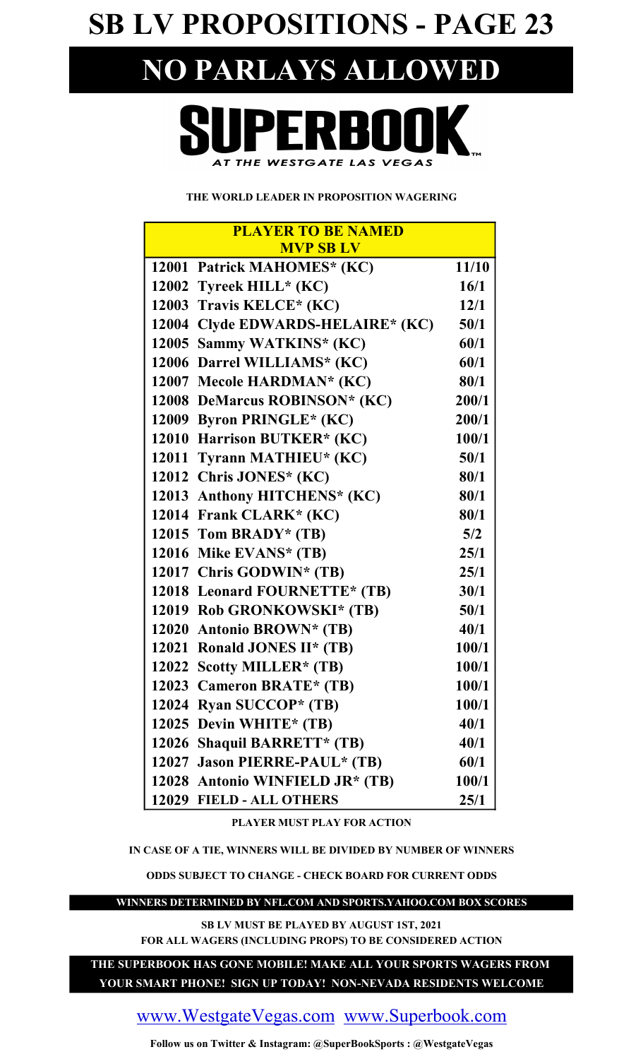# SB LV PROPOSITIONS - PAGE 23

# NO PARLAYS ALLOWED

# SUPERBOOK

AT THE WESTGATE LAS VEGAS

**THE WORLD LEADER IN PROPOSITION WAGERING**

| PLAYER TO BE NAMED MVP SB LV | |
|---|---|
| 12001 Patrick MAHOMES* (KC) | 11/10 |
| 12002 Tyreek HILL* (KC) | 16/1 |
| 12003 Travis KELCE* (KC) | 12/1 |
| 12004 Clyde EDWARDS-HELAIRE* (KC) | 50/1 |
| 12005 Sammy WATKINS* (KC) | 60/1 |
| 12006 Darrel WILLIAMS* (KC) | 60/1 |
| 12007 Mecole HARDMAN* (KC) | 80/1 |
| 12008 DeMarcus ROBINSON* (KC) | 200/1 |
| 12009 Byron PRINGLE* (KC) | 200/1 |
| 12010 Harrison BUTKER* (KC) | 100/1 |
| 12011 Tyrann MATHIEU* (KC) | 50/1 |
| 12012 Chris JONES* (KC) | 80/1 |
| 12013 Anthony HITCHENS* (KC) | 80/1 |
| 12014 Frank CLARK* (KC) | 80/1 |
| 12015 Tom BRADY* (TB) | 5/2 |
| 12016 Mike EVANS* (TB) | 25/1 |
| 12017 Chris GODWIN* (TB) | 25/1 |
| 12018 Leonard FOURNETTE* (TB) | 30/1 |
| 12019 Rob GRONKOWSKI* (TB) | 50/1 |
| 12020 Antonio BROWN* (TB) | 40/1 |
| 12021 Ronald JONES II* (TB) | 100/1 |
| 12022 Scotty MILLER* (TB) | 100/1 |
| 12023 Cameron BRATE* (TB) | 100/1 |
| 12024 Ryan SUCCOP* (TB) | 100/1 |
| 12025 Devin WHITE* (TB) | 40/1 |
| 12026 Shaquil BARRETT* (TB) | 40/1 |
| 12027 Jason PIERRE-PAUL* (TB) | 60/1 |
| 12028 Antonio WINFIELD JR* (TB) | 100/1 |
| 12029 FIELD - ALL OTHERS | 25/1 |

**PLAYER MUST PLAY FOR ACTION**

**IN CASE OF A TIE, WINNERS WILL BE DIVIDED BY NUMBER OF WINNERS**

**ODDS SUBJECT TO CHANGE - CHECK BOARD FOR CURRENT ODDS**

**WINNERS DETERMINED BY NFL.COM AND SPORTS.YAHOO.COM BOX SCORES**

**SB LV MUST BE PLAYED BY AUGUST 1ST, 2021**
**FOR ALL WAGERS (INCLUDING PROPS) TO BE CONSIDERED ACTION**

**THE SUPERBOOK HAS GONE MOBILE! MAKE ALL YOUR SPORTS WAGERS FROM YOUR SMART PHONE! SIGN UP TODAY! NON-NEVADA RESIDENTS WELCOME**

www.WestgateVegas.com www.Superbook.com

**Follow us on Twitter & Instagram: @SuperBookSports : @WestgateVegas**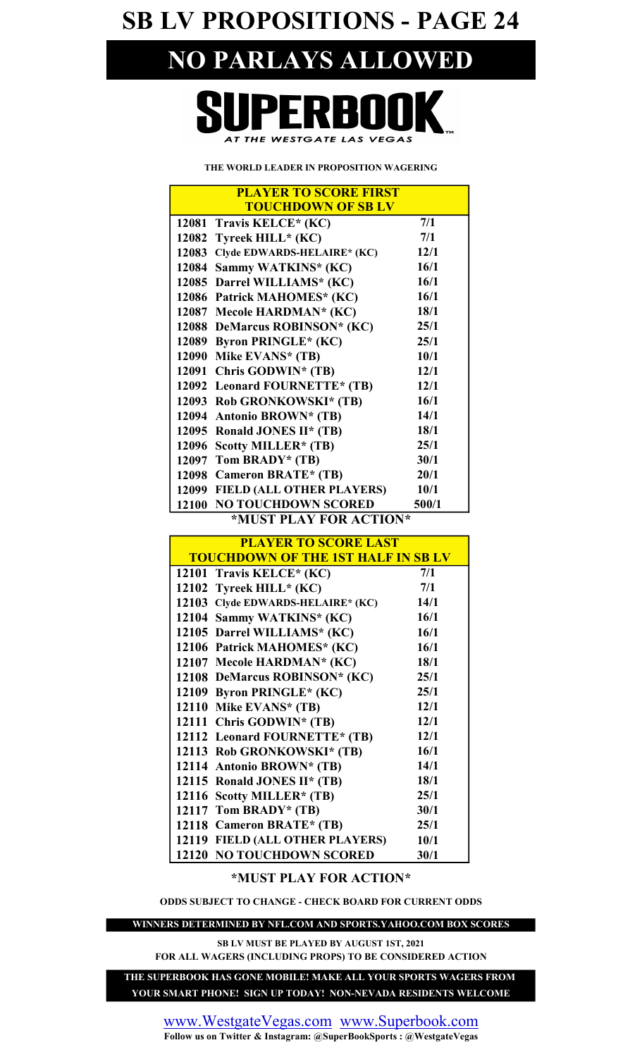# SB LV PROPOSITIONS - PAGE 24

## NO PARLAYS ALLOWED

**SUPERBOOK**
*AT THE WESTGATE LAS VEGAS*

**THE WORLD LEADER IN PROPOSITION WAGERING**

| PLAYER TO SCORE FIRST TOUCHDOWN OF SB LV | | |
|---|---|---|
| 12081 | Travis KELCE* (KC) | 7/1 |
| 12082 | Tyreek HILL* (KC) | 7/1 |
| 12083 | Clyde EDWARDS-HELAIRE* (KC) | 12/1 |
| 12084 | Sammy WATKINS* (KC) | 16/1 |
| 12085 | Darrel WILLIAMS* (KC) | 16/1 |
| 12086 | Patrick MAHOMES* (KC) | 16/1 |
| 12087 | Mecole HARDMAN* (KC) | 18/1 |
| 12088 | DeMarcus ROBINSON* (KC) | 25/1 |
| 12089 | Byron PRINGLE* (KC) | 25/1 |
| 12090 | Mike EVANS* (TB) | 10/1 |
| 12091 | Chris GODWIN* (TB) | 12/1 |
| 12092 | Leonard FOURNETTE* (TB) | 12/1 |
| 12093 | Rob GRONKOWSKI* (TB) | 16/1 |
| 12094 | Antonio BROWN* (TB) | 14/1 |
| 12095 | Ronald JONES II* (TB) | 18/1 |
| 12096 | Scotty MILLER* (TB) | 25/1 |
| 12097 | Tom BRADY* (TB) | 30/1 |
| 12098 | Cameron BRATE* (TB) | 20/1 |
| 12099 | FIELD (ALL OTHER PLAYERS) | 10/1 |
| 12100 | NO TOUCHDOWN SCORED | 500/1 |

**\*MUST PLAY FOR ACTION\***

| PLAYER TO SCORE LAST TOUCHDOWN OF THE 1ST HALF IN SB LV | | |
|---|---|---|
| 12101 | Travis KELCE* (KC) | 7/1 |
| 12102 | Tyreek HILL* (KC) | 7/1 |
| 12103 | Clyde EDWARDS-HELAIRE* (KC) | 14/1 |
| 12104 | Sammy WATKINS* (KC) | 16/1 |
| 12105 | Darrel WILLIAMS* (KC) | 16/1 |
| 12106 | Patrick MAHOMES* (KC) | 16/1 |
| 12107 | Mecole HARDMAN* (KC) | 18/1 |
| 12108 | DeMarcus ROBINSON* (KC) | 25/1 |
| 12109 | Byron PRINGLE* (KC) | 25/1 |
| 12110 | Mike EVANS* (TB) | 12/1 |
| 12111 | Chris GODWIN* (TB) | 12/1 |
| 12112 | Leonard FOURNETTE* (TB) | 12/1 |
| 12113 | Rob GRONKOWSKI* (TB) | 16/1 |
| 12114 | Antonio BROWN* (TB) | 14/1 |
| 12115 | Ronald JONES II* (TB) | 18/1 |
| 12116 | Scotty MILLER* (TB) | 25/1 |
| 12117 | Tom BRADY* (TB) | 30/1 |
| 12118 | Cameron BRATE* (TB) | 25/1 |
| 12119 | FIELD (ALL OTHER PLAYERS) | 10/1 |
| 12120 | NO TOUCHDOWN SCORED | 30/1 |

**\*MUST PLAY FOR ACTION\***

**ODDS SUBJECT TO CHANGE - CHECK BOARD FOR CURRENT ODDS**

**WINNERS DETERMINED BY NFL.COM AND SPORTS.YAHOO.COM BOX SCORES**

**SB LV MUST BE PLAYED BY AUGUST 1ST, 2021**
**FOR ALL WAGERS (INCLUDING PROPS) TO BE CONSIDERED ACTION**

**THE SUPERBOOK HAS GONE MOBILE! MAKE ALL YOUR SPORTS WAGERS FROM YOUR SMART PHONE! SIGN UP TODAY! NON-NEVADA RESIDENTS WELCOME**

www.WestgateVegas.com www.Superbook.com
**Follow us on Twitter & Instagram: @SuperBookSports : @WestgateVegas**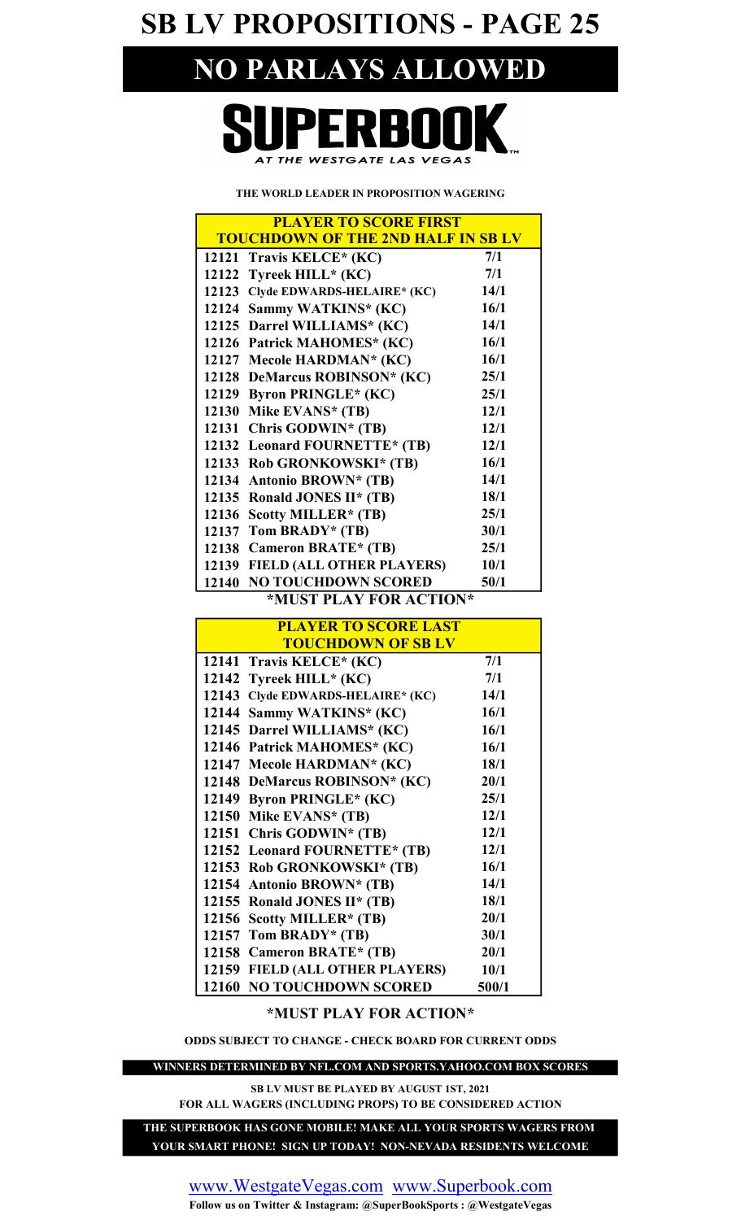# SB LV PROPOSITIONS - PAGE 25

# NO PARLAYS ALLOWED

## SUPERBOOK

AT THE WESTGATE LAS VEGAS

**THE WORLD LEADER IN PROPOSITION WAGERING**

| PLAYER TO SCORE FIRST TOUCHDOWN OF THE 2ND HALF IN SB LV | | |
|---|---|---|
| 12121 | Travis KELCE* (KC) | 7/1 |
| 12122 | Tyreek HILL* (KC) | 7/1 |
| 12123 | Clyde EDWARDS-HELAIRE* (KC) | 14/1 |
| 12124 | Sammy WATKINS* (KC) | 16/1 |
| 12125 | Darrel WILLIAMS* (KC) | 14/1 |
| 12126 | Patrick MAHOMES* (KC) | 16/1 |
| 12127 | Mecole HARDMAN* (KC) | 16/1 |
| 12128 | DeMarcus ROBINSON* (KC) | 25/1 |
| 12129 | Byron PRINGLE* (KC) | 25/1 |
| 12130 | Mike EVANS* (TB) | 12/1 |
| 12131 | Chris GODWIN* (TB) | 12/1 |
| 12132 | Leonard FOURNETTE* (TB) | 12/1 |
| 12133 | Rob GRONKOWSKI* (TB) | 16/1 |
| 12134 | Antonio BROWN* (TB) | 14/1 |
| 12135 | Ronald JONES II* (TB) | 18/1 |
| 12136 | Scotty MILLER* (TB) | 25/1 |
| 12137 | Tom BRADY* (TB) | 30/1 |
| 12138 | Cameron BRATE* (TB) | 25/1 |
| 12139 | FIELD (ALL OTHER PLAYERS) | 10/1 |
| 12140 | NO TOUCHDOWN SCORED | 50/1 |

**\*MUST PLAY FOR ACTION\***

| PLAYER TO SCORE LAST TOUCHDOWN OF SB LV | | |
|---|---|---|
| 12141 | Travis KELCE* (KC) | 7/1 |
| 12142 | Tyreek HILL* (KC) | 7/1 |
| 12143 | Clyde EDWARDS-HELAIRE* (KC) | 14/1 |
| 12144 | Sammy WATKINS* (KC) | 16/1 |
| 12145 | Darrel WILLIAMS* (KC) | 16/1 |
| 12146 | Patrick MAHOMES* (KC) | 16/1 |
| 12147 | Mecole HARDMAN* (KC) | 18/1 |
| 12148 | DeMarcus ROBINSON* (KC) | 20/1 |
| 12149 | Byron PRINGLE* (KC) | 25/1 |
| 12150 | Mike EVANS* (TB) | 12/1 |
| 12151 | Chris GODWIN* (TB) | 12/1 |
| 12152 | Leonard FOURNETTE* (TB) | 12/1 |
| 12153 | Rob GRONKOWSKI* (TB) | 16/1 |
| 12154 | Antonio BROWN* (TB) | 14/1 |
| 12155 | Ronald JONES II* (TB) | 18/1 |
| 12156 | Scotty MILLER* (TB) | 20/1 |
| 12157 | Tom BRADY* (TB) | 30/1 |
| 12158 | Cameron BRATE* (TB) | 20/1 |
| 12159 | FIELD (ALL OTHER PLAYERS) | 10/1 |
| 12160 | NO TOUCHDOWN SCORED | 500/1 |

**\*MUST PLAY FOR ACTION\***

**ODDS SUBJECT TO CHANGE - CHECK BOARD FOR CURRENT ODDS**

**WINNERS DETERMINED BY NFL.COM AND SPORTS.YAHOO.COM BOX SCORES**

**SB LV MUST BE PLAYED BY AUGUST 1ST, 2021**
**FOR ALL WAGERS (INCLUDING PROPS) TO BE CONSIDERED ACTION**

**THE SUPERBOOK HAS GONE MOBILE! MAKE ALL YOUR SPORTS WAGERS FROM YOUR SMART PHONE! SIGN UP TODAY! NON-NEVADA RESIDENTS WELCOME**

www.WestgateVegas.com www.Superbook.com

**Follow us on Twitter & Instagram: @SuperBookSports : @WestgateVegas**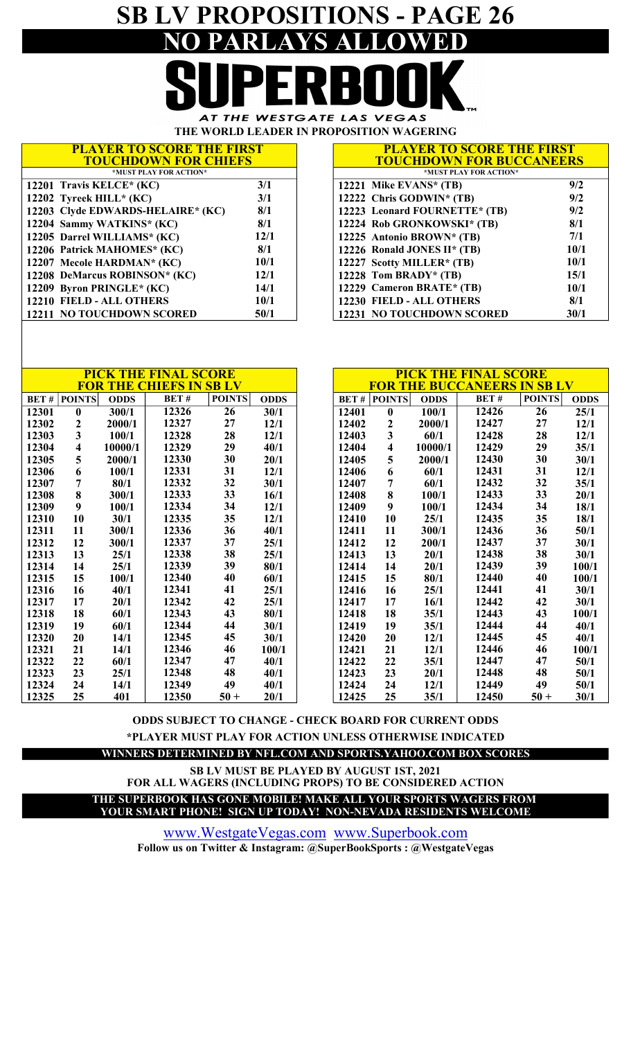# SB LV PROPOSITIONS - PAGE 26

## NO PARLAYS ALLOWED

# SUPERBOOK

*AT THE WESTGATE LAS VEGAS*

**THE WORLD LEADER IN PROPOSITION WAGERING**

### PLAYER TO SCORE THE FIRST TOUCHDOWN FOR CHIEFS

*MUST PLAY FOR ACTION*

| | |
|---|---|
| 12201 Travis KELCE* (KC) | 3/1 |
| 12202 Tyreek HILL* (KC) | 3/1 |
| 12203 Clyde EDWARDS-HELAIRE* (KC) | 8/1 |
| 12204 Sammy WATKINS* (KC) | 8/1 |
| 12205 Darrel WILLIAMS* (KC) | 12/1 |
| 12206 Patrick MAHOMES* (KC) | 8/1 |
| 12207 Mecole HARDMAN* (KC) | 10/1 |
| 12208 DeMarcus ROBINSON* (KC) | 12/1 |
| 12209 Byron PRINGLE* (KC) | 14/1 |
| 12210 FIELD - ALL OTHERS | 10/1 |
| 12211 NO TOUCHDOWN SCORED | 50/1 |

### PLAYER TO SCORE THE FIRST TOUCHDOWN FOR BUCCANEERS

*MUST PLAY FOR ACTION*

| | |
|---|---|
| 12221 Mike EVANS* (TB) | 9/2 |
| 12222 Chris GODWIN* (TB) | 9/2 |
| 12223 Leonard FOURNETTE* (TB) | 9/2 |
| 12224 Rob GRONKOWSKI* (TB) | 8/1 |
| 12225 Antonio BROWN* (TB) | 7/1 |
| 12226 Ronald JONES II* (TB) | 10/1 |
| 12227 Scotty MILLER* (TB) | 10/1 |
| 12228 Tom BRADY* (TB) | 15/1 |
| 12229 Cameron BRATE* (TB) | 10/1 |
| 12230 FIELD - ALL OTHERS | 8/1 |
| 12231 NO TOUCHDOWN SCORED | 30/1 |

### PICK THE FINAL SCORE FOR THE CHIEFS IN SB LV

| BET # | POINTS | ODDS | BET # | POINTS | ODDS |
|---|---|---|---|---|---|
| 12301 | 0 | 300/1 | 12326 | 26 | 30/1 |
| 12302 | 2 | 2000/1 | 12327 | 27 | 12/1 |
| 12303 | 3 | 100/1 | 12328 | 28 | 12/1 |
| 12304 | 4 | 10000/1 | 12329 | 29 | 40/1 |
| 12305 | 5 | 2000/1 | 12330 | 30 | 20/1 |
| 12306 | 6 | 100/1 | 12331 | 31 | 12/1 |
| 12307 | 7 | 80/1 | 12332 | 32 | 30/1 |
| 12308 | 8 | 300/1 | 12333 | 33 | 16/1 |
| 12309 | 9 | 100/1 | 12334 | 34 | 12/1 |
| 12310 | 10 | 30/1 | 12335 | 35 | 12/1 |
| 12311 | 11 | 300/1 | 12336 | 36 | 40/1 |
| 12312 | 12 | 300/1 | 12337 | 37 | 25/1 |
| 12313 | 13 | 25/1 | 12338 | 38 | 25/1 |
| 12314 | 14 | 25/1 | 12339 | 39 | 80/1 |
| 12315 | 15 | 100/1 | 12340 | 40 | 60/1 |
| 12316 | 16 | 40/1 | 12341 | 41 | 25/1 |
| 12317 | 17 | 20/1 | 12342 | 42 | 25/1 |
| 12318 | 18 | 60/1 | 12343 | 43 | 80/1 |
| 12319 | 19 | 60/1 | 12344 | 44 | 30/1 |
| 12320 | 20 | 14/1 | 12345 | 45 | 30/1 |
| 12321 | 21 | 14/1 | 12346 | 46 | 100/1 |
| 12322 | 22 | 60/1 | 12347 | 47 | 40/1 |
| 12323 | 23 | 25/1 | 12348 | 48 | 40/1 |
| 12324 | 24 | 14/1 | 12349 | 49 | 40/1 |
| 12325 | 25 | 401 | 12350 | 50 + | 20/1 |

### PICK THE FINAL SCORE FOR THE BUCCANEERS IN SB LV

| BET # | POINTS | ODDS | BET # | POINTS | ODDS |
|---|---|---|---|---|---|
| 12401 | 0 | 100/1 | 12426 | 26 | 25/1 |
| 12402 | 2 | 2000/1 | 12427 | 27 | 12/1 |
| 12403 | 3 | 60/1 | 12428 | 28 | 12/1 |
| 12404 | 4 | 10000/1 | 12429 | 29 | 35/1 |
| 12405 | 5 | 2000/1 | 12430 | 30 | 30/1 |
| 12406 | 6 | 60/1 | 12431 | 31 | 12/1 |
| 12407 | 7 | 60/1 | 12432 | 32 | 35/1 |
| 12408 | 8 | 100/1 | 12433 | 33 | 20/1 |
| 12409 | 9 | 100/1 | 12434 | 34 | 18/1 |
| 12410 | 10 | 25/1 | 12435 | 35 | 18/1 |
| 12411 | 11 | 300/1 | 12436 | 36 | 50/1 |
| 12412 | 12 | 200/1 | 12437 | 37 | 30/1 |
| 12413 | 13 | 20/1 | 12438 | 38 | 30/1 |
| 12414 | 14 | 20/1 | 12439 | 39 | 100/1 |
| 12415 | 15 | 80/1 | 12440 | 40 | 100/1 |
| 12416 | 16 | 25/1 | 12441 | 41 | 30/1 |
| 12417 | 17 | 16/1 | 12442 | 42 | 30/1 |
| 12418 | 18 | 35/1 | 12443 | 43 | 100/1 |
| 12419 | 19 | 35/1 | 12444 | 44 | 40/1 |
| 12420 | 20 | 12/1 | 12445 | 45 | 40/1 |
| 12421 | 21 | 12/1 | 12446 | 46 | 100/1 |
| 12422 | 22 | 35/1 | 12447 | 47 | 50/1 |
| 12423 | 23 | 20/1 | 12448 | 48 | 50/1 |
| 12424 | 24 | 12/1 | 12449 | 49 | 50/1 |
| 12425 | 25 | 35/1 | 12450 | 50 + | 30/1 |

**ODDS SUBJECT TO CHANGE - CHECK BOARD FOR CURRENT ODDS**

**\*PLAYER MUST PLAY FOR ACTION UNLESS OTHERWISE INDICATED**

**WINNERS DETERMINED BY NFL.COM AND SPORTS.YAHOO.COM BOX SCORES**

**SB LV MUST BE PLAYED BY AUGUST 1ST, 2021**
**FOR ALL WAGERS (INCLUDING PROPS) TO BE CONSIDERED ACTION**

**THE SUPERBOOK HAS GONE MOBILE! MAKE ALL YOUR SPORTS WAGERS FROM YOUR SMART PHONE! SIGN UP TODAY! NON-NEVADA RESIDENTS WELCOME**

www.WestgateVegas.com www.Superbook.com

**Follow us on Twitter & Instagram: @SuperBookSports : @WestgateVegas**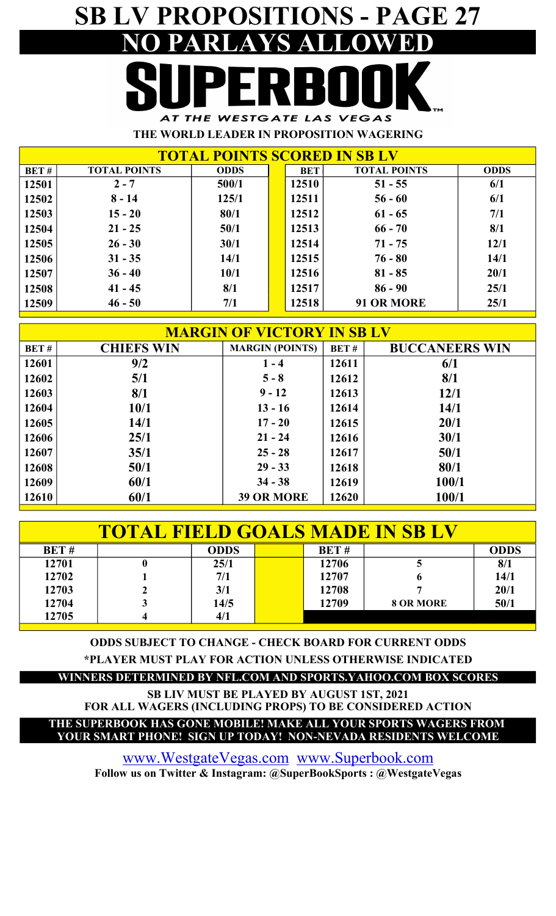# SB LV PROPOSITIONS - PAGE 27

## NO PARLAYS ALLOWED

# SUPERBOOK

*AT THE WESTGATE LAS VEGAS*

**THE WORLD LEADER IN PROPOSITION WAGERING**

## TOTAL POINTS SCORED IN SB LV

| BET # | TOTAL POINTS | ODDS | BET | TOTAL POINTS | ODDS |
|---|---|---|---|---|---|
| 12501 | 2 - 7 | 500/1 | 12510 | 51 - 55 | 6/1 |
| 12502 | 8 - 14 | 125/1 | 12511 | 56 - 60 | 6/1 |
| 12503 | 15 - 20 | 80/1 | 12512 | 61 - 65 | 7/1 |
| 12504 | 21 - 25 | 50/1 | 12513 | 66 - 70 | 8/1 |
| 12505 | 26 - 30 | 30/1 | 12514 | 71 - 75 | 12/1 |
| 12506 | 31 - 35 | 14/1 | 12515 | 76 - 80 | 14/1 |
| 12507 | 36 - 40 | 10/1 | 12516 | 81 - 85 | 20/1 |
| 12508 | 41 - 45 | 8/1 | 12517 | 86 - 90 | 25/1 |
| 12509 | 46 - 50 | 7/1 | 12518 | 91 OR MORE | 25/1 |

## MARGIN OF VICTORY IN SB LV

| BET # | CHIEFS WIN | MARGIN (POINTS) | BET # | BUCCANEERS WIN |
|---|---|---|---|---|
| 12601 | 9/2 | 1 - 4 | 12611 | 6/1 |
| 12602 | 5/1 | 5 - 8 | 12612 | 8/1 |
| 12603 | 8/1 | 9 - 12 | 12613 | 12/1 |
| 12604 | 10/1 | 13 - 16 | 12614 | 14/1 |
| 12605 | 14/1 | 17 - 20 | 12615 | 20/1 |
| 12606 | 25/1 | 21 - 24 | 12616 | 30/1 |
| 12607 | 35/1 | 25 - 28 | 12617 | 50/1 |
| 12608 | 50/1 | 29 - 33 | 12618 | 80/1 |
| 12609 | 60/1 | 34 - 38 | 12619 | 100/1 |
| 12610 | 60/1 | 39 OR MORE | 12620 | 100/1 |

## TOTAL FIELD GOALS MADE IN SB LV

| BET # | | ODDS | BET # | | ODDS |
|---|---|---|---|---|---|
| 12701 | 0 | 25/1 | 12706 | 5 | 8/1 |
| 12702 | 1 | 7/1 | 12707 | 6 | 14/1 |
| 12703 | 2 | 3/1 | 12708 | 7 | 20/1 |
| 12704 | 3 | 14/5 | 12709 | 8 OR MORE | 50/1 |
| 12705 | 4 | 4/1 | | | |

**ODDS SUBJECT TO CHANGE - CHECK BOARD FOR CURRENT ODDS**

**\*PLAYER MUST PLAY FOR ACTION UNLESS OTHERWISE INDICATED**

**WINNERS DETERMINED BY NFL.COM AND SPORTS.YAHOO.COM BOX SCORES**

**SB LIV MUST BE PLAYED BY AUGUST 1ST, 2021**
**FOR ALL WAGERS (INCLUDING PROPS) TO BE CONSIDERED ACTION**

**THE SUPERBOOK HAS GONE MOBILE! MAKE ALL YOUR SPORTS WAGERS FROM YOUR SMART PHONE! SIGN UP TODAY! NON-NEVADA RESIDENTS WELCOME**

www.WestgateVegas.com www.Superbook.com

**Follow us on Twitter & Instagram: @SuperBookSports : @WestgateVegas**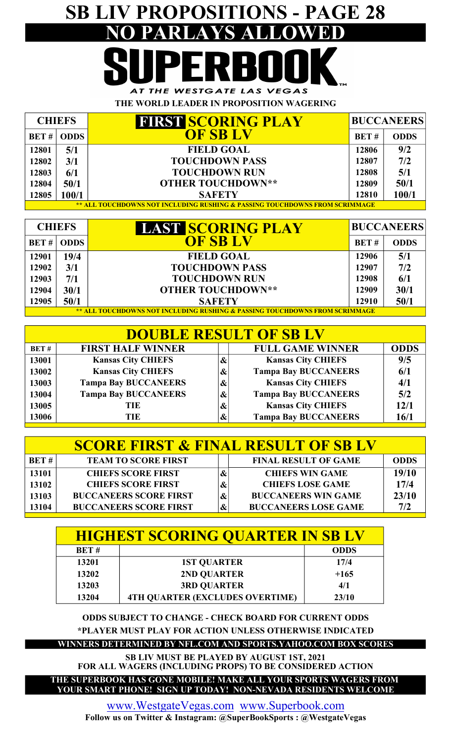# SB LIV PROPOSITIONS - PAGE 28

## NO PARLAYS ALLOWED

**SUPERBOOK**

*AT THE WESTGATE LAS VEGAS*

**THE WORLD LEADER IN PROPOSITION WAGERING**

| CHIEFS | | FIRST SCORING PLAY OF SB LV | BUCCANEERS | |
|---|---|---|---|---|
| BET # | ODDS | | BET # | ODDS |
| 12801 | 5/1 | FIELD GOAL | 12806 | 9/2 |
| 12802 | 3/1 | TOUCHDOWN PASS | 12807 | 7/2 |
| 12803 | 6/1 | TOUCHDOWN RUN | 12808 | 5/1 |
| 12804 | 50/1 | OTHER TOUCHDOWN** | 12809 | 50/1 |
| 12805 | 100/1 | SAFETY | 12810 | 100/1 |

** ALL TOUCHDOWNS NOT INCLUDING RUSHING & PASSING TOUCHDOWNS FROM SCRIMMAGE

| CHIEFS | | LAST SCORING PLAY OF SB LV | BUCCANEERS | |
|---|---|---|---|---|
| BET # | ODDS | | BET # | ODDS |
| 12901 | 19/4 | FIELD GOAL | 12906 | 5/1 |
| 12902 | 3/1 | TOUCHDOWN PASS | 12907 | 7/2 |
| 12903 | 7/1 | TOUCHDOWN RUN | 12908 | 6/1 |
| 12904 | 30/1 | OTHER TOUCHDOWN** | 12909 | 30/1 |
| 12905 | 50/1 | SAFETY | 12910 | 50/1 |

** ALL TOUCHDOWNS NOT INCLUDING RUSHING & PASSING TOUCHDOWNS FROM SCRIMMAGE

## DOUBLE RESULT OF SB LV

| BET # | FIRST HALF WINNER | | FULL GAME WINNER | ODDS |
|---|---|---|---|---|
| 13001 | Kansas City CHIEFS | & | Kansas City CHIEFS | 9/5 |
| 13002 | Kansas City CHIEFS | & | Tampa Bay BUCCANEERS | 6/1 |
| 13003 | Tampa Bay BUCCANEERS | & | Kansas City CHIEFS | 4/1 |
| 13004 | Tampa Bay BUCCANEERS | & | Tampa Bay BUCCANEERS | 5/2 |
| 13005 | TIE | & | Kansas City CHIEFS | 12/1 |
| 13006 | TIE | & | Tampa Bay BUCCANEERS | 16/1 |

## SCORE FIRST & FINAL RESULT OF SB LV

| BET # | TEAM TO SCORE FIRST | | FINAL RESULT OF GAME | ODDS |
|---|---|---|---|---|
| 13101 | CHIEFS SCORE FIRST | & | CHIEFS WIN GAME | 19/10 |
| 13102 | CHIEFS SCORE FIRST | & | CHIEFS LOSE GAME | 17/4 |
| 13103 | BUCCANEERS SCORE FIRST | & | BUCCANEERS WIN GAME | 23/10 |
| 13104 | BUCCANEERS SCORE FIRST | & | BUCCANEERS LOSE GAME | 7/2 |

## HIGHEST SCORING QUARTER IN SB LV

| BET # | | ODDS |
|---|---|---|
| 13201 | 1ST QUARTER | 17/4 |
| 13202 | 2ND QUARTER | +165 |
| 13203 | 3RD QUARTER | 4/1 |
| 13204 | 4TH QUARTER (EXCLUDES OVERTIME) | 23/10 |

**ODDS SUBJECT TO CHANGE - CHECK BOARD FOR CURRENT ODDS**

**\*PLAYER MUST PLAY FOR ACTION UNLESS OTHERWISE INDICATED**

**WINNERS DETERMINED BY NFL.COM AND SPORTS.YAHOO.COM BOX SCORES**

**SB LIV MUST BE PLAYED BY AUGUST 1ST, 2021 FOR ALL WAGERS (INCLUDING PROPS) TO BE CONSIDERED ACTION**

**THE SUPERBOOK HAS GONE MOBILE! MAKE ALL YOUR SPORTS WAGERS FROM YOUR SMART PHONE! SIGN UP TODAY! NON-NEVADA RESIDENTS WELCOME**

www.WestgateVegas.com www.Superbook.com

**Follow us on Twitter & Instagram: @SuperBookSports : @WestgateVegas**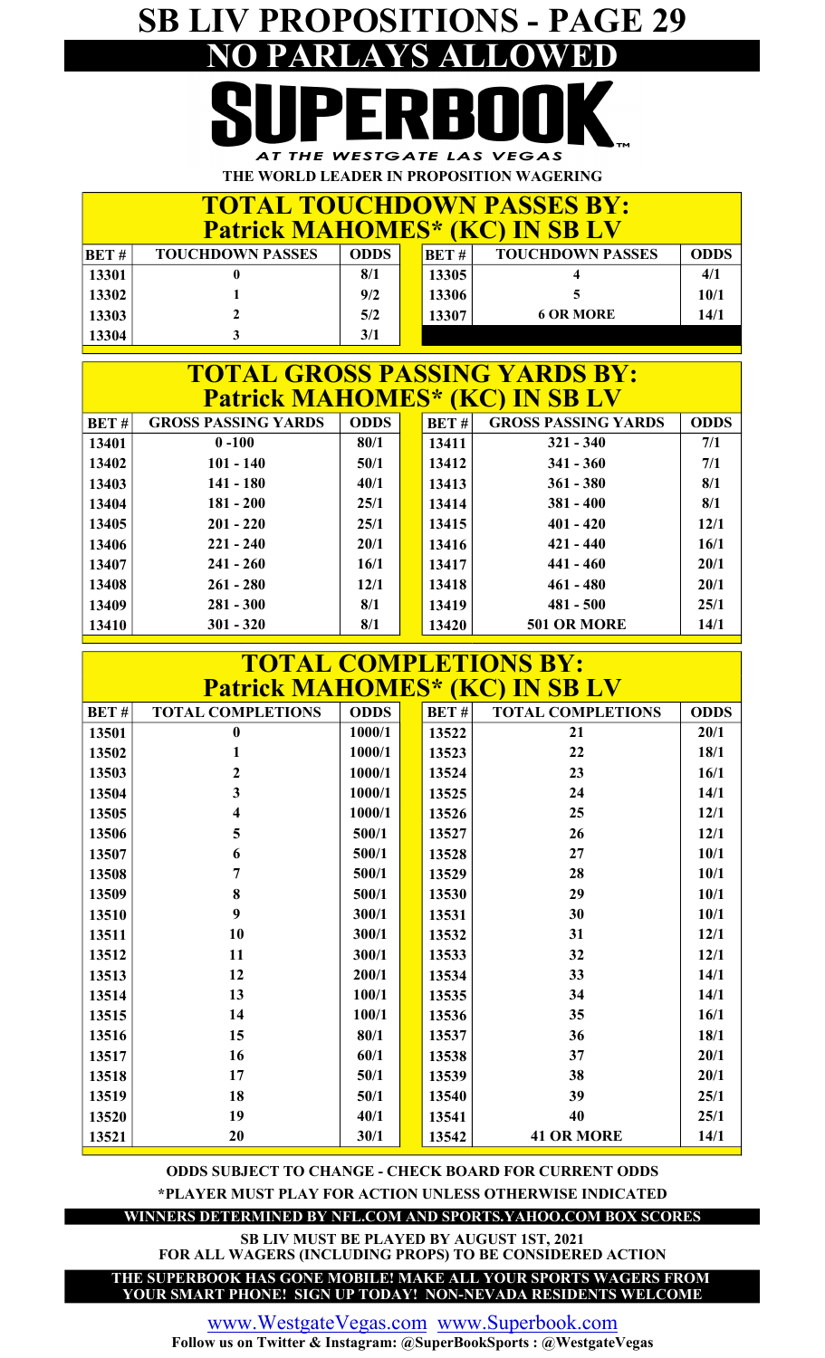# SB LIV PROPOSITIONS - PAGE 29

## NO PARLAYS ALLOWED

**SUPERBOOK**

AT THE WESTGATE LAS VEGAS

THE WORLD LEADER IN PROPOSITION WAGERING

### TOTAL TOUCHDOWN PASSES BY: Patrick MAHOMES* (KC) IN SB LV

| BET # | TOUCHDOWN PASSES | ODDS | BET # | TOUCHDOWN PASSES | ODDS |
|---|---|---|---|---|---|
| 13301 | 0 | 8/1 | 13305 | 4 | 4/1 |
| 13302 | 1 | 9/2 | 13306 | 5 | 10/1 |
| 13303 | 2 | 5/2 | 13307 | 6 OR MORE | 14/1 |
| 13304 | 3 | 3/1 | | | |

### TOTAL GROSS PASSING YARDS BY: Patrick MAHOMES* (KC) IN SB LV

| BET # | GROSS PASSING YARDS | ODDS | BET # | GROSS PASSING YARDS | ODDS |
|---|---|---|---|---|---|
| 13401 | 0 -100 | 80/1 | 13411 | 321 - 340 | 7/1 |
| 13402 | 101 - 140 | 50/1 | 13412 | 341 - 360 | 7/1 |
| 13403 | 141 - 180 | 40/1 | 13413 | 361 - 380 | 8/1 |
| 13404 | 181 - 200 | 25/1 | 13414 | 381 - 400 | 8/1 |
| 13405 | 201 - 220 | 25/1 | 13415 | 401 - 420 | 12/1 |
| 13406 | 221 - 240 | 20/1 | 13416 | 421 - 440 | 16/1 |
| 13407 | 241 - 260 | 16/1 | 13417 | 441 - 460 | 20/1 |
| 13408 | 261 - 280 | 12/1 | 13418 | 461 - 480 | 20/1 |
| 13409 | 281 - 300 | 8/1 | 13419 | 481 - 500 | 25/1 |
| 13410 | 301 - 320 | 8/1 | 13420 | 501 OR MORE | 14/1 |

### TOTAL COMPLETIONS BY: Patrick MAHOMES* (KC) IN SB LV

| BET # | TOTAL COMPLETIONS | ODDS | BET # | TOTAL COMPLETIONS | ODDS |
|---|---|---|---|---|---|
| 13501 | 0 | 1000/1 | 13522 | 21 | 20/1 |
| 13502 | 1 | 1000/1 | 13523 | 22 | 18/1 |
| 13503 | 2 | 1000/1 | 13524 | 23 | 16/1 |
| 13504 | 3 | 1000/1 | 13525 | 24 | 14/1 |
| 13505 | 4 | 1000/1 | 13526 | 25 | 12/1 |
| 13506 | 5 | 500/1 | 13527 | 26 | 12/1 |
| 13507 | 6 | 500/1 | 13528 | 27 | 10/1 |
| 13508 | 7 | 500/1 | 13529 | 28 | 10/1 |
| 13509 | 8 | 500/1 | 13530 | 29 | 10/1 |
| 13510 | 9 | 300/1 | 13531 | 30 | 10/1 |
| 13511 | 10 | 300/1 | 13532 | 31 | 12/1 |
| 13512 | 11 | 300/1 | 13533 | 32 | 12/1 |
| 13513 | 12 | 200/1 | 13534 | 33 | 14/1 |
| 13514 | 13 | 100/1 | 13535 | 34 | 14/1 |
| 13515 | 14 | 100/1 | 13536 | 35 | 16/1 |
| 13516 | 15 | 80/1 | 13537 | 36 | 18/1 |
| 13517 | 16 | 60/1 | 13538 | 37 | 20/1 |
| 13518 | 17 | 50/1 | 13539 | 38 | 20/1 |
| 13519 | 18 | 50/1 | 13540 | 39 | 25/1 |
| 13520 | 19 | 40/1 | 13541 | 40 | 25/1 |
| 13521 | 20 | 30/1 | 13542 | 41 OR MORE | 14/1 |

**ODDS SUBJECT TO CHANGE - CHECK BOARD FOR CURRENT ODDS**

***PLAYER MUST PLAY FOR ACTION UNLESS OTHERWISE INDICATED**

**WINNERS DETERMINED BY NFL.COM AND SPORTS.YAHOO.COM BOX SCORES**

**SB LIV MUST BE PLAYED BY AUGUST 1ST, 2021 FOR ALL WAGERS (INCLUDING PROPS) TO BE CONSIDERED ACTION**

**THE SUPERBOOK HAS GONE MOBILE! MAKE ALL YOUR SPORTS WAGERS FROM YOUR SMART PHONE! SIGN UP TODAY! NON-NEVADA RESIDENTS WELCOME**

www.WestgateVegas.com www.Superbook.com

**Follow us on Twitter & Instagram: @SuperBookSports : @WestgateVegas**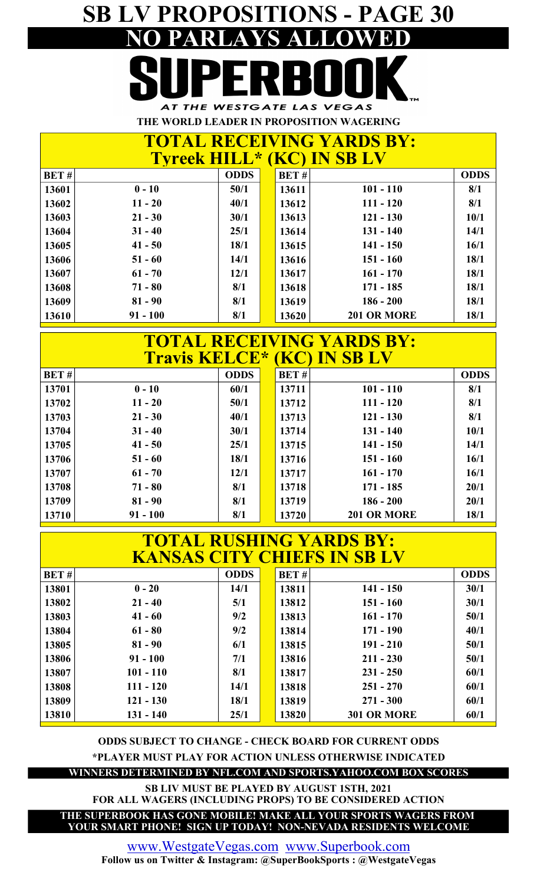# SB LV PROPOSITIONS - PAGE 30

## NO PARLAYS ALLOWED

**SUPERBOOK**

AT THE WESTGATE LAS VEGAS

**THE WORLD LEADER IN PROPOSITION WAGERING**

## TOTAL RECEIVING YARDS BY: Tyreek HILL* (KC) IN SB LV

| BET # | | ODDS | BET # | | ODDS |
|---|---|---|---|---|---|
| 13601 | 0 - 10 | 50/1 | 13611 | 101 - 110 | 8/1 |
| 13602 | 11 - 20 | 40/1 | 13612 | 111 - 120 | 8/1 |
| 13603 | 21 - 30 | 30/1 | 13613 | 121 - 130 | 10/1 |
| 13604 | 31 - 40 | 25/1 | 13614 | 131 - 140 | 14/1 |
| 13605 | 41 - 50 | 18/1 | 13615 | 141 - 150 | 16/1 |
| 13606 | 51 - 60 | 14/1 | 13616 | 151 - 160 | 18/1 |
| 13607 | 61 - 70 | 12/1 | 13617 | 161 - 170 | 18/1 |
| 13608 | 71 - 80 | 8/1 | 13618 | 171 - 185 | 18/1 |
| 13609 | 81 - 90 | 8/1 | 13619 | 186 - 200 | 18/1 |
| 13610 | 91 - 100 | 8/1 | 13620 | 201 OR MORE | 18/1 |

## TOTAL RECEIVING YARDS BY: Travis KELCE* (KC) IN SB LV

| BET # | | ODDS | BET # | | ODDS |
|---|---|---|---|---|---|
| 13701 | 0 - 10 | 60/1 | 13711 | 101 - 110 | 8/1 |
| 13702 | 11 - 20 | 50/1 | 13712 | 111 - 120 | 8/1 |
| 13703 | 21 - 30 | 40/1 | 13713 | 121 - 130 | 8/1 |
| 13704 | 31 - 40 | 30/1 | 13714 | 131 - 140 | 10/1 |
| 13705 | 41 - 50 | 25/1 | 13715 | 141 - 150 | 14/1 |
| 13706 | 51 - 60 | 18/1 | 13716 | 151 - 160 | 16/1 |
| 13707 | 61 - 70 | 12/1 | 13717 | 161 - 170 | 16/1 |
| 13708 | 71 - 80 | 8/1 | 13718 | 171 - 185 | 20/1 |
| 13709 | 81 - 90 | 8/1 | 13719 | 186 - 200 | 20/1 |
| 13710 | 91 - 100 | 8/1 | 13720 | 201 OR MORE | 18/1 |

## TOTAL RUSHING YARDS BY: KANSAS CITY CHIEFS IN SB LV

| BET # | | ODDS | BET # | | ODDS |
|---|---|---|---|---|---|
| 13801 | 0 - 20 | 14/1 | 13811 | 141 - 150 | 30/1 |
| 13802 | 21 - 40 | 5/1 | 13812 | 151 - 160 | 30/1 |
| 13803 | 41 - 60 | 9/2 | 13813 | 161 - 170 | 50/1 |
| 13804 | 61 - 80 | 9/2 | 13814 | 171 - 190 | 40/1 |
| 13805 | 81 - 90 | 6/1 | 13815 | 191 - 210 | 50/1 |
| 13806 | 91 - 100 | 7/1 | 13816 | 211 - 230 | 50/1 |
| 13807 | 101 - 110 | 8/1 | 13817 | 231 - 250 | 60/1 |
| 13808 | 111 - 120 | 14/1 | 13818 | 251 - 270 | 60/1 |
| 13809 | 121 - 130 | 18/1 | 13819 | 271 - 300 | 60/1 |
| 13810 | 131 - 140 | 25/1 | 13820 | 301 OR MORE | 60/1 |

**ODDS SUBJECT TO CHANGE - CHECK BOARD FOR CURRENT ODDS**

***PLAYER MUST PLAY FOR ACTION UNLESS OTHERWISE INDICATED**

**WINNERS DETERMINED BY NFL.COM AND SPORTS.YAHOO.COM BOX SCORES**

**SB LIV MUST BE PLAYED BY AUGUST 1STH, 2021 FOR ALL WAGERS (INCLUDING PROPS) TO BE CONSIDERED ACTION**

**THE SUPERBOOK HAS GONE MOBILE! MAKE ALL YOUR SPORTS WAGERS FROM YOUR SMART PHONE! SIGN UP TODAY! NON-NEVADA RESIDENTS WELCOME**

www.WestgateVegas.com www.Superbook.com

**Follow us on Twitter & Instagram: @SuperBookSports : @WestgateVegas**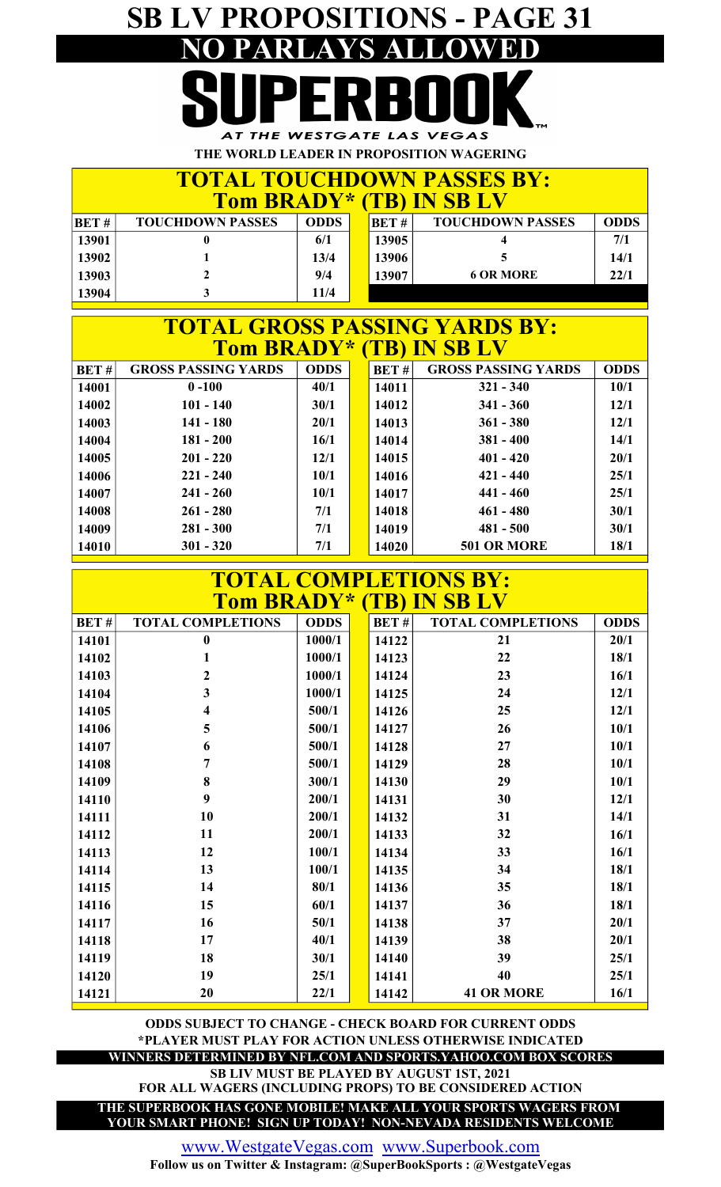# SB LV PROPOSITIONS - PAGE 31

## NO PARLAYS ALLOWED

# SUPERBOOK

AT THE WESTGATE LAS VEGAS

THE WORLD LEADER IN PROPOSITION WAGERING

## TOTAL TOUCHDOWN PASSES BY: Tom BRADY* (TB) IN SB LV

| BET # | TOUCHDOWN PASSES | ODDS | BET # | TOUCHDOWN PASSES | ODDS |
|---|---|---|---|---|---|
| 13901 | 0 | 6/1 | 13905 | 4 | 7/1 |
| 13902 | 1 | 13/4 | 13906 | 5 | 14/1 |
| 13903 | 2 | 9/4 | 13907 | 6 OR MORE | 22/1 |
| 13904 | 3 | 11/4 | | | |

## TOTAL GROSS PASSING YARDS BY: Tom BRADY* (TB) IN SB LV

| BET # | GROSS PASSING YARDS | ODDS | BET # | GROSS PASSING YARDS | ODDS |
|---|---|---|---|---|---|
| 14001 | 0 -100 | 40/1 | 14011 | 321 - 340 | 10/1 |
| 14002 | 101 - 140 | 30/1 | 14012 | 341 - 360 | 12/1 |
| 14003 | 141 - 180 | 20/1 | 14013 | 361 - 380 | 12/1 |
| 14004 | 181 - 200 | 16/1 | 14014 | 381 - 400 | 14/1 |
| 14005 | 201 - 220 | 12/1 | 14015 | 401 - 420 | 20/1 |
| 14006 | 221 - 240 | 10/1 | 14016 | 421 - 440 | 25/1 |
| 14007 | 241 - 260 | 10/1 | 14017 | 441 - 460 | 25/1 |
| 14008 | 261 - 280 | 7/1 | 14018 | 461 - 480 | 30/1 |
| 14009 | 281 - 300 | 7/1 | 14019 | 481 - 500 | 30/1 |
| 14010 | 301 - 320 | 7/1 | 14020 | 501 OR MORE | 18/1 |

## TOTAL COMPLETIONS BY: Tom BRADY* (TB) IN SB LV

| BET # | TOTAL COMPLETIONS | ODDS | BET # | TOTAL COMPLETIONS | ODDS |
|---|---|---|---|---|---|
| 14101 | 0 | 1000/1 | 14122 | 21 | 20/1 |
| 14102 | 1 | 1000/1 | 14123 | 22 | 18/1 |
| 14103 | 2 | 1000/1 | 14124 | 23 | 16/1 |
| 14104 | 3 | 1000/1 | 14125 | 24 | 12/1 |
| 14105 | 4 | 500/1 | 14126 | 25 | 12/1 |
| 14106 | 5 | 500/1 | 14127 | 26 | 10/1 |
| 14107 | 6 | 500/1 | 14128 | 27 | 10/1 |
| 14108 | 7 | 500/1 | 14129 | 28 | 10/1 |
| 14109 | 8 | 300/1 | 14130 | 29 | 10/1 |
| 14110 | 9 | 200/1 | 14131 | 30 | 12/1 |
| 14111 | 10 | 200/1 | 14132 | 31 | 14/1 |
| 14112 | 11 | 200/1 | 14133 | 32 | 16/1 |
| 14113 | 12 | 100/1 | 14134 | 33 | 16/1 |
| 14114 | 13 | 100/1 | 14135 | 34 | 18/1 |
| 14115 | 14 | 80/1 | 14136 | 35 | 18/1 |
| 14116 | 15 | 60/1 | 14137 | 36 | 18/1 |
| 14117 | 16 | 50/1 | 14138 | 37 | 20/1 |
| 14118 | 17 | 40/1 | 14139 | 38 | 20/1 |
| 14119 | 18 | 30/1 | 14140 | 39 | 25/1 |
| 14120 | 19 | 25/1 | 14141 | 40 | 25/1 |
| 14121 | 20 | 22/1 | 14142 | 41 OR MORE | 16/1 |

**ODDS SUBJECT TO CHANGE - CHECK BOARD FOR CURRENT ODDS**

***PLAYER MUST PLAY FOR ACTION UNLESS OTHERWISE INDICATED**

**WINNERS DETERMINED BY NFL.COM AND SPORTS.YAHOO.COM BOX SCORES**

**SB LIV MUST BE PLAYED BY AUGUST 1ST, 2021**

**FOR ALL WAGERS (INCLUDING PROPS) TO BE CONSIDERED ACTION**

**THE SUPERBOOK HAS GONE MOBILE! MAKE ALL YOUR SPORTS WAGERS FROM YOUR SMART PHONE! SIGN UP TODAY! NON-NEVADA RESIDENTS WELCOME**

www.WestgateVegas.com www.Superbook.com

**Follow us on Twitter & Instagram: @SuperBookSports : @WestgateVegas**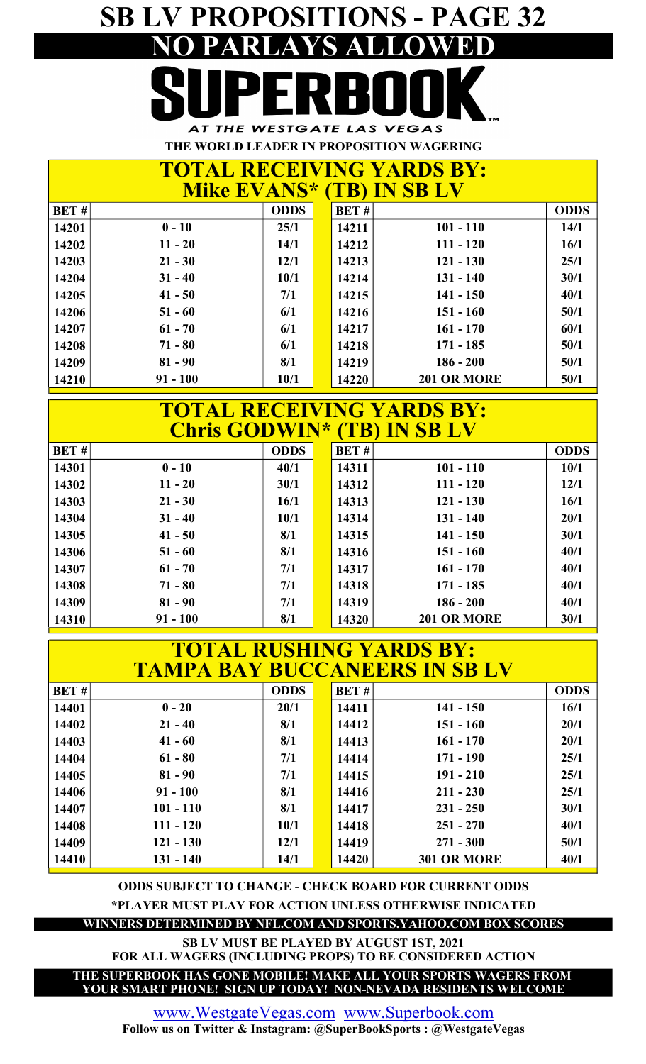# SB LV PROPOSITIONS - PAGE 32

## NO PARLAYS ALLOWED

# SUPERBOOK

AT THE WESTGATE LAS VEGAS

**THE WORLD LEADER IN PROPOSITION WAGERING**

## TOTAL RECEIVING YARDS BY: Mike EVANS* (TB) IN SB LV

| BET # | | ODDS | BET # | | ODDS |
|---|---|---|---|---|---|
| 14201 | 0 - 10 | 25/1 | 14211 | 101 - 110 | 14/1 |
| 14202 | 11 - 20 | 14/1 | 14212 | 111 - 120 | 16/1 |
| 14203 | 21 - 30 | 12/1 | 14213 | 121 - 130 | 25/1 |
| 14204 | 31 - 40 | 10/1 | 14214 | 131 - 140 | 30/1 |
| 14205 | 41 - 50 | 7/1 | 14215 | 141 - 150 | 40/1 |
| 14206 | 51 - 60 | 6/1 | 14216 | 151 - 160 | 50/1 |
| 14207 | 61 - 70 | 6/1 | 14217 | 161 - 170 | 60/1 |
| 14208 | 71 - 80 | 6/1 | 14218 | 171 - 185 | 50/1 |
| 14209 | 81 - 90 | 8/1 | 14219 | 186 - 200 | 50/1 |
| 14210 | 91 - 100 | 10/1 | 14220 | 201 OR MORE | 50/1 |

## TOTAL RECEIVING YARDS BY: Chris GODWIN* (TB) IN SB LV

| BET # | | ODDS | BET # | | ODDS |
|---|---|---|---|---|---|
| 14301 | 0 - 10 | 40/1 | 14311 | 101 - 110 | 10/1 |
| 14302 | 11 - 20 | 30/1 | 14312 | 111 - 120 | 12/1 |
| 14303 | 21 - 30 | 16/1 | 14313 | 121 - 130 | 16/1 |
| 14304 | 31 - 40 | 10/1 | 14314 | 131 - 140 | 20/1 |
| 14305 | 41 - 50 | 8/1 | 14315 | 141 - 150 | 30/1 |
| 14306 | 51 - 60 | 8/1 | 14316 | 151 - 160 | 40/1 |
| 14307 | 61 - 70 | 7/1 | 14317 | 161 - 170 | 40/1 |
| 14308 | 71 - 80 | 7/1 | 14318 | 171 - 185 | 40/1 |
| 14309 | 81 - 90 | 7/1 | 14319 | 186 - 200 | 40/1 |
| 14310 | 91 - 100 | 8/1 | 14320 | 201 OR MORE | 30/1 |

## TOTAL RUSHING YARDS BY: TAMPA BAY BUCCANEERS IN SB LV

| BET # | | ODDS | BET # | | ODDS |
|---|---|---|---|---|---|
| 14401 | 0 - 20 | 20/1 | 14411 | 141 - 150 | 16/1 |
| 14402 | 21 - 40 | 8/1 | 14412 | 151 - 160 | 20/1 |
| 14403 | 41 - 60 | 8/1 | 14413 | 161 - 170 | 20/1 |
| 14404 | 61 - 80 | 7/1 | 14414 | 171 - 190 | 25/1 |
| 14405 | 81 - 90 | 7/1 | 14415 | 191 - 210 | 25/1 |
| 14406 | 91 - 100 | 8/1 | 14416 | 211 - 230 | 25/1 |
| 14407 | 101 - 110 | 8/1 | 14417 | 231 - 250 | 30/1 |
| 14408 | 111 - 120 | 10/1 | 14418 | 251 - 270 | 40/1 |
| 14409 | 121 - 130 | 12/1 | 14419 | 271 - 300 | 50/1 |
| 14410 | 131 - 140 | 14/1 | 14420 | 301 OR MORE | 40/1 |

**ODDS SUBJECT TO CHANGE - CHECK BOARD FOR CURRENT ODDS**

***PLAYER MUST PLAY FOR ACTION UNLESS OTHERWISE INDICATED**

**WINNERS DETERMINED BY NFL.COM AND SPORTS.YAHOO.COM BOX SCORES**

**SB LV MUST BE PLAYED BY AUGUST 1ST, 2021 FOR ALL WAGERS (INCLUDING PROPS) TO BE CONSIDERED ACTION**

**THE SUPERBOOK HAS GONE MOBILE! MAKE ALL YOUR SPORTS WAGERS FROM YOUR SMART PHONE! SIGN UP TODAY! NON-NEVADA RESIDENTS WELCOME**

www.WestgateVegas.com www.Superbook.com

**Follow us on Twitter & Instagram: @SuperBookSports : @WestgateVegas**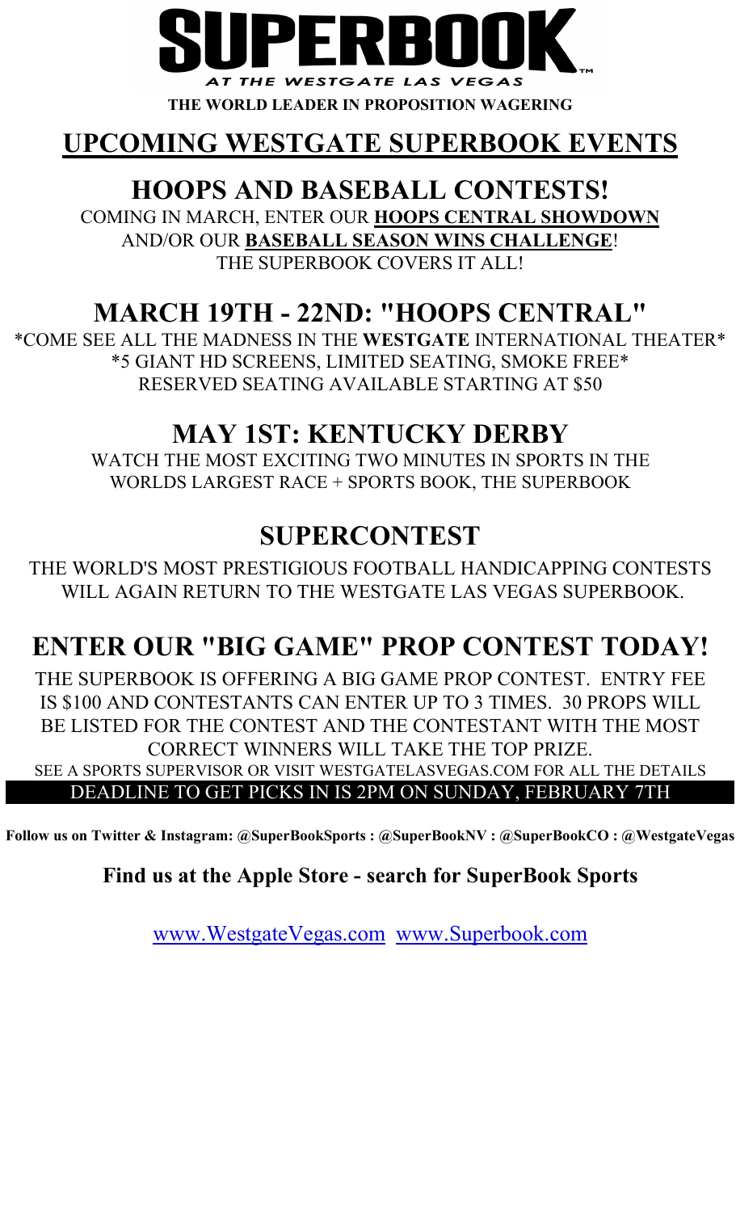# SUPERBOOK

*AT THE WESTGATE LAS VEGAS*

**THE WORLD LEADER IN PROPOSITION WAGERING**

## UPCOMING WESTGATE SUPERBOOK EVENTS

## HOOPS AND BASEBALL CONTESTS!

COMING IN MARCH, ENTER OUR **HOOPS CENTRAL SHOWDOWN** AND/OR OUR **BASEBALL SEASON WINS CHALLENGE**! THE SUPERBOOK COVERS IT ALL!

## MARCH 19TH - 22ND: "HOOPS CENTRAL"

*COME SEE ALL THE MADNESS IN THE **WESTGATE** INTERNATIONAL THEATER*
*5 GIANT HD SCREENS, LIMITED SEATING, SMOKE FREE*
RESERVED SEATING AVAILABLE STARTING AT $50

## MAY 1ST: KENTUCKY DERBY

WATCH THE MOST EXCITING TWO MINUTES IN SPORTS IN THE WORLDS LARGEST RACE + SPORTS BOOK, THE SUPERBOOK

## SUPERCONTEST

THE WORLD'S MOST PRESTIGIOUS FOOTBALL HANDICAPPING CONTESTS WILL AGAIN RETURN TO THE WESTGATE LAS VEGAS SUPERBOOK.

## ENTER OUR "BIG GAME" PROP CONTEST TODAY!

THE SUPERBOOK IS OFFERING A BIG GAME PROP CONTEST. ENTRY FEE IS $100 AND CONTESTANTS CAN ENTER UP TO 3 TIMES. 30 PROPS WILL BE LISTED FOR THE CONTEST AND THE CONTESTANT WITH THE MOST CORRECT WINNERS WILL TAKE THE TOP PRIZE.

SEE A SPORTS SUPERVISOR OR VISIT WESTGATELASVEGAS.COM FOR ALL THE DETAILS

DEADLINE TO GET PICKS IN IS 2PM ON SUNDAY, FEBRUARY 7TH

**Follow us on Twitter & Instagram: @SuperBookSports : @SuperBookNV : @SuperBookCO : @WestgateVegas**

### Find us at the Apple Store - search for SuperBook Sports

[www.WestgateVegas.com](http://www.WestgateVegas.com) [www.Superbook.com](http://www.Superbook.com)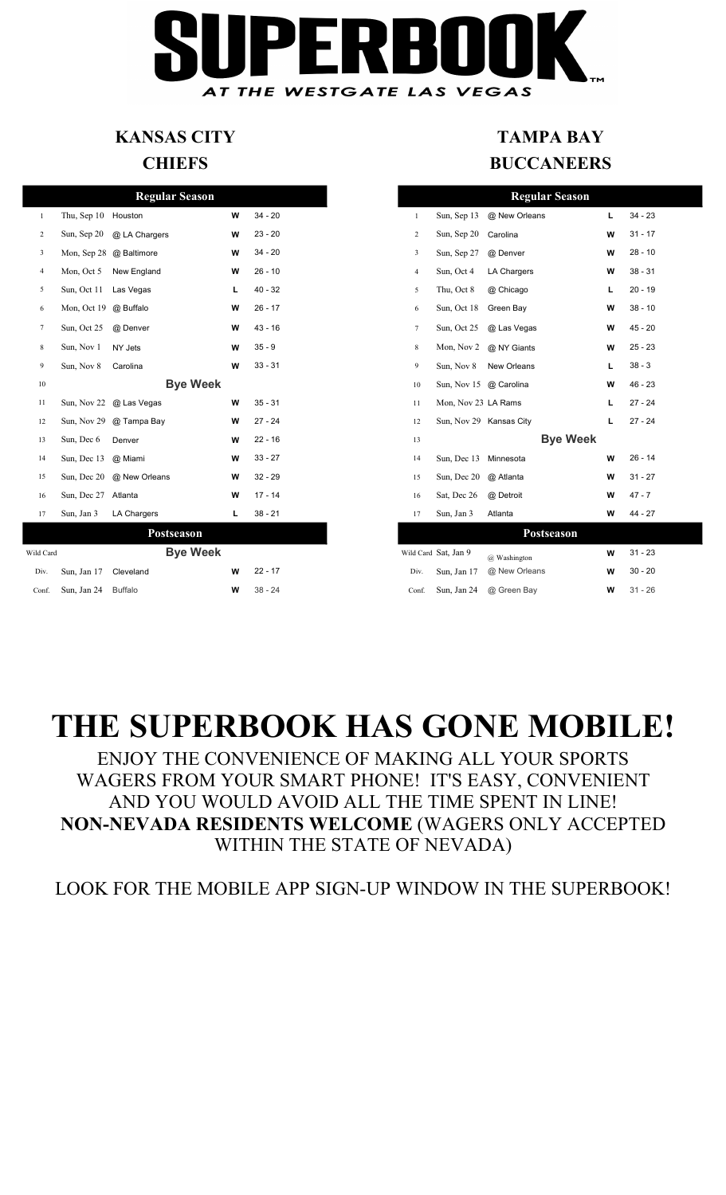# SUPERBOOK

***AT THE WESTGATE LAS VEGAS***

## KANSAS CITY CHIEFS

| | | Regular Season | | |
|---|---|---|---|---|
| 1 | Thu, Sep 10 | Houston | W | 34 - 20 |
| 2 | Sun, Sep 20 | @ LA Chargers | W | 23 - 20 |
| 3 | Mon, Sep 28 | @ Baltimore | W | 34 - 20 |
| 4 | Mon, Oct 5 | New England | W | 26 - 10 |
| 5 | Sun, Oct 11 | Las Vegas | L | 40 - 32 |
| 6 | Mon, Oct 19 | @ Buffalo | W | 26 - 17 |
| 7 | Sun, Oct 25 | @ Denver | W | 43 - 16 |
| 8 | Sun, Nov 1 | NY Jets | W | 35 - 9 |
| 9 | Sun, Nov 8 | Carolina | W | 33 - 31 |
| 10 | | Bye Week | | |
| 11 | Sun, Nov 22 | @ Las Vegas | W | 35 - 31 |
| 12 | Sun, Nov 29 | @ Tampa Bay | W | 27 - 24 |
| 13 | Sun, Dec 6 | Denver | W | 22 - 16 |
| 14 | Sun, Dec 13 | @ Miami | W | 33 - 27 |
| 15 | Sun, Dec 20 | @ New Orleans | W | 32 - 29 |
| 16 | Sun, Dec 27 | Atlanta | W | 17 - 14 |
| 17 | Sun, Jan 3 | LA Chargers | L | 38 - 21 |
| | | **Postseason** | | |
| Wild Card | | Bye Week | | |
| Div. | Sun, Jan 17 | Cleveland | W | 22 - 17 |
| Conf. | Sun, Jan 24 | Buffalo | W | 38 - 24 |

## TAMPA BAY BUCCANEERS

| | | Regular Season | | |
|---|---|---|---|---|
| 1 | Sun, Sep 13 | @ New Orleans | L | 34 - 23 |
| 2 | Sun, Sep 20 | Carolina | W | 31 - 17 |
| 3 | Sun, Sep 27 | @ Denver | W | 28 - 10 |
| 4 | Sun, Oct 4 | LA Chargers | W | 38 - 31 |
| 5 | Thu, Oct 8 | @ Chicago | L | 20 - 19 |
| 6 | Sun, Oct 18 | Green Bay | W | 38 - 10 |
| 7 | Sun, Oct 25 | @ Las Vegas | W | 45 - 20 |
| 8 | Mon, Nov 2 | @ NY Giants | W | 25 - 23 |
| 9 | Sun, Nov 8 | New Orleans | L | 38 - 3 |
| 10 | Sun, Nov 15 | @ Carolina | W | 46 - 23 |
| 11 | Mon, Nov 23 | LA Rams | L | 27 - 24 |
| 12 | Sun, Nov 29 | Kansas City | L | 27 - 24 |
| 13 | | Bye Week | | |
| 14 | Sun, Dec 13 | Minnesota | W | 26 - 14 |
| 15 | Sun, Dec 20 | @ Atlanta | W | 31 - 27 |
| 16 | Sat, Dec 26 | @ Detroit | W | 47 - 7 |
| 17 | Sun, Jan 3 | Atlanta | W | 44 - 27 |
| | | **Postseason** | | |
| Wild Card | Sat, Jan 9 | @ Washington | W | 31 - 23 |
| Div. | Sun, Jan 17 | @ New Orleans | W | 30 - 20 |
| Conf. | Sun, Jan 24 | @ Green Bay | W | 31 - 26 |

# THE SUPERBOOK HAS GONE MOBILE!

ENJOY THE CONVENIENCE OF MAKING ALL YOUR SPORTS WAGERS FROM YOUR SMART PHONE! IT'S EASY, CONVENIENT AND YOU WOULD AVOID ALL THE TIME SPENT IN LINE! **NON-NEVADA RESIDENTS WELCOME** (WAGERS ONLY ACCEPTED WITHIN THE STATE OF NEVADA)

LOOK FOR THE MOBILE APP SIGN-UP WINDOW IN THE SUPERBOOK!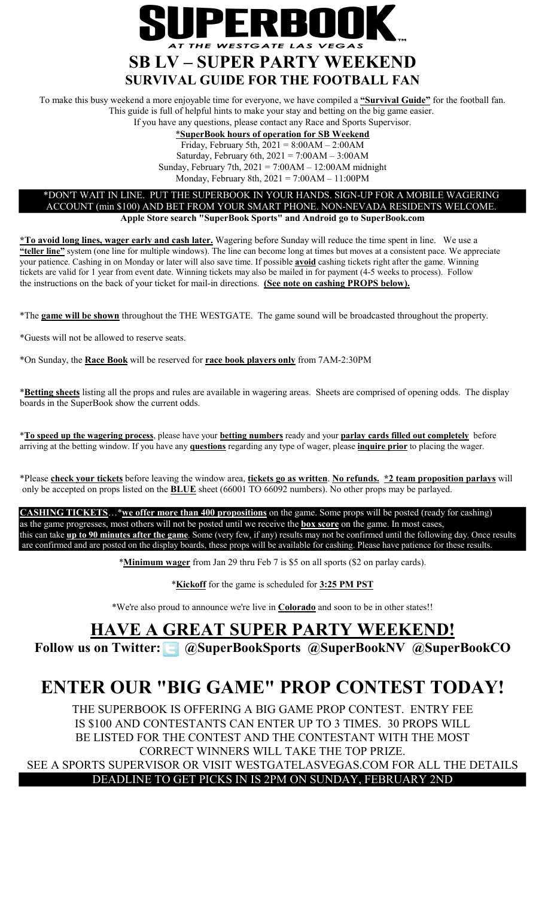# SUPERBOOK

AT THE WESTGATE LAS VEGAS™

## SB LV – SUPER PARTY WEEKEND

## SURVIVAL GUIDE FOR THE FOOTBALL FAN

To make this busy weekend a more enjoyable time for everyone, we have compiled a **"Survival Guide"** for the football fan. This guide is full of helpful hints to make your stay and betting on the big game easier. If you have any questions, please contact any Race and Sports Supervisor.

***SuperBook hours of operation for SB Weekend***

Friday, February 5th, 2021 = 8:00AM – 2:00AM

Saturday, February 6th, 2021 = 7:00AM – 3:00AM

Sunday, February 7th, 2021 = 7:00AM – 12:00AM midnight

Monday, February 8th, 2021 = 7:00AM – 11:00PM

*DON'T WAIT IN LINE. PUT THE SUPERBOOK IN YOUR HANDS. SIGN-UP FOR A MOBILE WAGERING ACCOUNT (min $100) AND BET FROM YOUR SMART PHONE. NON-NEVADA RESIDENTS WELCOME.

**Apple Store search "SuperBook Sports" and Android go to SuperBook.com**

***To avoid long lines, wager early and cash later.*** Wagering before Sunday will reduce the time spent in line. We use a **"teller line"** system (one line for multiple windows). The line can become long at times but moves at a consistent pace. We appreciate your patience. Cashing in on Monday or later will also save time. If possible **avoid** cashing tickets right after the game. Winning tickets are valid for 1 year from event date. Winning tickets may also be mailed in for payment (4-5 weeks to process). Follow the instructions on the back of your ticket for mail-in directions. **(See note on cashing PROPS below).**

*The **game will be shown** throughout the THE WESTGATE. The game sound will be broadcasted throughout the property.

*Guests will not be allowed to reserve seats.

*On Sunday, the **Race Book** will be reserved for **race book players only** from 7AM-2:30PM

***Betting sheets*** listing all the props and rules are available in wagering areas. Sheets are comprised of opening odds. The display boards in the SuperBook show the current odds.

***To speed up the wagering process***, please have your **betting numbers** ready and your **parlay cards filled out completely** before arriving at the betting window. If you have any **questions** regarding any type of wager, please **inquire prior** to placing the wager.

*Please **check your tickets** before leaving the window area, **tickets go as written**. **No refunds.** ***2 team proposition parlays** will only be accepted on props listed on the **BLUE** sheet (66001 TO 66092 numbers). No other props may be parlayed.

**CASHING TICKETS**…***we offer more than 400 propositions** on the game. Some props will be posted (ready for cashing) as the game progresses, most others will not be posted until we receive the **box score** on the game. In most cases, this can take **up to 90 minutes after the game**. Some (very few, if any) results may not be confirmed until the following day. Once results are confirmed and are posted on the display boards, these props will be available for cashing. Please have patience for these results.

***Minimum wager** from Jan 29 thru Feb 7 is $5 on all sports ($2 on parlay cards).

***Kickoff** for the game is scheduled for **3:25 PM PST**

*We're also proud to announce we're live in **Colorado** and soon to be in other states!!

## HAVE A GREAT SUPER PARTY WEEKEND!

**Follow us on Twitter: @SuperBookSports @SuperBookNV @SuperBookCO**

# ENTER OUR "BIG GAME" PROP CONTEST TODAY!

THE SUPERBOOK IS OFFERING A BIG GAME PROP CONTEST. ENTRY FEE IS $100 AND CONTESTANTS CAN ENTER UP TO 3 TIMES. 30 PROPS WILL BE LISTED FOR THE CONTEST AND THE CONTESTANT WITH THE MOST CORRECT WINNERS WILL TAKE THE TOP PRIZE.

SEE A SPORTS SUPERVISOR OR VISIT WESTGATELASVEGAS.COM FOR ALL THE DETAILS

DEADLINE TO GET PICKS IN IS 2PM ON SUNDAY, FEBRUARY 2ND